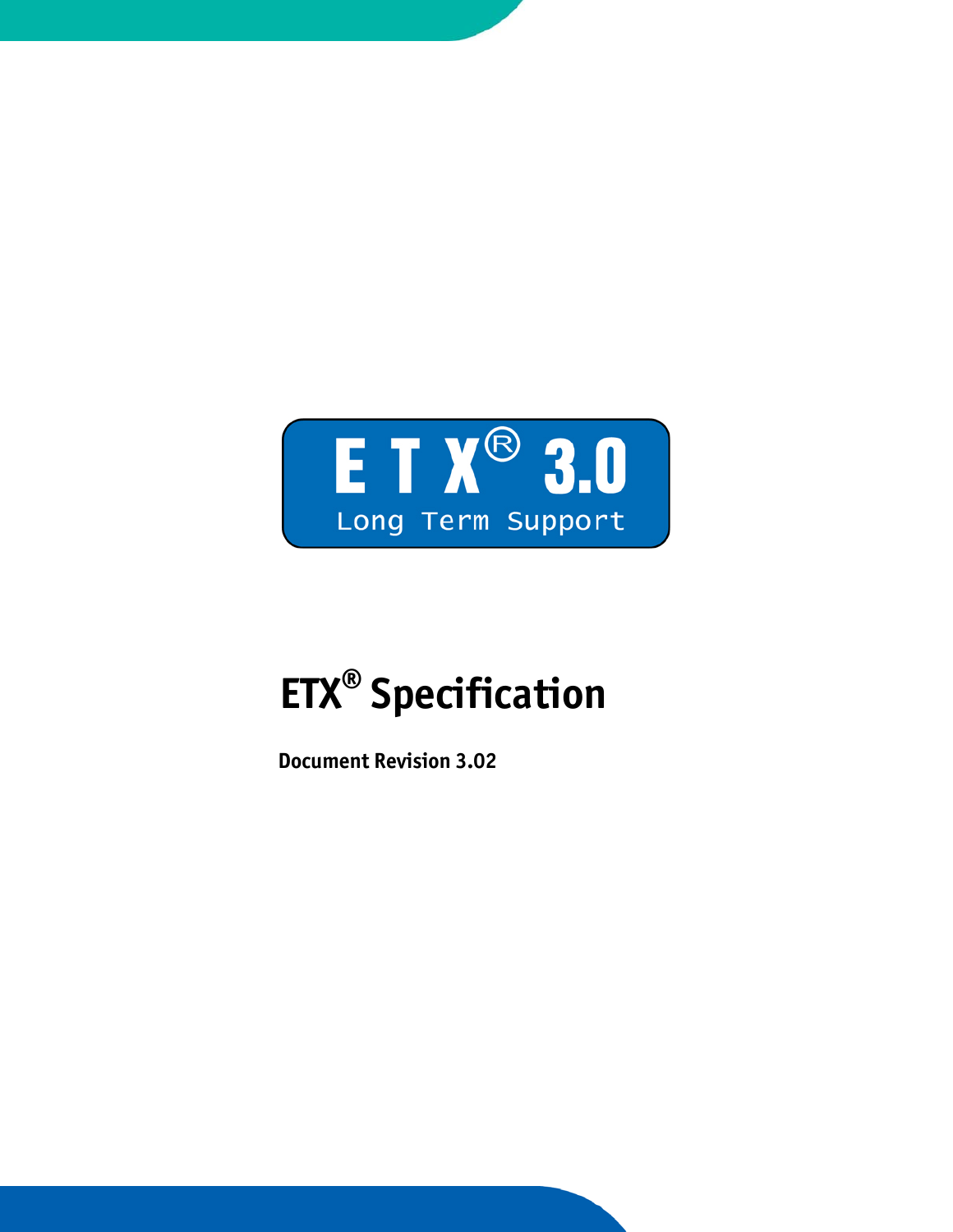ETX® 3.0

Long Term Support

# ETX® Specification

**Document Revision 3.02**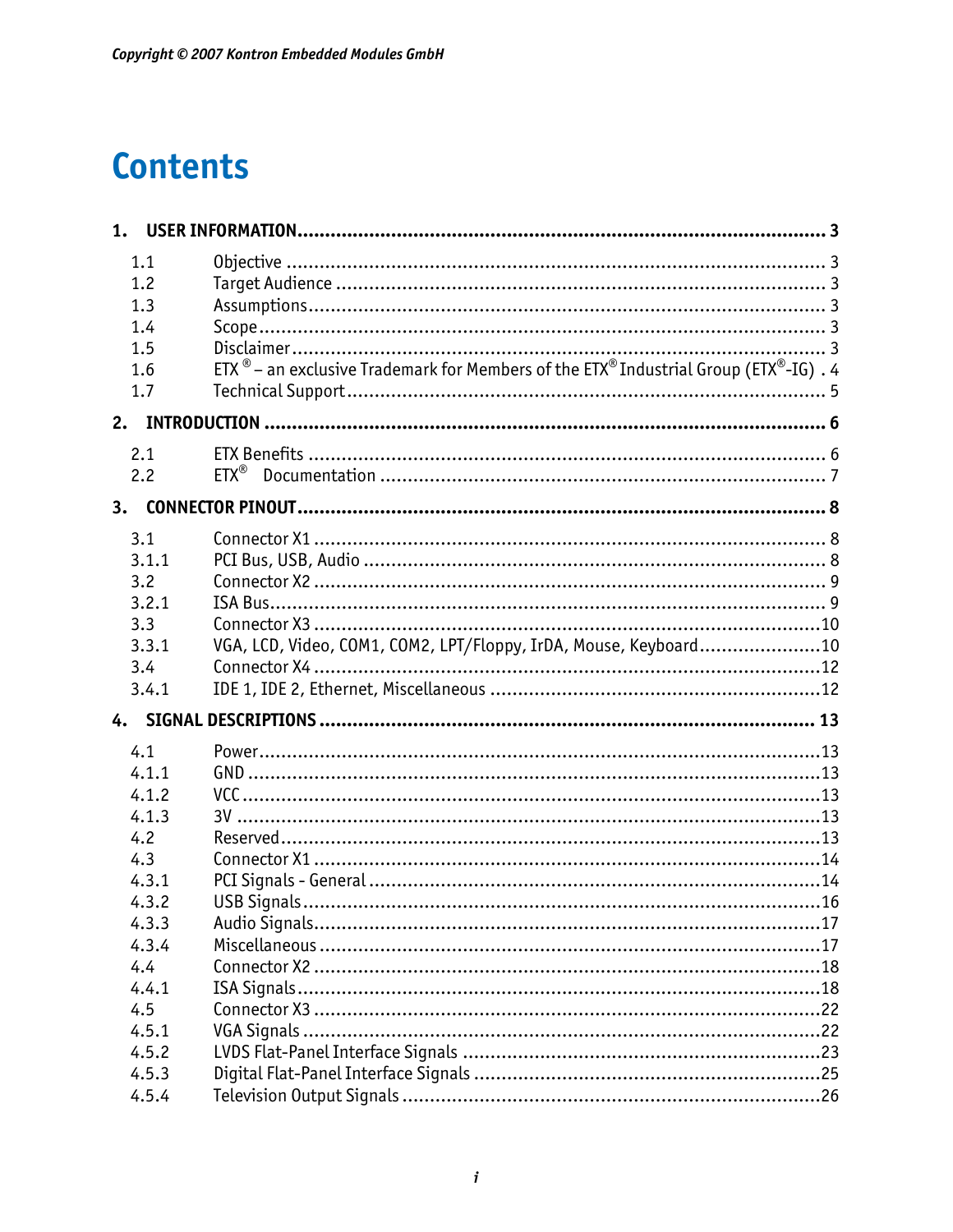# Contents

**1. USER INFORMATION** ........................................................................................ **3**

- 1.1 Objective ........................................................................................ 3
- 1.2 Target Audience ........................................................................................ 3
- 1.3 Assumptions ........................................................................................ 3
- 1.4 Scope ........................................................................................ 3
- 1.5 Disclaimer ........................................................................................ 3
- 1.6 ETX® – an exclusive Trademark for Members of the ETX® Industrial Group (ETX®-IG) . 4
- 1.7 Technical Support ........................................................................................ 5

**2. INTRODUCTION** ........................................................................................ **6**

- 2.1 ETX Benefits ........................................................................................ 6
- 2.2 ETX® Documentation ........................................................................................ 7

**3. CONNECTOR PINOUT** ........................................................................................ **8**

- 3.1 Connector X1 ........................................................................................ 8
- 3.1.1 PCI Bus, USB, Audio ........................................................................................ 8
- 3.2 Connector X2 ........................................................................................ 9
- 3.2.1 ISA Bus ........................................................................................ 9
- 3.3 Connector X3 ........................................................................................ 10
- 3.3.1 VGA, LCD, Video, COM1, COM2, LPT/Floppy, IrDA, Mouse, Keyboard ........................ 10
- 3.4 Connector X4 ........................................................................................ 12
- 3.4.1 IDE 1, IDE 2, Ethernet, Miscellaneous ........................................................................................ 12

**4. SIGNAL DESCRIPTIONS** ........................................................................................ **13**

- 4.1 Power ........................................................................................ 13
- 4.1.1 GND ........................................................................................ 13
- 4.1.2 VCC ........................................................................................ 13
- 4.1.3 3V ........................................................................................ 13
- 4.2 Reserved ........................................................................................ 13
- 4.3 Connector X1 ........................................................................................ 14
- 4.3.1 PCI Signals - General ........................................................................................ 14
- 4.3.2 USB Signals ........................................................................................ 16
- 4.3.3 Audio Signals ........................................................................................ 17
- 4.3.4 Miscellaneous ........................................................................................ 17
- 4.4 Connector X2 ........................................................................................ 18
- 4.4.1 ISA Signals ........................................................................................ 18
- 4.5 Connector X3 ........................................................................................ 22
- 4.5.1 VGA Signals ........................................................................................ 22
- 4.5.2 LVDS Flat-Panel Interface Signals ........................................................................................ 23
- 4.5.3 Digital Flat-Panel Interface Signals ........................................................................................ 25
- 4.5.4 Television Output Signals ........................................................................................ 26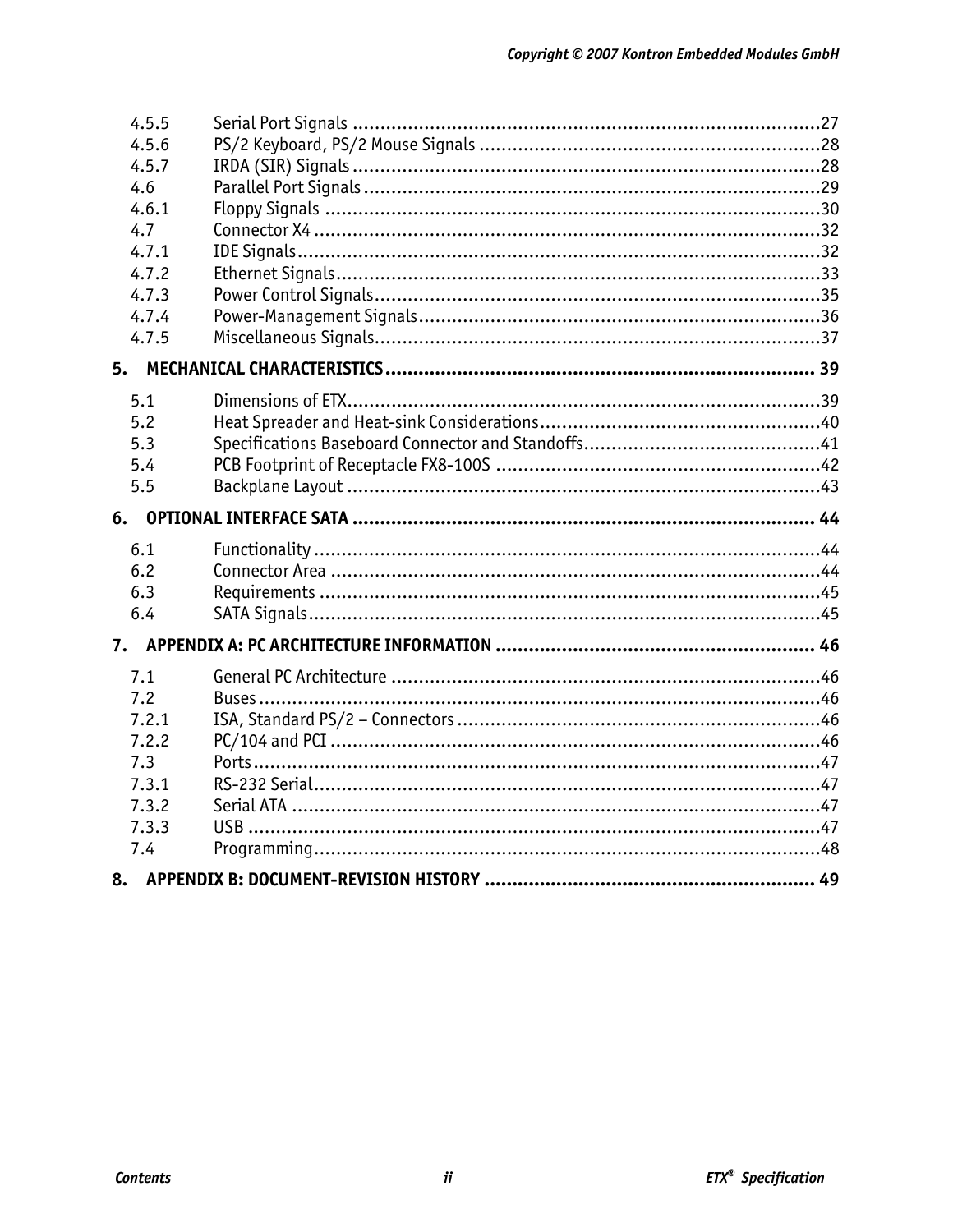| | | |
|---|---|---|
| 4.5.5 | Serial Port Signals | 27 |
| 4.5.6 | PS/2 Keyboard, PS/2 Mouse Signals | 28 |
| 4.5.7 | IRDA (SIR) Signals | 28 |
| 4.6 | Parallel Port Signals | 29 |
| 4.6.1 | Floppy Signals | 30 |
| 4.7 | Connector X4 | 32 |
| 4.7.1 | IDE Signals | 32 |
| 4.7.2 | Ethernet Signals | 33 |
| 4.7.3 | Power Control Signals | 35 |
| 4.7.4 | Power-Management Signals | 36 |
| 4.7.5 | Miscellaneous Signals | 37 |
| **5.** | **MECHANICAL CHARACTERISTICS** | **39** |
| 5.1 | Dimensions of ETX | 39 |
| 5.2 | Heat Spreader and Heat-sink Considerations | 40 |
| 5.3 | Specifications Baseboard Connector and Standoffs | 41 |
| 5.4 | PCB Footprint of Receptacle FX8-100S | 42 |
| 5.5 | Backplane Layout | 43 |
| **6.** | **OPTIONAL INTERFACE SATA** | **44** |
| 6.1 | Functionality | 44 |
| 6.2 | Connector Area | 44 |
| 6.3 | Requirements | 45 |
| 6.4 | SATA Signals | 45 |
| **7.** | **APPENDIX A: PC ARCHITECTURE INFORMATION** | **46** |
| 7.1 | General PC Architecture | 46 |
| 7.2 | Buses | 46 |
| 7.2.1 | ISA, Standard PS/2 – Connectors | 46 |
| 7.2.2 | PC/104 and PCI | 46 |
| 7.3 | Ports | 47 |
| 7.3.1 | RS-232 Serial | 47 |
| 7.3.2 | Serial ATA | 47 |
| 7.3.3 | USB | 47 |
| 7.4 | Programming | 48 |
| **8.** | **APPENDIX B: DOCUMENT-REVISION HISTORY** | **49** |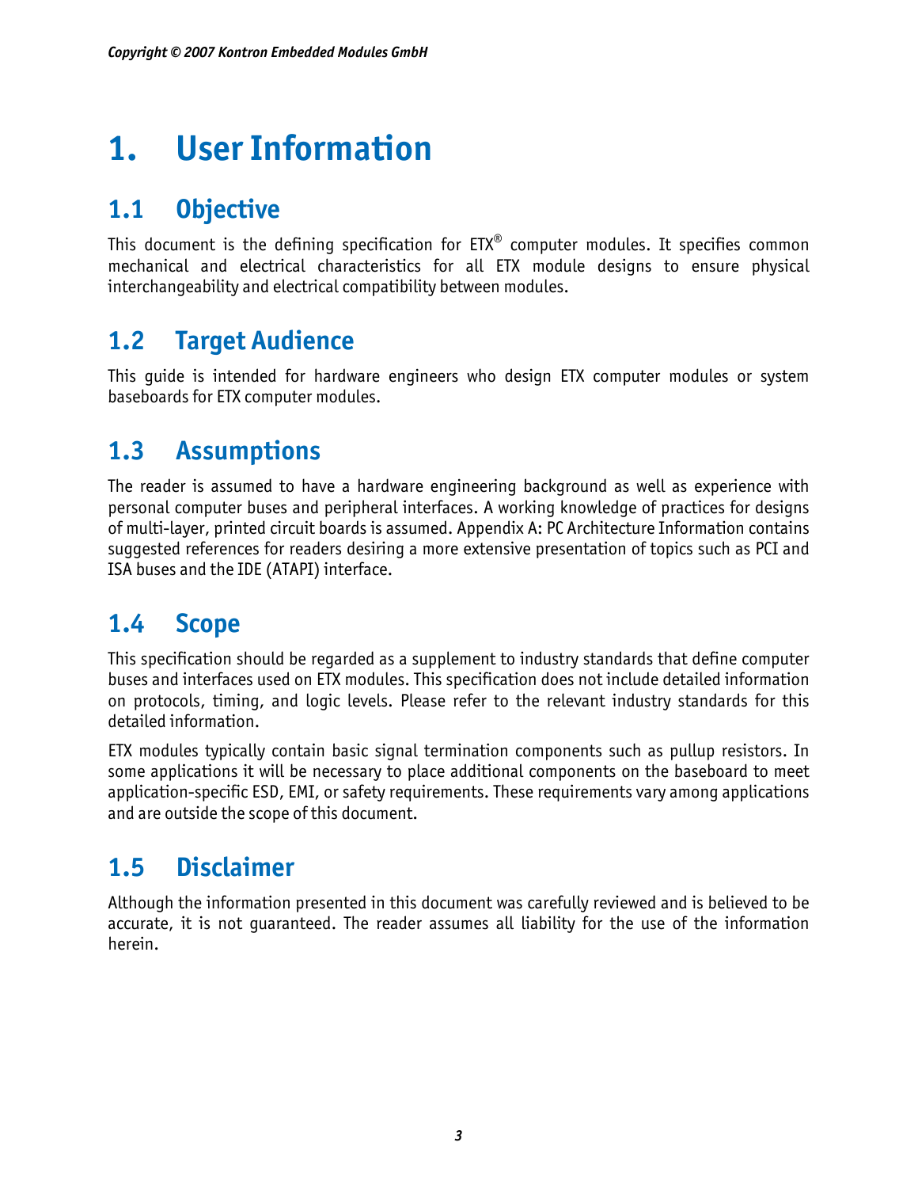# 1. User Information

## 1.1 Objective

This document is the defining specification for ETX® computer modules. It specifies common mechanical and electrical characteristics for all ETX module designs to ensure physical interchangeability and electrical compatibility between modules.

## 1.2 Target Audience

This guide is intended for hardware engineers who design ETX computer modules or system baseboards for ETX computer modules.

## 1.3 Assumptions

The reader is assumed to have a hardware engineering background as well as experience with personal computer buses and peripheral interfaces. A working knowledge of practices for designs of multi-layer, printed circuit boards is assumed. Appendix A: PC Architecture Information contains suggested references for readers desiring a more extensive presentation of topics such as PCI and ISA buses and the IDE (ATAPI) interface.

## 1.4 Scope

This specification should be regarded as a supplement to industry standards that define computer buses and interfaces used on ETX modules. This specification does not include detailed information on protocols, timing, and logic levels. Please refer to the relevant industry standards for this detailed information.

ETX modules typically contain basic signal termination components such as pullup resistors. In some applications it will be necessary to place additional components on the baseboard to meet application-specific ESD, EMI, or safety requirements. These requirements vary among applications and are outside the scope of this document.

## 1.5 Disclaimer

Although the information presented in this document was carefully reviewed and is believed to be accurate, it is not guaranteed. The reader assumes all liability for the use of the information herein.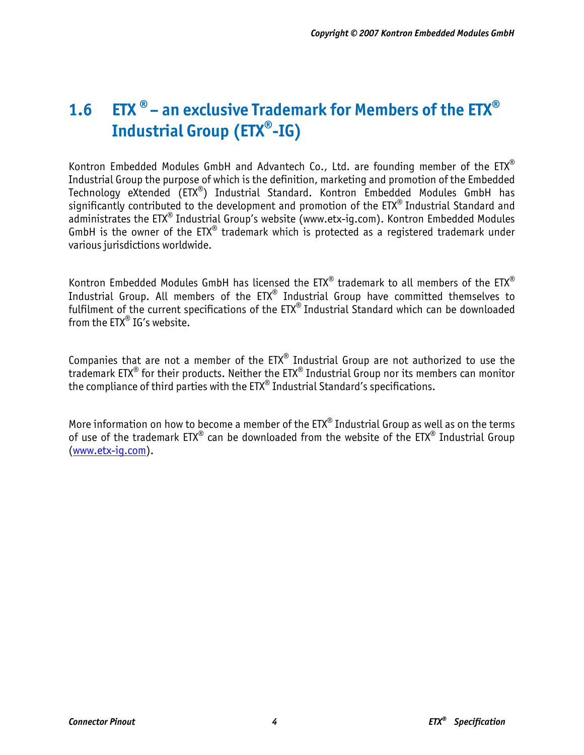## 1.6 ETX® – an exclusive Trademark for Members of the ETX® Industrial Group (ETX®-IG)

Kontron Embedded Modules GmbH and Advantech Co., Ltd. are founding member of the ETX® Industrial Group the purpose of which is the definition, marketing and promotion of the Embedded Technology eXtended (ETX®) Industrial Standard. Kontron Embedded Modules GmbH has significantly contributed to the development and promotion of the ETX® Industrial Standard and administrates the ETX® Industrial Group's website (www.etx-ig.com). Kontron Embedded Modules GmbH is the owner of the ETX® trademark which is protected as a registered trademark under various jurisdictions worldwide.

Kontron Embedded Modules GmbH has licensed the ETX® trademark to all members of the ETX® Industrial Group. All members of the ETX® Industrial Group have committed themselves to fulfilment of the current specifications of the ETX® Industrial Standard which can be downloaded from the ETX® IG's website.

Companies that are not a member of the ETX® Industrial Group are not authorized to use the trademark ETX® for their products. Neither the ETX® Industrial Group nor its members can monitor the compliance of third parties with the ETX® Industrial Standard's specifications.

More information on how to become a member of the ETX® Industrial Group as well as on the terms of use of the trademark ETX® can be downloaded from the website of the ETX® Industrial Group (www.etx-ig.com).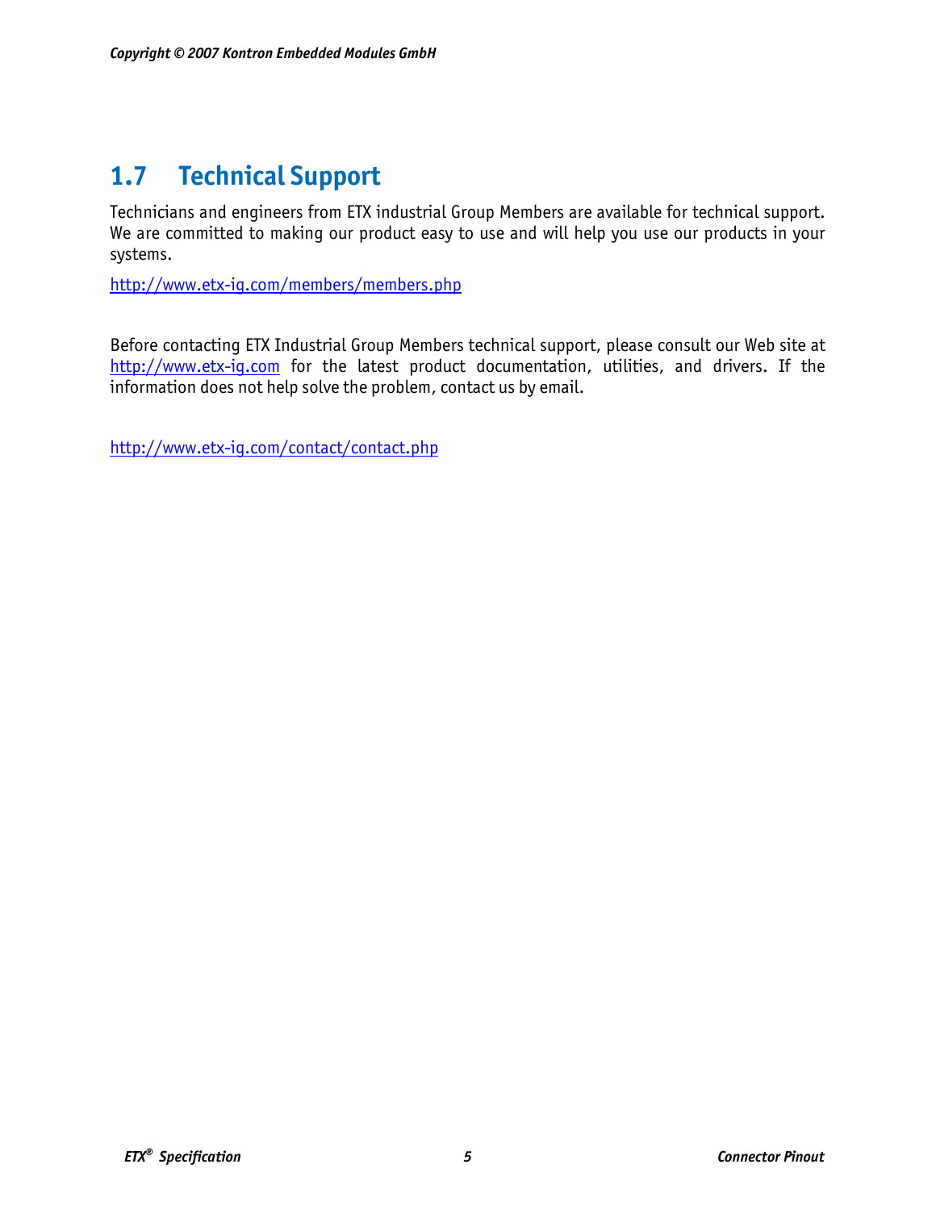## 1.7 Technical Support

Technicians and engineers from ETX industrial Group Members are available for technical support. We are committed to making our product easy to use and will help you use our products in your systems.

http://www.etx-ig.com/members/members.php

Before contacting ETX Industrial Group Members technical support, please consult our Web site at http://www.etx-ig.com for the latest product documentation, utilities, and drivers. If the information does not help solve the problem, contact us by email.

http://www.etx-ig.com/contact/contact.php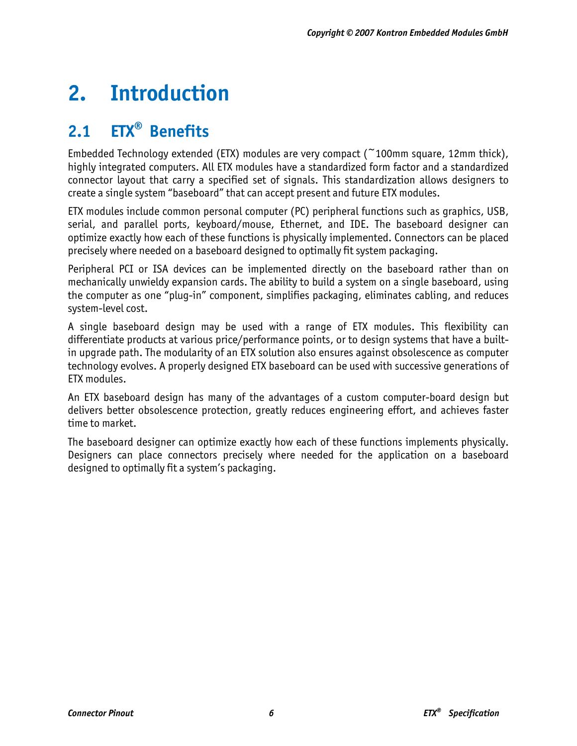# 2. Introduction

## 2.1 ETX® Benefits

Embedded Technology extended (ETX) modules are very compact (~100mm square, 12mm thick), highly integrated computers. All ETX modules have a standardized form factor and a standardized connector layout that carry a specified set of signals. This standardization allows designers to create a single system "baseboard" that can accept present and future ETX modules.

ETX modules include common personal computer (PC) peripheral functions such as graphics, USB, serial, and parallel ports, keyboard/mouse, Ethernet, and IDE. The baseboard designer can optimize exactly how each of these functions is physically implemented. Connectors can be placed precisely where needed on a baseboard designed to optimally fit system packaging.

Peripheral PCI or ISA devices can be implemented directly on the baseboard rather than on mechanically unwieldy expansion cards. The ability to build a system on a single baseboard, using the computer as one "plug-in" component, simplifies packaging, eliminates cabling, and reduces system-level cost.

A single baseboard design may be used with a range of ETX modules. This flexibility can differentiate products at various price/performance points, or to design systems that have a built-in upgrade path. The modularity of an ETX solution also ensures against obsolescence as computer technology evolves. A properly designed ETX baseboard can be used with successive generations of ETX modules.

An ETX baseboard design has many of the advantages of a custom computer-board design but delivers better obsolescence protection, greatly reduces engineering effort, and achieves faster time to market.

The baseboard designer can optimize exactly how each of these functions implements physically. Designers can place connectors precisely where needed for the application on a baseboard designed to optimally fit a system's packaging.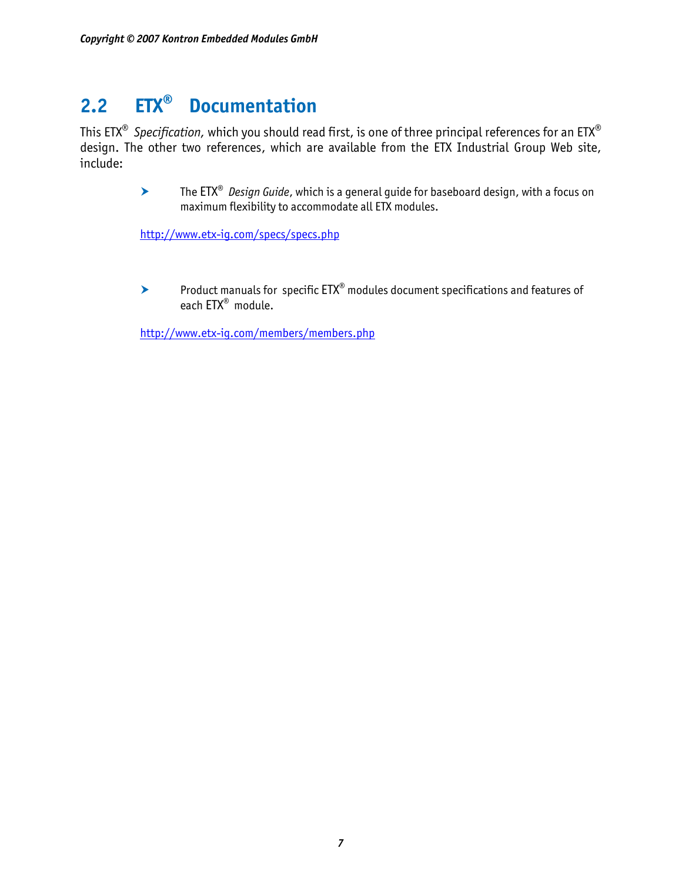## 2.2 ETX® Documentation

This ETX® *Specification,* which you should read first, is one of three principal references for an ETX® design. The other two references, which are available from the ETX Industrial Group Web site, include:

- The ETX® *Design Guide*, which is a general guide for baseboard design, with a focus on maximum flexibility to accommodate all ETX modules.

http://www.etx-ig.com/specs/specs.php

- Product manuals for specific ETX® modules document specifications and features of each ETX® module.

http://www.etx-ig.com/members/members.php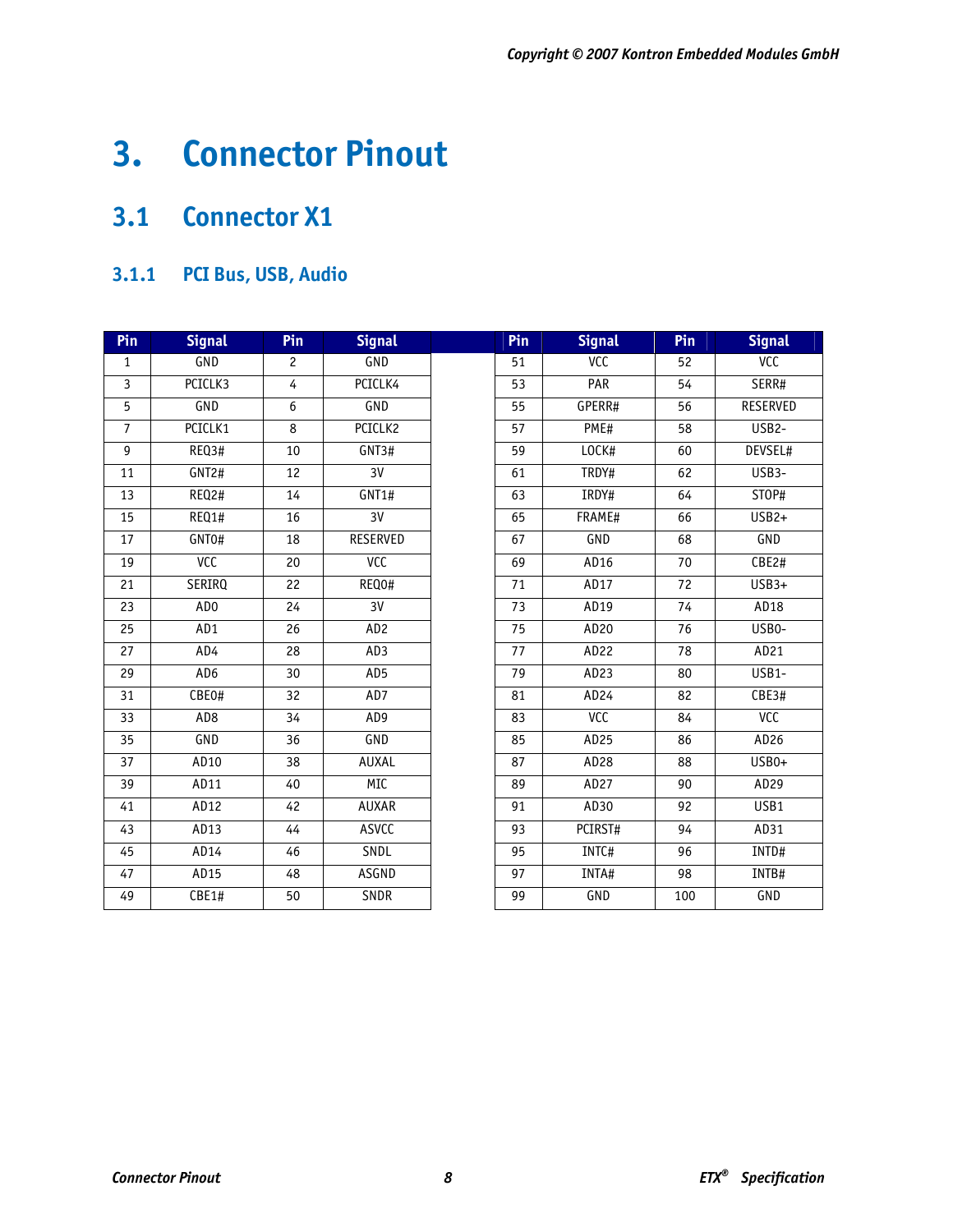# 3. Connector Pinout

## 3.1 Connector X1

### 3.1.1 PCI Bus, USB, Audio

| Pin | Signal | Pin | Signal | | Pin | Signal | Pin | Signal |
|---|---|---|---|---|---|---|---|---|
| 1 | GND | 2 | GND | | 51 | VCC | 52 | VCC |
| 3 | PCICLK3 | 4 | PCICLK4 | | 53 | PAR | 54 | SERR# |
| 5 | GND | 6 | GND | | 55 | GPERR# | 56 | RESERVED |
| 7 | PCICLK1 | 8 | PCICLK2 | | 57 | PME# | 58 | USB2- |
| 9 | REQ3# | 10 | GNT3# | | 59 | LOCK# | 60 | DEVSEL# |
| 11 | GNT2# | 12 | 3V | | 61 | TRDY# | 62 | USB3- |
| 13 | REQ2# | 14 | GNT1# | | 63 | IRDY# | 64 | STOP# |
| 15 | REQ1# | 16 | 3V | | 65 | FRAME# | 66 | USB2+ |
| 17 | GNT0# | 18 | RESERVED | | 67 | GND | 68 | GND |
| 19 | VCC | 20 | VCC | | 69 | AD16 | 70 | CBE2# |
| 21 | SERIRQ | 22 | REQ0# | | 71 | AD17 | 72 | USB3+ |
| 23 | AD0 | 24 | 3V | | 73 | AD19 | 74 | AD18 |
| 25 | AD1 | 26 | AD2 | | 75 | AD20 | 76 | USB0- |
| 27 | AD4 | 28 | AD3 | | 77 | AD22 | 78 | AD21 |
| 29 | AD6 | 30 | AD5 | | 79 | AD23 | 80 | USB1- |
| 31 | CBE0# | 32 | AD7 | | 81 | AD24 | 82 | CBE3# |
| 33 | AD8 | 34 | AD9 | | 83 | VCC | 84 | VCC |
| 35 | GND | 36 | GND | | 85 | AD25 | 86 | AD26 |
| 37 | AD10 | 38 | AUXAL | | 87 | AD28 | 88 | USB0+ |
| 39 | AD11 | 40 | MIC | | 89 | AD27 | 90 | AD29 |
| 41 | AD12 | 42 | AUXAR | | 91 | AD30 | 92 | USB1 |
| 43 | AD13 | 44 | ASVCC | | 93 | PCIRST# | 94 | AD31 |
| 45 | AD14 | 46 | SNDL | | 95 | INTC# | 96 | INTD# |
| 47 | AD15 | 48 | ASGND | | 97 | INTA# | 98 | INTB# |
| 49 | CBE1# | 50 | SNDR | | 99 | GND | 100 | GND |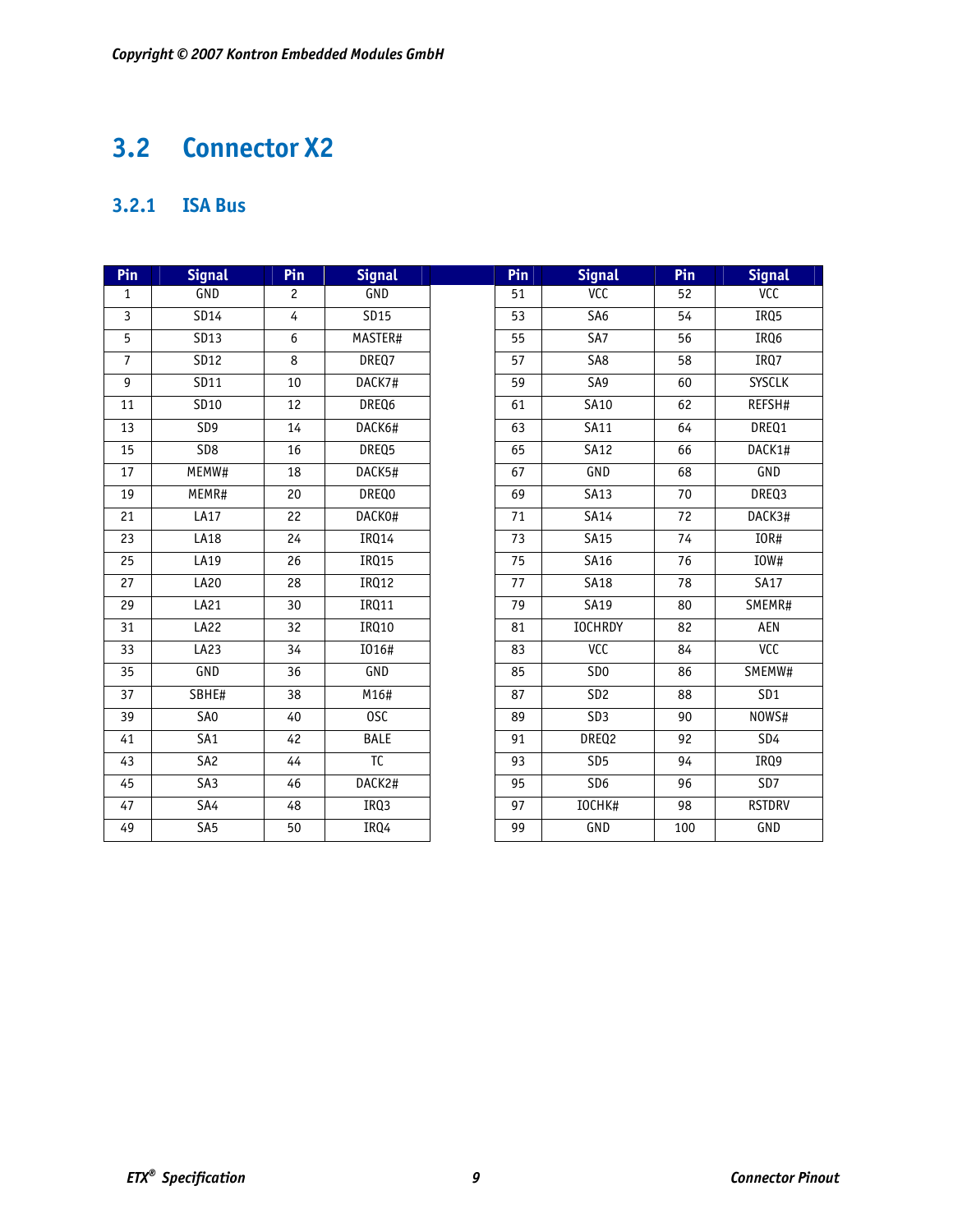## 3.2 Connector X2

### 3.2.1 ISA Bus

| Pin | Signal | Pin | Signal |
|---|---|---|---|
| 1 | GND | 2 | GND |
| 3 | SD14 | 4 | SD15 |
| 5 | SD13 | 6 | MASTER# |
| 7 | SD12 | 8 | DREQ7 |
| 9 | SD11 | 10 | DACK7# |
| 11 | SD10 | 12 | DREQ6 |
| 13 | SD9 | 14 | DACK6# |
| 15 | SD8 | 16 | DREQ5 |
| 17 | MEMW# | 18 | DACK5# |
| 19 | MEMR# | 20 | DREQ0 |
| 21 | LA17 | 22 | DACK0# |
| 23 | LA18 | 24 | IRQ14 |
| 25 | LA19 | 26 | IRQ15 |
| 27 | LA20 | 28 | IRQ12 |
| 29 | LA21 | 30 | IRQ11 |
| 31 | LA22 | 32 | IRQ10 |
| 33 | LA23 | 34 | IO16# |
| 35 | GND | 36 | GND |
| 37 | SBHE# | 38 | M16# |
| 39 | SA0 | 40 | OSC |
| 41 | SA1 | 42 | BALE |
| 43 | SA2 | 44 | TC |
| 45 | SA3 | 46 | DACK2# |
| 47 | SA4 | 48 | IRQ3 |
| 49 | SA5 | 50 | IRQ4 |

| Pin | Signal | Pin | Signal |
|---|---|---|---|
| 51 | VCC | 52 | VCC |
| 53 | SA6 | 54 | IRQ5 |
| 55 | SA7 | 56 | IRQ6 |
| 57 | SA8 | 58 | IRQ7 |
| 59 | SA9 | 60 | SYSCLK |
| 61 | SA10 | 62 | REFSH# |
| 63 | SA11 | 64 | DREQ1 |
| 65 | SA12 | 66 | DACK1# |
| 67 | GND | 68 | GND |
| 69 | SA13 | 70 | DREQ3 |
| 71 | SA14 | 72 | DACK3# |
| 73 | SA15 | 74 | IOR# |
| 75 | SA16 | 76 | IOW# |
| 77 | SA18 | 78 | SA17 |
| 79 | SA19 | 80 | SMEMR# |
| 81 | IOCHRDY | 82 | AEN |
| 83 | VCC | 84 | VCC |
| 85 | SD0 | 86 | SMEMW# |
| 87 | SD2 | 88 | SD1 |
| 89 | SD3 | 90 | NOWS# |
| 91 | DREQ2 | 92 | SD4 |
| 93 | SD5 | 94 | IRQ9 |
| 95 | SD6 | 96 | SD7 |
| 97 | IOCHK# | 98 | RSTDRV |
| 99 | GND | 100 | GND |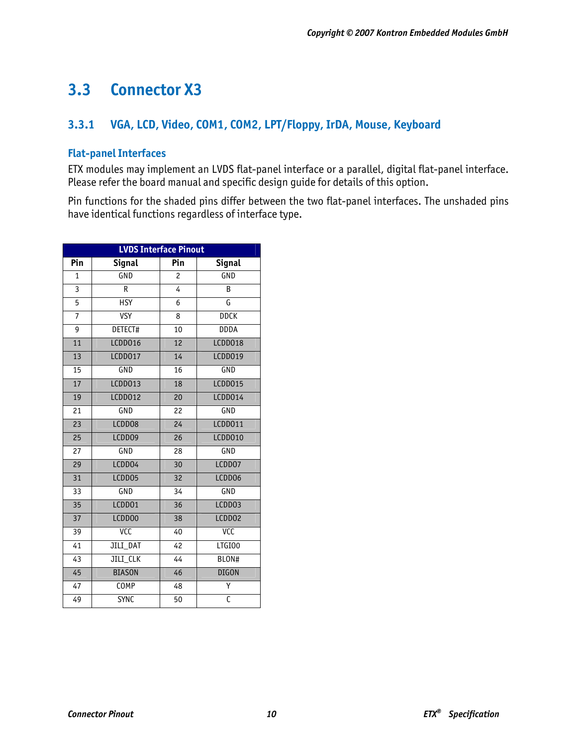## 3.3 Connector X3

### 3.3.1 VGA, LCD, Video, COM1, COM2, LPT/Floppy, IrDA, Mouse, Keyboard

#### Flat-panel Interfaces

ETX modules may implement an LVDS flat-panel interface or a parallel, digital flat-panel interface. Please refer the board manual and specific design guide for details of this option.

Pin functions for the shaded pins differ between the two flat-panel interfaces. The unshaded pins have identical functions regardless of interface type.

| LVDS Interface Pinout | | | |
|---|---|---|---|
| **Pin** | **Signal** | **Pin** | **Signal** |
| 1 | GND | 2 | GND |
| 3 | R | 4 | B |
| 5 | HSY | 6 | G |
| 7 | VSY | 8 | DDCK |
| 9 | DETECT# | 10 | DDDA |
| 11 | LCDDO16 | 12 | LCDDO18 |
| 13 | LCDDO17 | 14 | LCDDO19 |
| 15 | GND | 16 | GND |
| 17 | LCDDO13 | 18 | LCDDO15 |
| 19 | LCDDO12 | 20 | LCDDO14 |
| 21 | GND | 22 | GND |
| 23 | LCDDO8 | 24 | LCDDO11 |
| 25 | LCDDO9 | 26 | LCDDO10 |
| 27 | GND | 28 | GND |
| 29 | LCDDO4 | 30 | LCDDO7 |
| 31 | LCDDO5 | 32 | LCDDO6 |
| 33 | GND | 34 | GND |
| 35 | LCDDO1 | 36 | LCDDO3 |
| 37 | LCDDO0 | 38 | LCDDO2 |
| 39 | VCC | 40 | VCC |
| 41 | JILI_DAT | 42 | LTGIO0 |
| 43 | JILI_CLK | 44 | BLON# |
| 45 | BIASON | 46 | DIGON |
| 47 | COMP | 48 | Y |
| 49 | SYNC | 50 | C |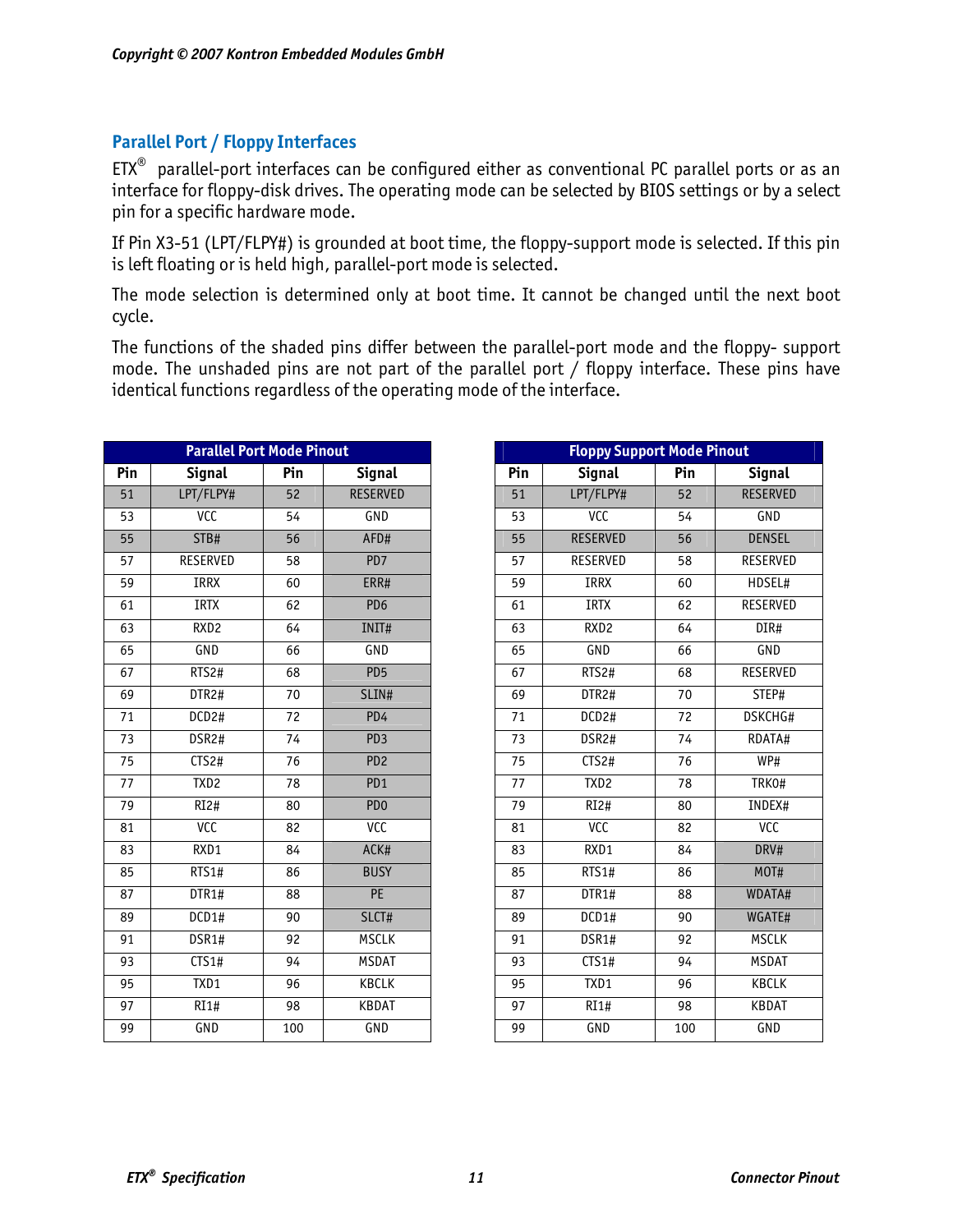## Parallel Port / Floppy Interfaces

ETX® parallel-port interfaces can be configured either as conventional PC parallel ports or as an interface for floppy-disk drives. The operating mode can be selected by BIOS settings or by a select pin for a specific hardware mode.

If Pin X3-51 (LPT/FLPY#) is grounded at boot time, the floppy-support mode is selected. If this pin is left floating or is held high, parallel-port mode is selected.

The mode selection is determined only at boot time. It cannot be changed until the next boot cycle.

The functions of the shaded pins differ between the parallel-port mode and the floppy- support mode. The unshaded pins are not part of the parallel port / floppy interface. These pins have identical functions regardless of the operating mode of the interface.

| Parallel Port Mode Pinout | | | |
|---|---|---|---|
| **Pin** | **Signal** | **Pin** | **Signal** |
| 51 | LPT/FLPY# | 52 | RESERVED |
| 53 | VCC | 54 | GND |
| 55 | STB# | 56 | AFD# |
| 57 | RESERVED | 58 | PD7 |
| 59 | IRRX | 60 | ERR# |
| 61 | IRTX | 62 | PD6 |
| 63 | RXD2 | 64 | INIT# |
| 65 | GND | 66 | GND |
| 67 | RTS2# | 68 | PD5 |
| 69 | DTR2# | 70 | SLIN# |
| 71 | DCD2# | 72 | PD4 |
| 73 | DSR2# | 74 | PD3 |
| 75 | CTS2# | 76 | PD2 |
| 77 | TXD2 | 78 | PD1 |
| 79 | RI2# | 80 | PD0 |
| 81 | VCC | 82 | VCC |
| 83 | RXD1 | 84 | ACK# |
| 85 | RTS1# | 86 | BUSY |
| 87 | DTR1# | 88 | PE |
| 89 | DCD1# | 90 | SLCT# |
| 91 | DSR1# | 92 | MSCLK |
| 93 | CTS1# | 94 | MSDAT |
| 95 | TXD1 | 96 | KBCLK |
| 97 | RI1# | 98 | KBDAT |
| 99 | GND | 100 | GND |

| Floppy Support Mode Pinout | | | |
|---|---|---|---|
| **Pin** | **Signal** | **Pin** | **Signal** |
| 51 | LPT/FLPY# | 52 | RESERVED |
| 53 | VCC | 54 | GND |
| 55 | RESERVED | 56 | DENSEL |
| 57 | RESERVED | 58 | RESERVED |
| 59 | IRRX | 60 | HDSEL# |
| 61 | IRTX | 62 | RESERVED |
| 63 | RXD2 | 64 | DIR# |
| 65 | GND | 66 | GND |
| 67 | RTS2# | 68 | RESERVED |
| 69 | DTR2# | 70 | STEP# |
| 71 | DCD2# | 72 | DSKCHG# |
| 73 | DSR2# | 74 | RDATA# |
| 75 | CTS2# | 76 | WP# |
| 77 | TXD2 | 78 | TRK0# |
| 79 | RI2# | 80 | INDEX# |
| 81 | VCC | 82 | VCC |
| 83 | RXD1 | 84 | DRV# |
| 85 | RTS1# | 86 | MOT# |
| 87 | DTR1# | 88 | WDATA# |
| 89 | DCD1# | 90 | WGATE# |
| 91 | DSR1# | 92 | MSCLK |
| 93 | CTS1# | 94 | MSDAT |
| 95 | TXD1 | 96 | KBCLK |
| 97 | RI1# | 98 | KBDAT |
| 99 | GND | 100 | GND |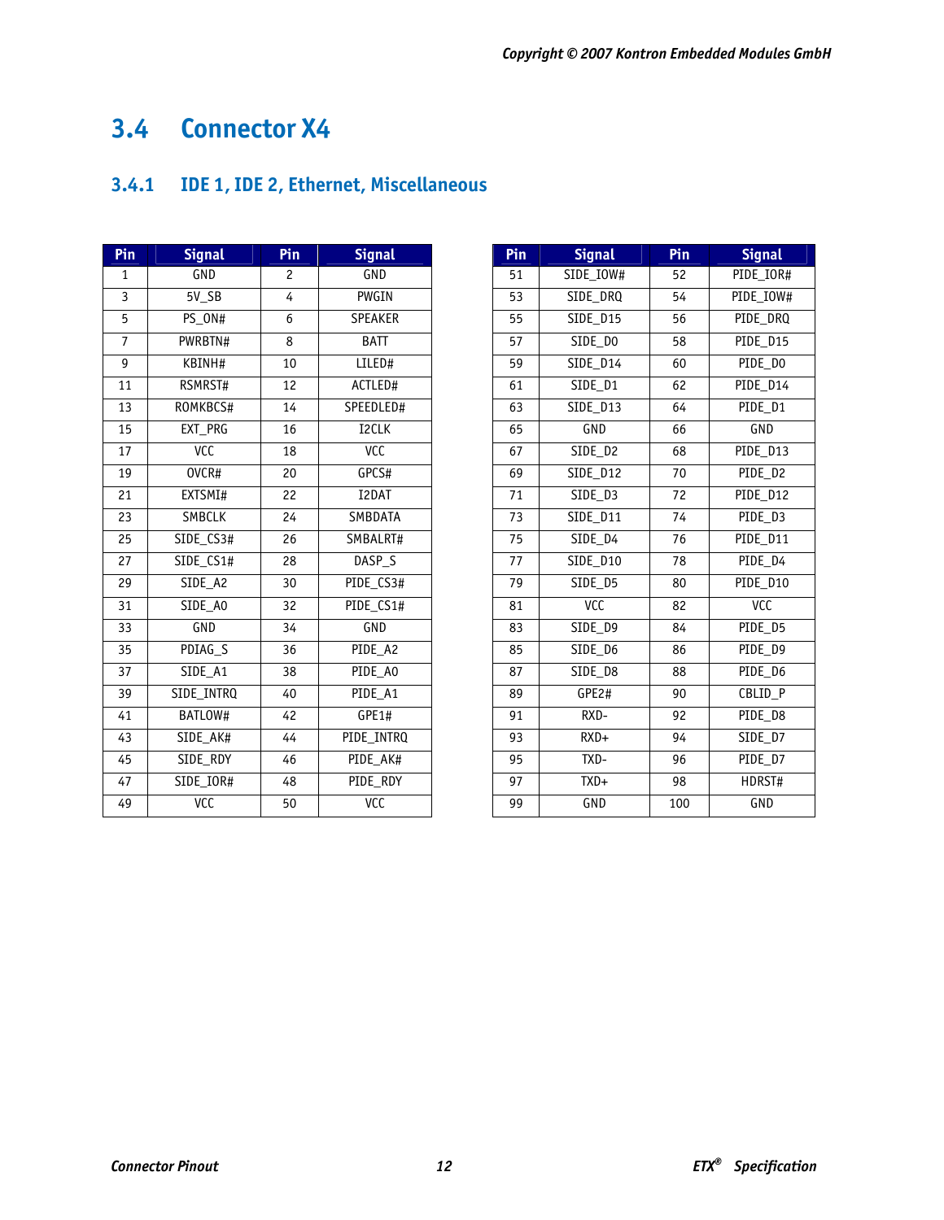## 3.4 Connector X4

### 3.4.1 IDE 1, IDE 2, Ethernet, Miscellaneous

| Pin | Signal | Pin | Signal |
|---|---|---|---|
| 1 | GND | 2 | GND |
| 3 | 5V_SB | 4 | PWGIN |
| 5 | PS_ON# | 6 | SPEAKER |
| 7 | PWRBTN# | 8 | BATT |
| 9 | KBINH# | 10 | LILED# |
| 11 | RSMRST# | 12 | ACTLED# |
| 13 | ROMKBCS# | 14 | SPEEDLED# |
| 15 | EXT_PRG | 16 | I2CLK |
| 17 | VCC | 18 | VCC |
| 19 | OVCR# | 20 | GPCS# |
| 21 | EXTSMI# | 22 | I2DAT |
| 23 | SMBCLK | 24 | SMBDATA |
| 25 | SIDE_CS3# | 26 | SMBALRT# |
| 27 | SIDE_CS1# | 28 | DASP_S |
| 29 | SIDE_A2 | 30 | PIDE_CS3# |
| 31 | SIDE_A0 | 32 | PIDE_CS1# |
| 33 | GND | 34 | GND |
| 35 | PDIAG_S | 36 | PIDE_A2 |
| 37 | SIDE_A1 | 38 | PIDE_A0 |
| 39 | SIDE_INTRQ | 40 | PIDE_A1 |
| 41 | BATLOW# | 42 | GPE1# |
| 43 | SIDE_AK# | 44 | PIDE_INTRQ |
| 45 | SIDE_RDY | 46 | PIDE_AK# |
| 47 | SIDE_IOR# | 48 | PIDE_RDY |
| 49 | VCC | 50 | VCC |

| Pin | Signal | Pin | Signal |
|---|---|---|---|
| 51 | SIDE_IOW# | 52 | PIDE_IOR# |
| 53 | SIDE_DRQ | 54 | PIDE_IOW# |
| 55 | SIDE_D15 | 56 | PIDE_DRQ |
| 57 | SIDE_D0 | 58 | PIDE_D15 |
| 59 | SIDE_D14 | 60 | PIDE_D0 |
| 61 | SIDE_D1 | 62 | PIDE_D14 |
| 63 | SIDE_D13 | 64 | PIDE_D1 |
| 65 | GND | 66 | GND |
| 67 | SIDE_D2 | 68 | PIDE_D13 |
| 69 | SIDE_D12 | 70 | PIDE_D2 |
| 71 | SIDE_D3 | 72 | PIDE_D12 |
| 73 | SIDE_D11 | 74 | PIDE_D3 |
| 75 | SIDE_D4 | 76 | PIDE_D11 |
| 77 | SIDE_D10 | 78 | PIDE_D4 |
| 79 | SIDE_D5 | 80 | PIDE_D10 |
| 81 | VCC | 82 | VCC |
| 83 | SIDE_D9 | 84 | PIDE_D5 |
| 85 | SIDE_D6 | 86 | PIDE_D9 |
| 87 | SIDE_D8 | 88 | PIDE_D6 |
| 89 | GPE2# | 90 | CBLID_P |
| 91 | RXD- | 92 | PIDE_D8 |
| 93 | RXD+ | 94 | SIDE_D7 |
| 95 | TXD- | 96 | PIDE_D7 |
| 97 | TXD+ | 98 | HDRST# |
| 99 | GND | 100 | GND |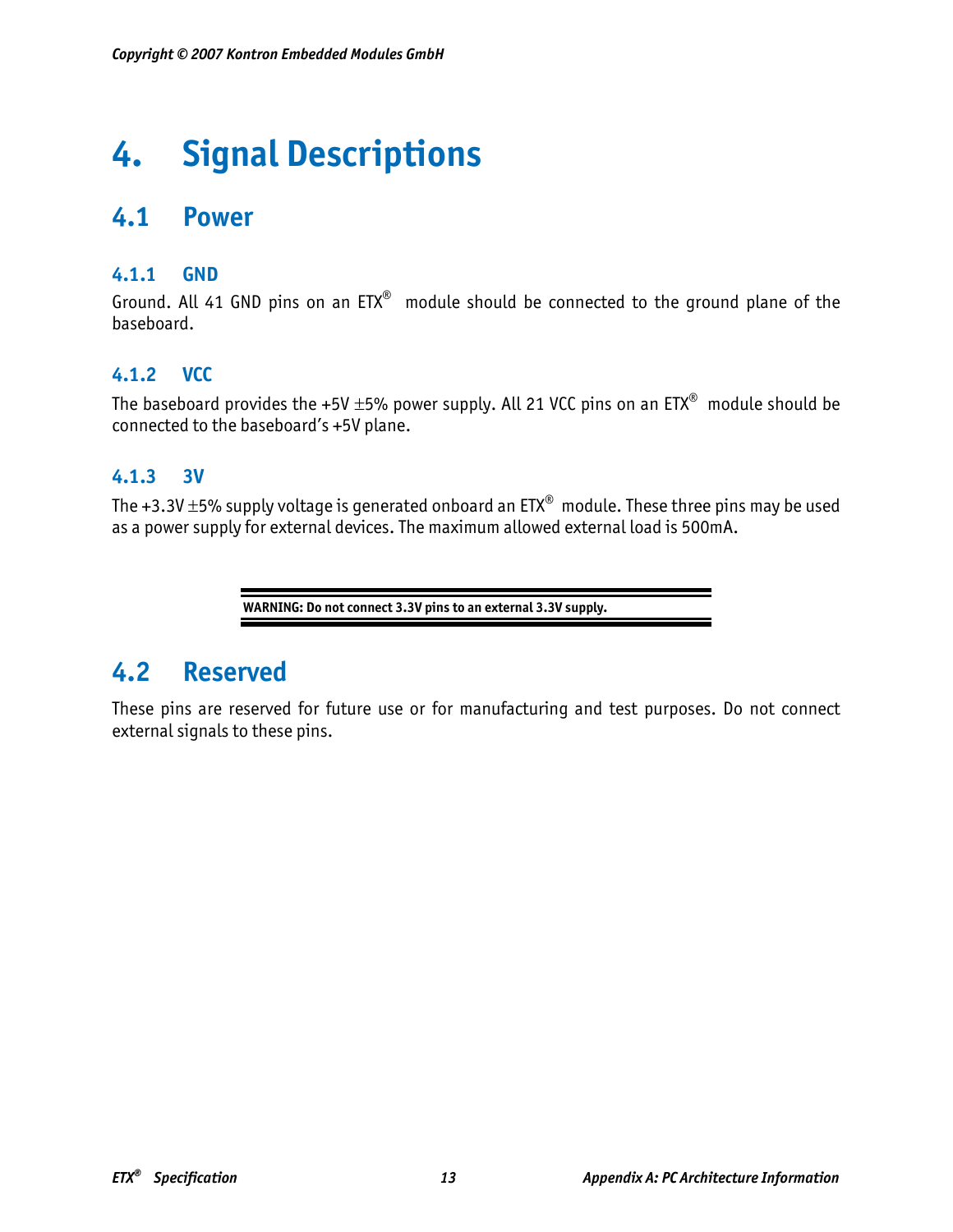# 4. Signal Descriptions

## 4.1 Power

### 4.1.1 GND

Ground. All 41 GND pins on an ETX® module should be connected to the ground plane of the baseboard.

### 4.1.2 VCC

The baseboard provides the +5V ±5% power supply. All 21 VCC pins on an ETX® module should be connected to the baseboard's +5V plane.

### 4.1.3 3V

The +3.3V ±5% supply voltage is generated onboard an ETX® module. These three pins may be used as a power supply for external devices. The maximum allowed external load is 500mA.

---

**WARNING: Do not connect 3.3V pins to an external 3.3V supply.**

---

## 4.2 Reserved

These pins are reserved for future use or for manufacturing and test purposes. Do not connect external signals to these pins.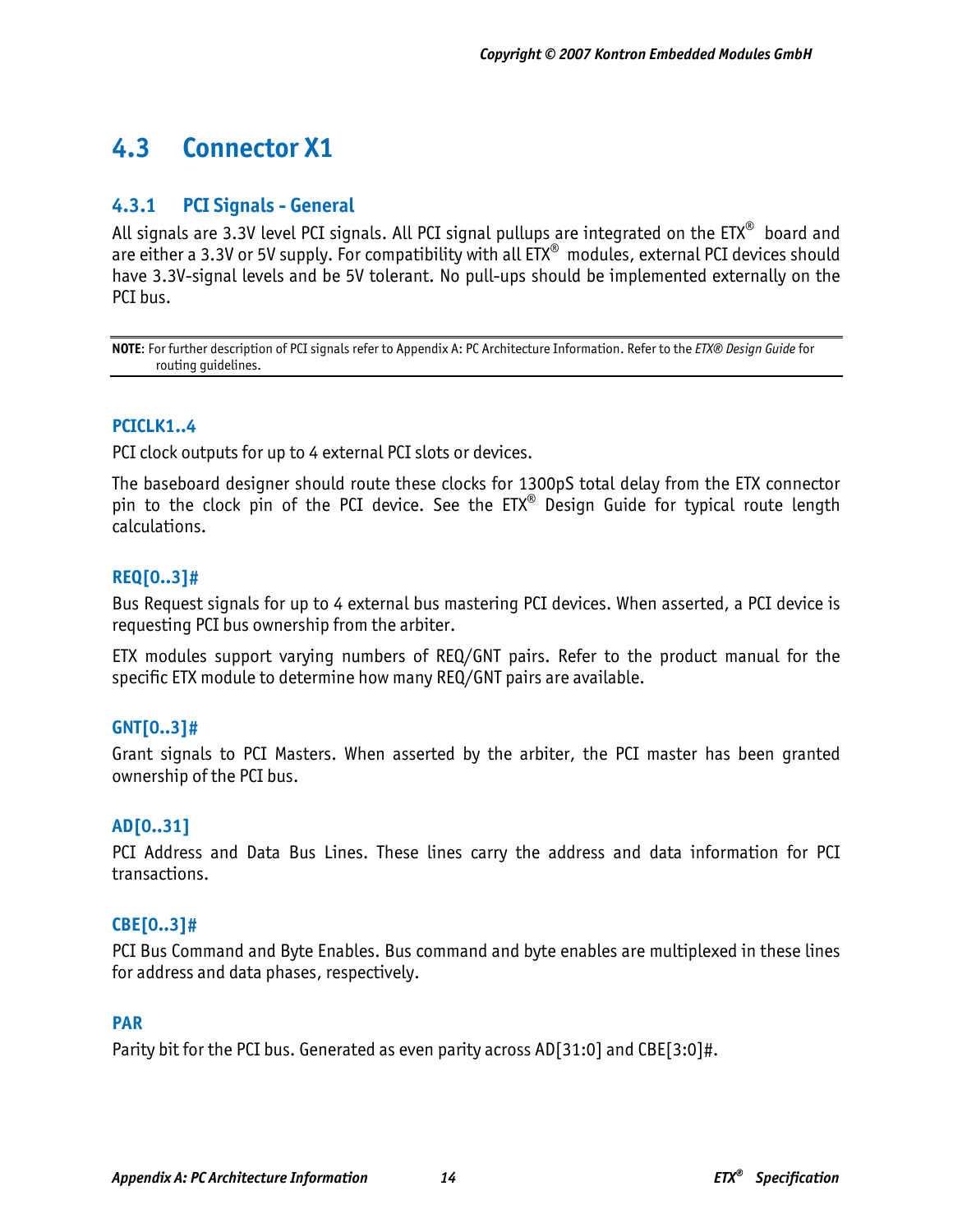## 4.3 Connector X1

### 4.3.1 PCI Signals - General

All signals are 3.3V level PCI signals. All PCI signal pullups are integrated on the ETX® board and are either a 3.3V or 5V supply. For compatibility with all ETX® modules, external PCI devices should have 3.3V-signal levels and be 5V tolerant. No pull-ups should be implemented externally on the PCI bus.

**NOTE**: For further description of PCI signals refer to Appendix A: PC Architecture Information. Refer to the *ETX® Design Guide* for routing guidelines.

#### PCICLK1..4

PCI clock outputs for up to 4 external PCI slots or devices.

The baseboard designer should route these clocks for 1300pS total delay from the ETX connector pin to the clock pin of the PCI device. See the ETX® Design Guide for typical route length calculations.

#### REQ[0..3]#

Bus Request signals for up to 4 external bus mastering PCI devices. When asserted, a PCI device is requesting PCI bus ownership from the arbiter.

ETX modules support varying numbers of REQ/GNT pairs. Refer to the product manual for the specific ETX module to determine how many REQ/GNT pairs are available.

#### GNT[0..3]#

Grant signals to PCI Masters. When asserted by the arbiter, the PCI master has been granted ownership of the PCI bus.

#### AD[0..31]

PCI Address and Data Bus Lines. These lines carry the address and data information for PCI transactions.

#### CBE[0..3]#

PCI Bus Command and Byte Enables. Bus command and byte enables are multiplexed in these lines for address and data phases, respectively.

#### PAR

Parity bit for the PCI bus. Generated as even parity across AD[31:0] and CBE[3:0]#.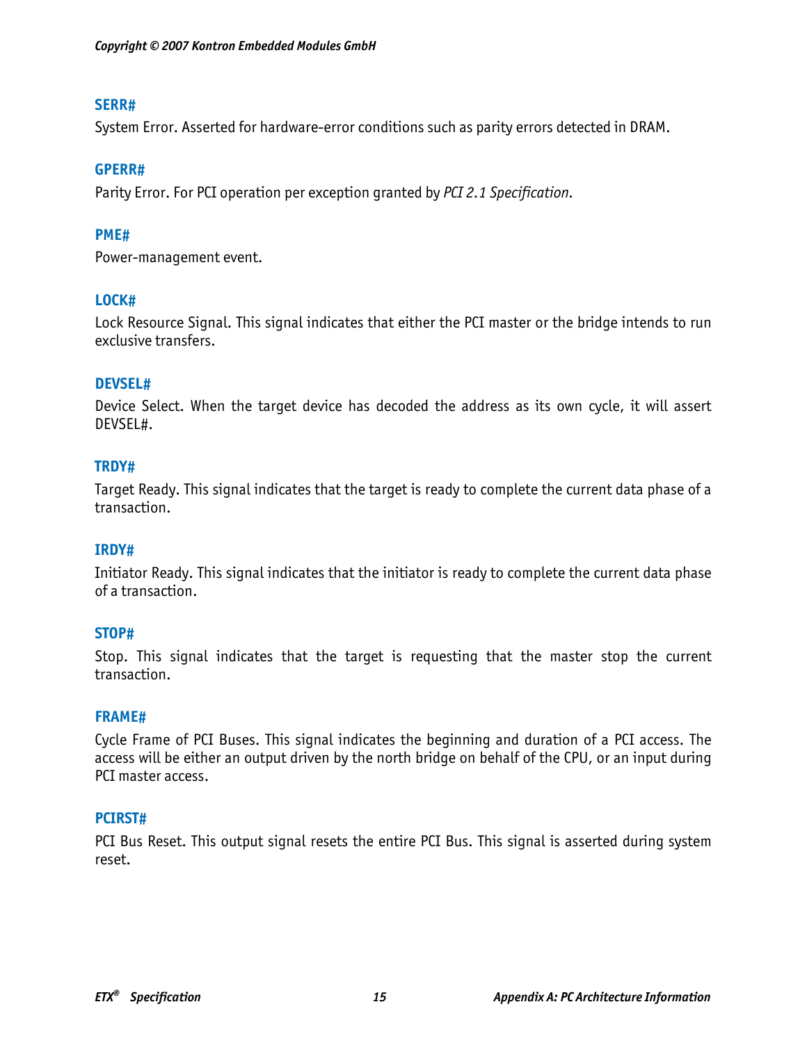### SERR#

System Error. Asserted for hardware-error conditions such as parity errors detected in DRAM.

### GPERR#

Parity Error. For PCI operation per exception granted by *PCI 2.1 Specification*.

### PME#

Power-management event.

### LOCK#

Lock Resource Signal. This signal indicates that either the PCI master or the bridge intends to run exclusive transfers.

### DEVSEL#

Device Select. When the target device has decoded the address as its own cycle, it will assert DEVSEL#.

### TRDY#

Target Ready. This signal indicates that the target is ready to complete the current data phase of a transaction.

### IRDY#

Initiator Ready. This signal indicates that the initiator is ready to complete the current data phase of a transaction.

### STOP#

Stop. This signal indicates that the target is requesting that the master stop the current transaction.

### FRAME#

Cycle Frame of PCI Buses. This signal indicates the beginning and duration of a PCI access. The access will be either an output driven by the north bridge on behalf of the CPU, or an input during PCI master access.

### PCIRST#

PCI Bus Reset. This output signal resets the entire PCI Bus. This signal is asserted during system reset.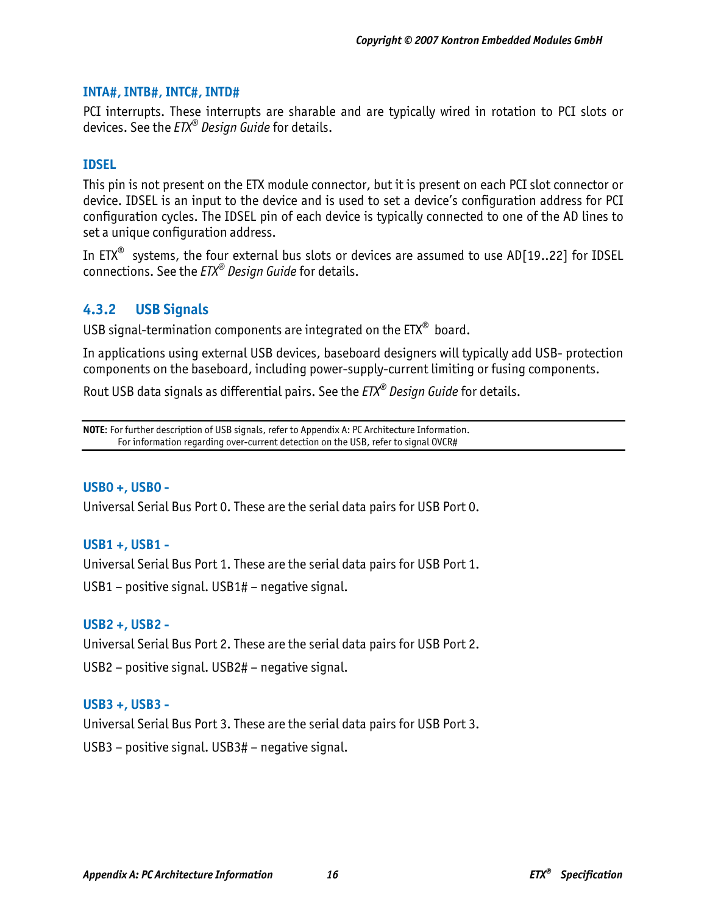#### INTA#, INTB#, INTC#, INTD#

PCI interrupts. These interrupts are sharable and are typically wired in rotation to PCI slots or devices. See the *ETX® Design Guide* for details.

#### IDSEL

This pin is not present on the ETX module connector, but it is present on each PCI slot connector or device. IDSEL is an input to the device and is used to set a device's configuration address for PCI configuration cycles. The IDSEL pin of each device is typically connected to one of the AD lines to set a unique configuration address.

In ETX® systems, the four external bus slots or devices are assumed to use AD[19..22] for IDSEL connections. See the *ETX® Design Guide* for details.

### 4.3.2 USB Signals

USB signal-termination components are integrated on the ETX® board.

In applications using external USB devices, baseboard designers will typically add USB- protection components on the baseboard, including power-supply-current limiting or fusing components.

Rout USB data signals as differential pairs. See the *ETX® Design Guide* for details.

---

**NOTE**: For further description of USB signals, refer to Appendix A: PC Architecture Information.
For information regarding over-current detection on the USB, refer to signal OVCR#

---

#### USB0 +, USB0 -

Universal Serial Bus Port 0. These are the serial data pairs for USB Port 0.

#### USB1 +, USB1 -

Universal Serial Bus Port 1. These are the serial data pairs for USB Port 1.

USB1 – positive signal. USB1# – negative signal.

#### USB2 +, USB2 -

Universal Serial Bus Port 2. These are the serial data pairs for USB Port 2.

USB2 – positive signal. USB2# – negative signal.

#### USB3 +, USB3 -

Universal Serial Bus Port 3. These are the serial data pairs for USB Port 3.

USB3 – positive signal. USB3# – negative signal.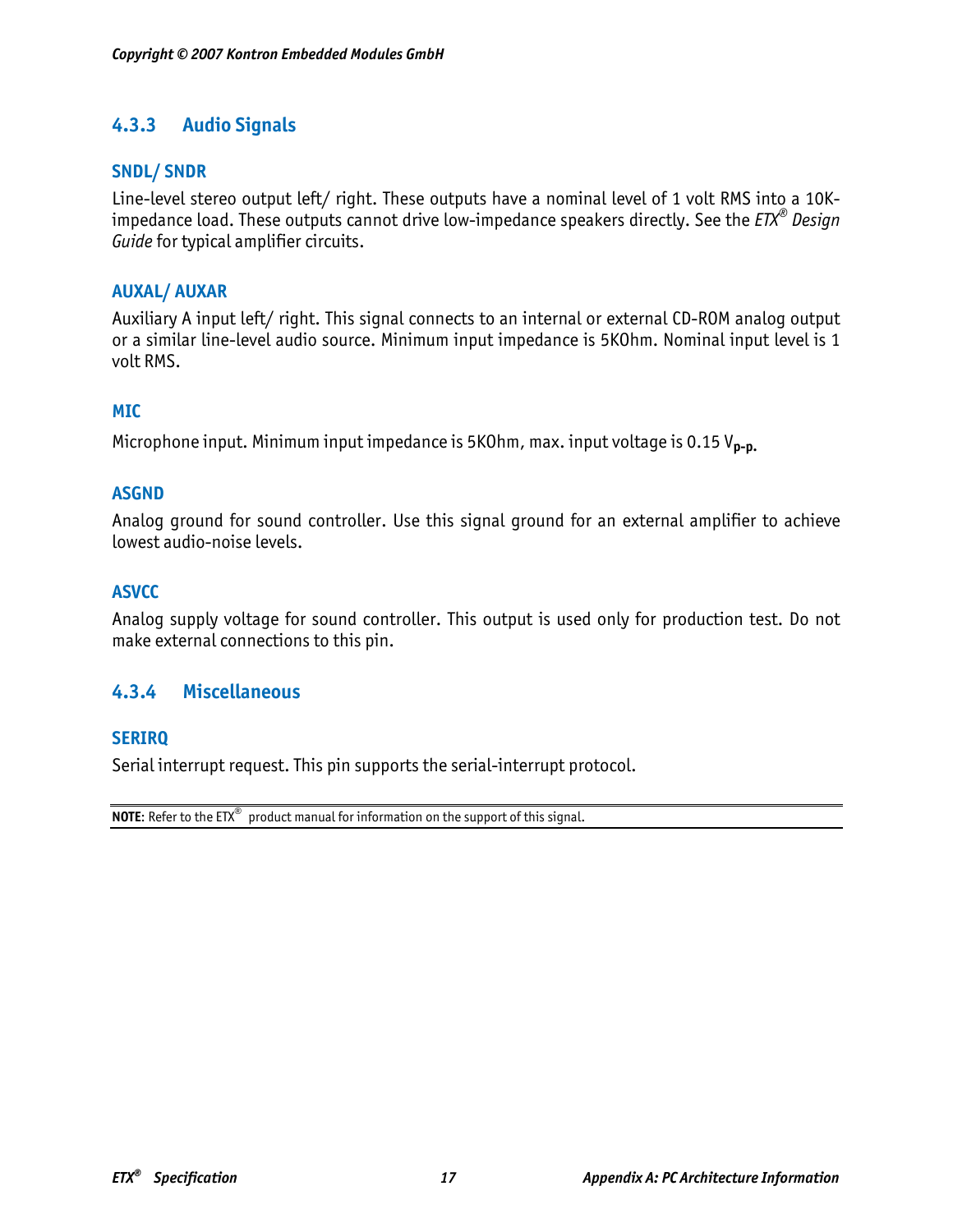### 4.3.3 Audio Signals

#### SNDL/ SNDR

Line-level stereo output left/ right. These outputs have a nominal level of 1 volt RMS into a 10K-impedance load. These outputs cannot drive low-impedance speakers directly. See the *ETX® Design Guide* for typical amplifier circuits.

#### AUXAL/ AUXAR

Auxiliary A input left/ right. This signal connects to an internal or external CD-ROM analog output or a similar line-level audio source. Minimum input impedance is 5KOhm. Nominal input level is 1 volt RMS.

#### MIC

Microphone input. Minimum input impedance is 5KOhm, max. input voltage is 0.15 $V_{p-p}$.

#### ASGND

Analog ground for sound controller. Use this signal ground for an external amplifier to achieve lowest audio-noise levels.

#### ASVCC

Analog supply voltage for sound controller. This output is used only for production test. Do not make external connections to this pin.

### 4.3.4 Miscellaneous

#### SERIRQ

Serial interrupt request. This pin supports the serial-interrupt protocol.

**NOTE**: Refer to the ETX® product manual for information on the support of this signal.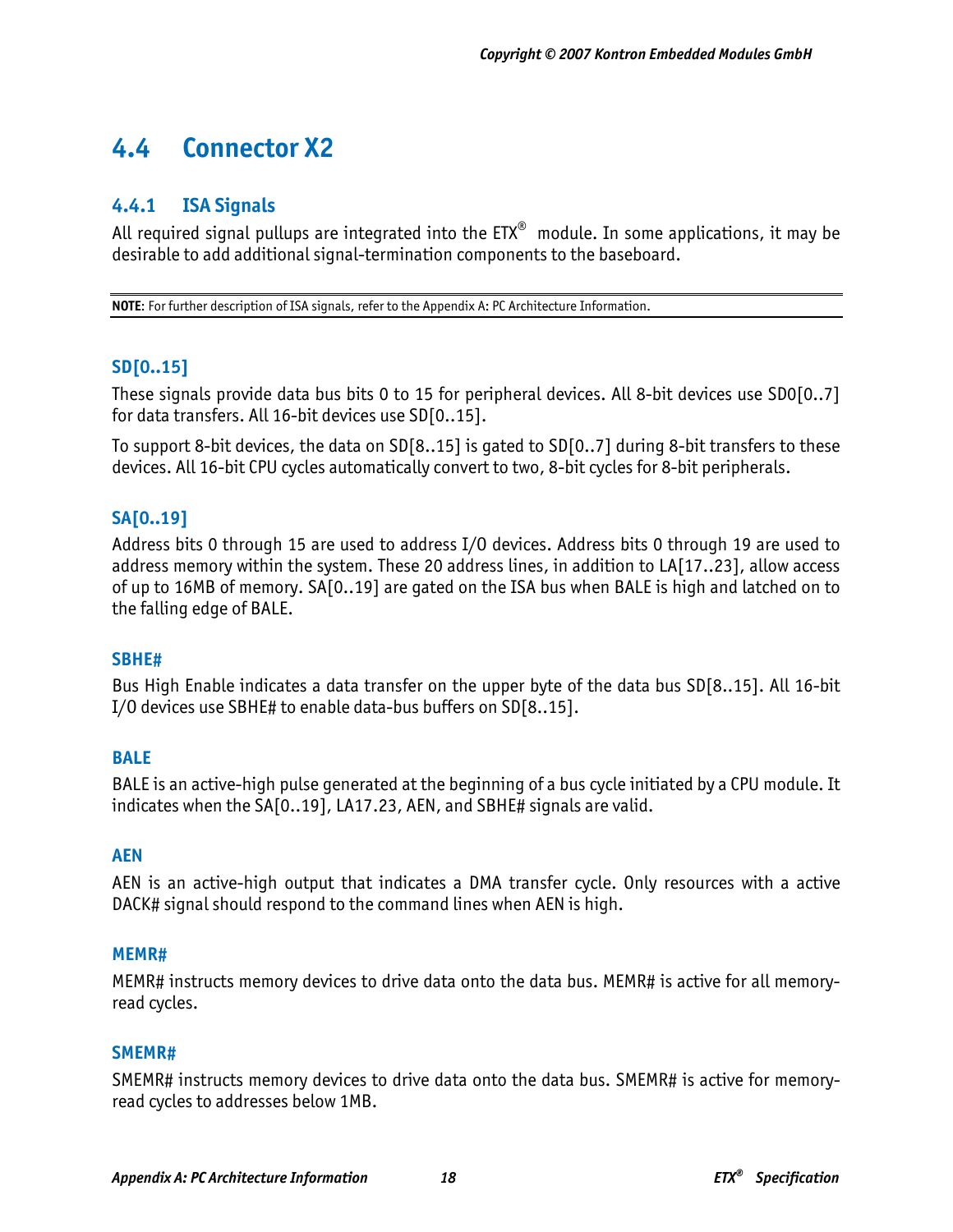## 4.4 Connector X2

### 4.4.1 ISA Signals

All required signal pullups are integrated into the ETX® module. In some applications, it may be desirable to add additional signal-termination components to the baseboard.

**NOTE**: For further description of ISA signals, refer to the Appendix A: PC Architecture Information.

#### SD[0..15]

These signals provide data bus bits 0 to 15 for peripheral devices. All 8-bit devices use SD0[0..7] for data transfers. All 16-bit devices use SD[0..15].

To support 8-bit devices, the data on SD[8..15] is gated to SD[0..7] during 8-bit transfers to these devices. All 16-bit CPU cycles automatically convert to two, 8-bit cycles for 8-bit peripherals.

#### SA[0..19]

Address bits 0 through 15 are used to address I/O devices. Address bits 0 through 19 are used to address memory within the system. These 20 address lines, in addition to LA[17..23], allow access of up to 16MB of memory. SA[0..19] are gated on the ISA bus when BALE is high and latched on to the falling edge of BALE.

#### SBHE#

Bus High Enable indicates a data transfer on the upper byte of the data bus SD[8..15]. All 16-bit I/O devices use SBHE# to enable data-bus buffers on SD[8..15].

#### BALE

BALE is an active-high pulse generated at the beginning of a bus cycle initiated by a CPU module. It indicates when the SA[0..19], LA17.23, AEN, and SBHE# signals are valid.

#### AEN

AEN is an active-high output that indicates a DMA transfer cycle. Only resources with a active DACK# signal should respond to the command lines when AEN is high.

#### MEMR#

MEMR# instructs memory devices to drive data onto the data bus. MEMR# is active for all memory-read cycles.

#### SMEMR#

SMEMR# instructs memory devices to drive data onto the data bus. SMEMR# is active for memory-read cycles to addresses below 1MB.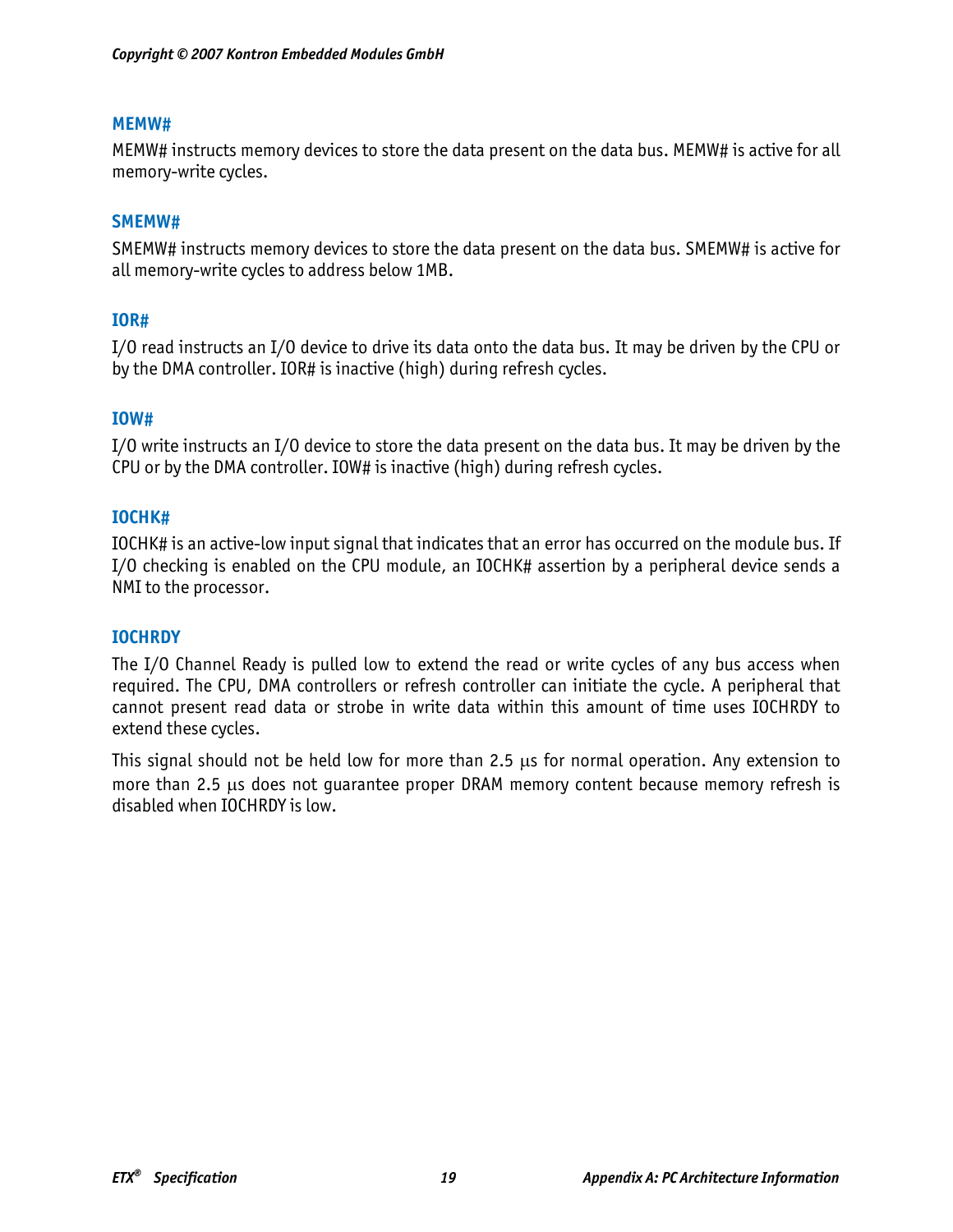### MEMW#

MEMW# instructs memory devices to store the data present on the data bus. MEMW# is active for all memory-write cycles.

### SMEMW#

SMEMW# instructs memory devices to store the data present on the data bus. SMEMW# is active for all memory-write cycles to address below 1MB.

### IOR#

I/O read instructs an I/O device to drive its data onto the data bus. It may be driven by the CPU or by the DMA controller. IOR# is inactive (high) during refresh cycles.

### IOW#

I/O write instructs an I/O device to store the data present on the data bus. It may be driven by the CPU or by the DMA controller. IOW# is inactive (high) during refresh cycles.

### IOCHK#

IOCHK# is an active-low input signal that indicates that an error has occurred on the module bus. If I/O checking is enabled on the CPU module, an IOCHK# assertion by a peripheral device sends a NMI to the processor.

### IOCHRDY

The I/O Channel Ready is pulled low to extend the read or write cycles of any bus access when required. The CPU, DMA controllers or refresh controller can initiate the cycle. A peripheral that cannot present read data or strobe in write data within this amount of time uses IOCHRDY to extend these cycles.

This signal should not be held low for more than 2.5 µs for normal operation. Any extension to more than 2.5 µs does not guarantee proper DRAM memory content because memory refresh is disabled when IOCHRDY is low.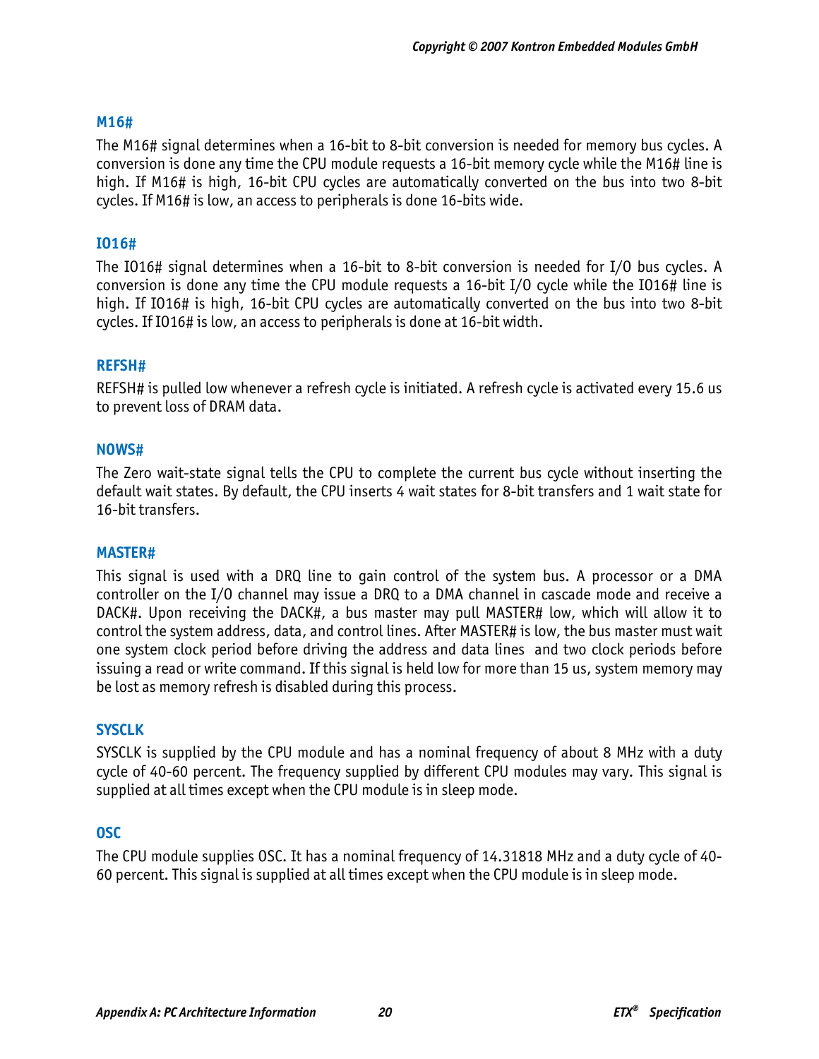### M16#

The M16# signal determines when a 16-bit to 8-bit conversion is needed for memory bus cycles. A conversion is done any time the CPU module requests a 16-bit memory cycle while the M16# line is high. If M16# is high, 16-bit CPU cycles are automatically converted on the bus into two 8-bit cycles. If M16# is low, an access to peripherals is done 16-bits wide.

### IO16#

The IO16# signal determines when a 16-bit to 8-bit conversion is needed for I/O bus cycles. A conversion is done any time the CPU module requests a 16-bit I/O cycle while the IO16# line is high. If IO16# is high, 16-bit CPU cycles are automatically converted on the bus into two 8-bit cycles. If IO16# is low, an access to peripherals is done at 16-bit width.

### REFSH#

REFSH# is pulled low whenever a refresh cycle is initiated. A refresh cycle is activated every 15.6 us to prevent loss of DRAM data.

### NOWS#

The Zero wait-state signal tells the CPU to complete the current bus cycle without inserting the default wait states. By default, the CPU inserts 4 wait states for 8-bit transfers and 1 wait state for 16-bit transfers.

### MASTER#

This signal is used with a DRQ line to gain control of the system bus. A processor or a DMA controller on the I/O channel may issue a DRQ to a DMA channel in cascade mode and receive a DACK#. Upon receiving the DACK#, a bus master may pull MASTER# low, which will allow it to control the system address, data, and control lines. After MASTER# is low, the bus master must wait one system clock period before driving the address and data lines and two clock periods before issuing a read or write command. If this signal is held low for more than 15 us, system memory may be lost as memory refresh is disabled during this process.

### SYSCLK

SYSCLK is supplied by the CPU module and has a nominal frequency of about 8 MHz with a duty cycle of 40-60 percent. The frequency supplied by different CPU modules may vary. This signal is supplied at all times except when the CPU module is in sleep mode.

### OSC

The CPU module supplies OSC. It has a nominal frequency of 14.31818 MHz and a duty cycle of 40-60 percent. This signal is supplied at all times except when the CPU module is in sleep mode.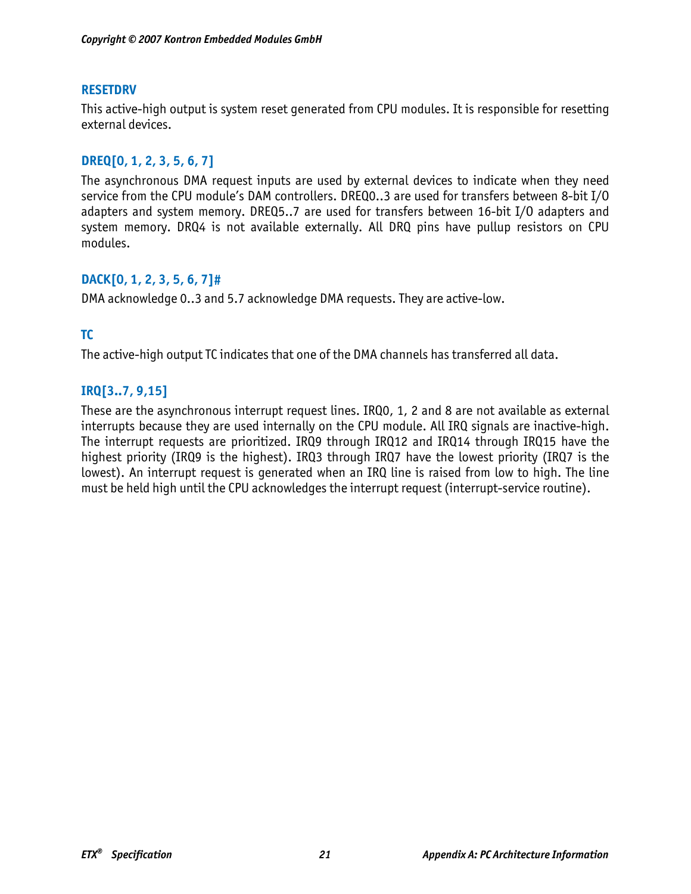### RESETDRV

This active-high output is system reset generated from CPU modules. It is responsible for resetting external devices.

### DREQ[0, 1, 2, 3, 5, 6, 7]

The asynchronous DMA request inputs are used by external devices to indicate when they need service from the CPU module's DAM controllers. DREQ0..3 are used for transfers between 8-bit I/O adapters and system memory. DREQ5..7 are used for transfers between 16-bit I/O adapters and system memory. DRQ4 is not available externally. All DRQ pins have pullup resistors on CPU modules.

### DACK[0, 1, 2, 3, 5, 6, 7]#

DMA acknowledge 0..3 and 5.7 acknowledge DMA requests. They are active-low.

### TC

The active-high output TC indicates that one of the DMA channels has transferred all data.

### IRQ[3..7, 9,15]

These are the asynchronous interrupt request lines. IRQ0, 1, 2 and 8 are not available as external interrupts because they are used internally on the CPU module. All IRQ signals are inactive-high. The interrupt requests are prioritized. IRQ9 through IRQ12 and IRQ14 through IRQ15 have the highest priority (IRQ9 is the highest). IRQ3 through IRQ7 have the lowest priority (IRQ7 is the lowest). An interrupt request is generated when an IRQ line is raised from low to high. The line must be held high until the CPU acknowledges the interrupt request (interrupt-service routine).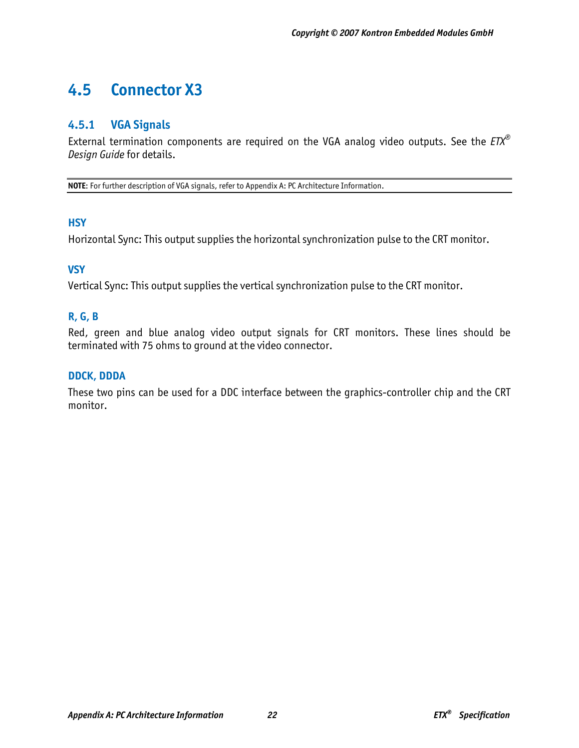## 4.5 Connector X3

### 4.5.1 VGA Signals

External termination components are required on the VGA analog video outputs. See the *ETX® Design Guide* for details.

**NOTE**: For further description of VGA signals, refer to Appendix A: PC Architecture Information.

#### HSY

Horizontal Sync: This output supplies the horizontal synchronization pulse to the CRT monitor.

#### VSY

Vertical Sync: This output supplies the vertical synchronization pulse to the CRT monitor.

#### R, G, B

Red, green and blue analog video output signals for CRT monitors. These lines should be terminated with 75 ohms to ground at the video connector.

#### DDCK, DDDA

These two pins can be used for a DDC interface between the graphics-controller chip and the CRT monitor.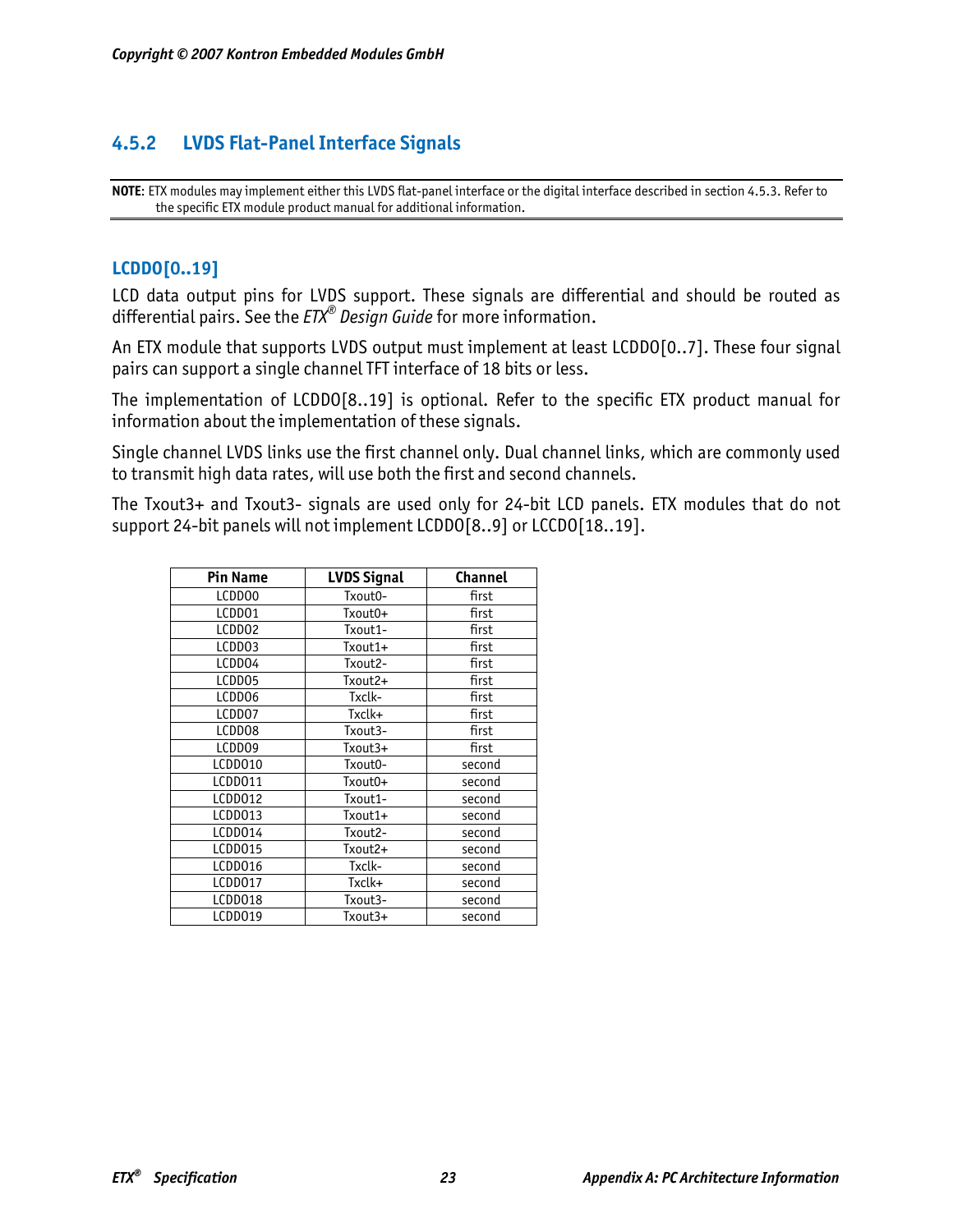## 4.5.2 LVDS Flat-Panel Interface Signals

**NOTE**: ETX modules may implement either this LVDS flat-panel interface or the digital interface described in section 4.5.3. Refer to the specific ETX module product manual for additional information.

### LCDDO[0..19]

LCD data output pins for LVDS support. These signals are differential and should be routed as differential pairs. See the *ETX® Design Guide* for more information.

An ETX module that supports LVDS output must implement at least LCDDO[0..7]. These four signal pairs can support a single channel TFT interface of 18 bits or less.

The implementation of LCDDO[8..19] is optional. Refer to the specific ETX product manual for information about the implementation of these signals.

Single channel LVDS links use the first channel only. Dual channel links, which are commonly used to transmit high data rates, will use both the first and second channels.

The Txout3+ and Txout3- signals are used only for 24-bit LCD panels. ETX modules that do not support 24-bit panels will not implement LCDDO[8..9] or LCCDO[18..19].

| Pin Name | LVDS Signal | Channel |
|---|---|---|
| LCDDO0 | Txout0- | first |
| LCDDO1 | Txout0+ | first |
| LCDDO2 | Txout1- | first |
| LCDDO3 | Txout1+ | first |
| LCDDO4 | Txout2- | first |
| LCDDO5 | Txout2+ | first |
| LCDDO6 | Txclk- | first |
| LCDDO7 | Txclk+ | first |
| LCDDO8 | Txout3- | first |
| LCDDO9 | Txout3+ | first |
| LCDDO10 | Txout0- | second |
| LCDDO11 | Txout0+ | second |
| LCDDO12 | Txout1- | second |
| LCDDO13 | Txout1+ | second |
| LCDDO14 | Txout2- | second |
| LCDDO15 | Txout2+ | second |
| LCDDO16 | Txclk- | second |
| LCDDO17 | Txclk+ | second |
| LCDDO18 | Txout3- | second |
| LCDDO19 | Txout3+ | second |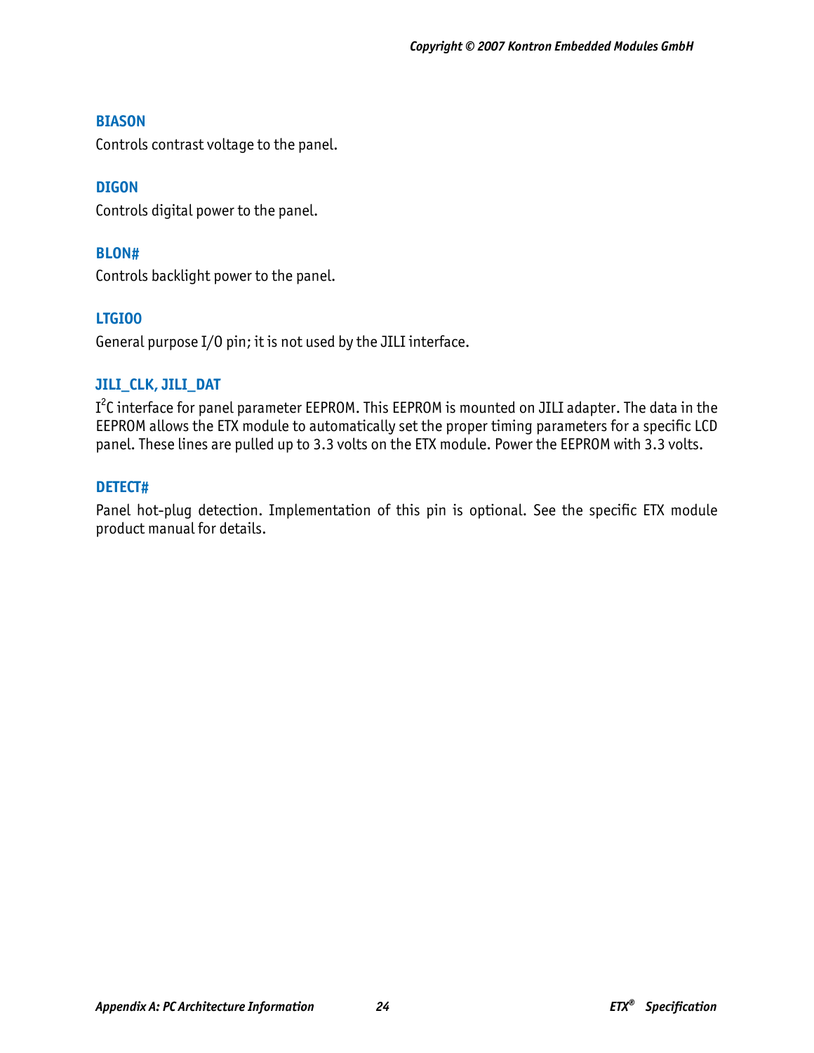### BIASON

Controls contrast voltage to the panel.

### DIGON

Controls digital power to the panel.

### BLON#

Controls backlight power to the panel.

### LTGIO0

General purpose I/O pin; it is not used by the JILI interface.

### JILI_CLK, JILI_DAT

$I^2C$ interface for panel parameter EEPROM. This EEPROM is mounted on JILI adapter. The data in the EEPROM allows the ETX module to automatically set the proper timing parameters for a specific LCD panel. These lines are pulled up to 3.3 volts on the ETX module. Power the EEPROM with 3.3 volts.

### DETECT#

Panel hot-plug detection. Implementation of this pin is optional. See the specific ETX module product manual for details.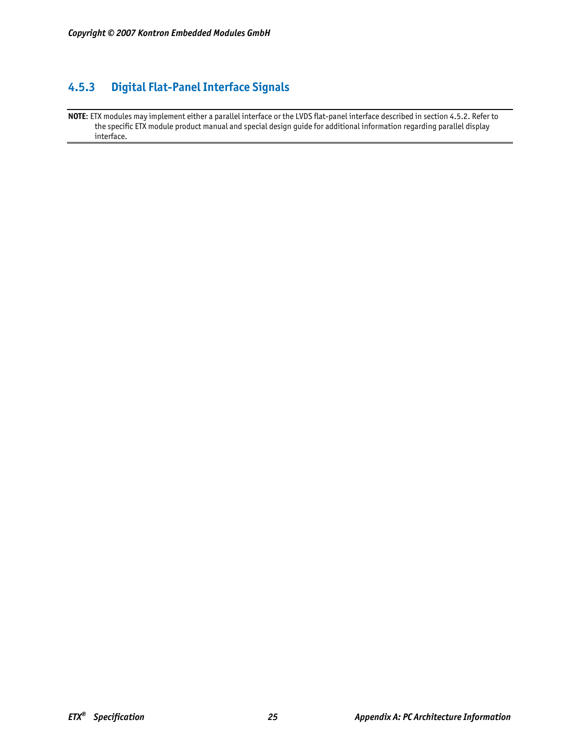### 4.5.3 Digital Flat-Panel Interface Signals

**NOTE**: ETX modules may implement either a parallel interface or the LVDS flat-panel interface described in section 4.5.2. Refer to the specific ETX module product manual and special design guide for additional information regarding parallel display interface.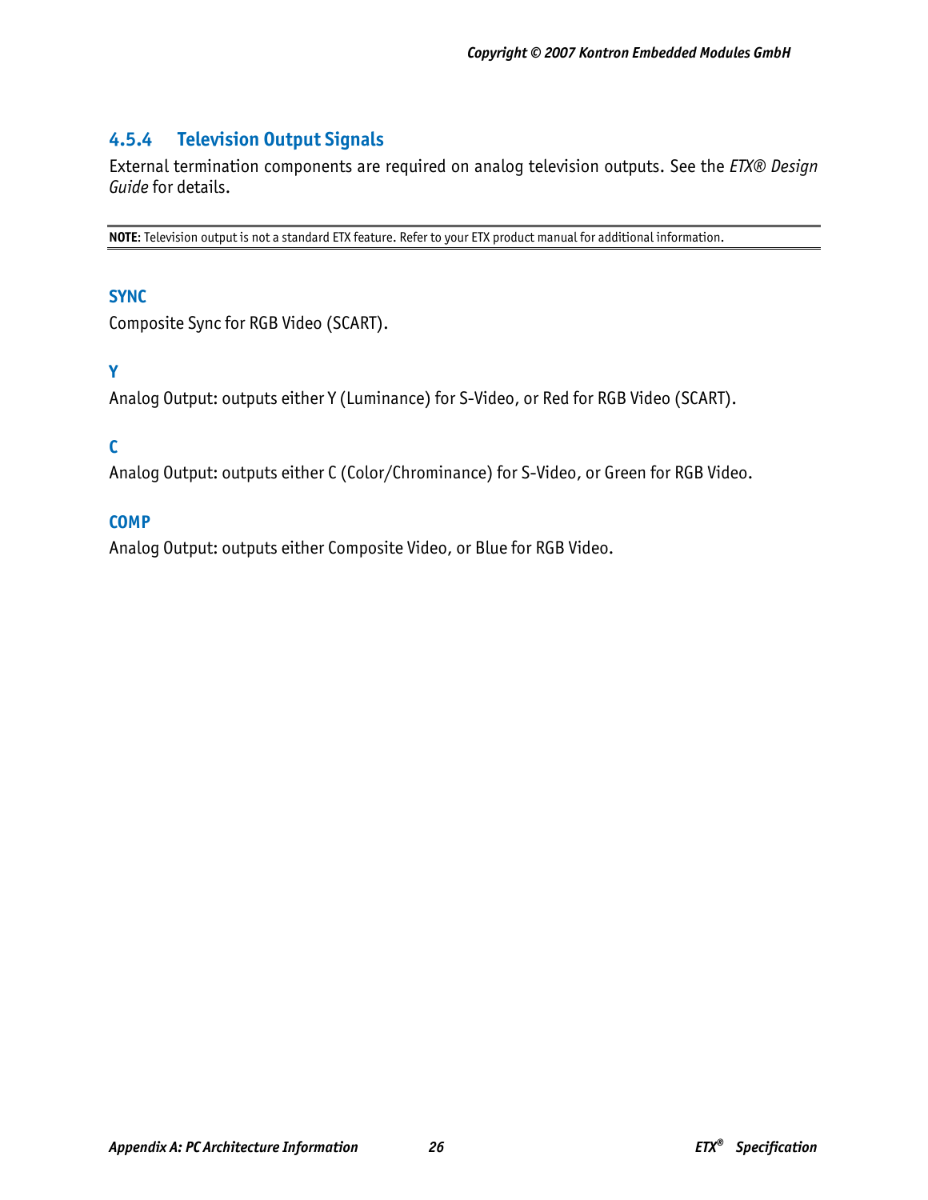### 4.5.4 Television Output Signals

External termination components are required on analog television outputs. See the *ETX® Design Guide* for details.

---

**NOTE**: Television output is not a standard ETX feature. Refer to your ETX product manual for additional information.

---

#### SYNC

Composite Sync for RGB Video (SCART).

#### Y

Analog Output: outputs either Y (Luminance) for S-Video, or Red for RGB Video (SCART).

#### C

Analog Output: outputs either C (Color/Chrominance) for S-Video, or Green for RGB Video.

#### COMP

Analog Output: outputs either Composite Video, or Blue for RGB Video.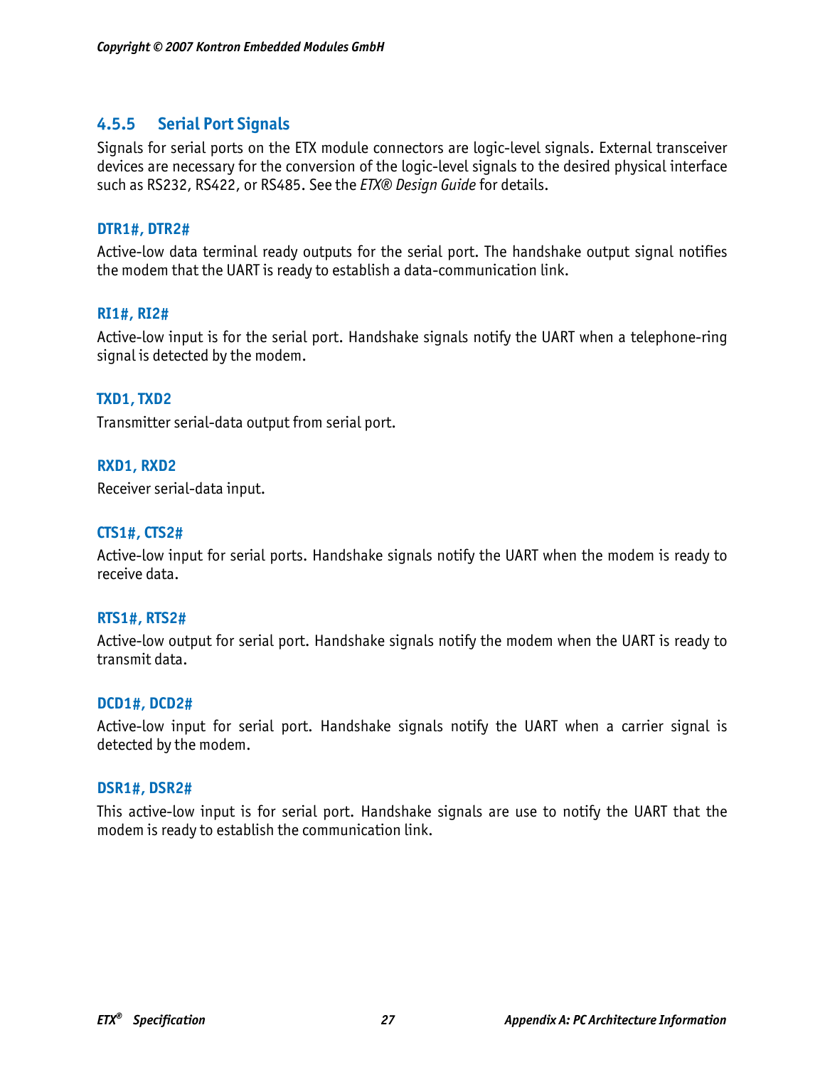### 4.5.5 Serial Port Signals

Signals for serial ports on the ETX module connectors are logic-level signals. External transceiver devices are necessary for the conversion of the logic-level signals to the desired physical interface such as RS232, RS422, or RS485. See the *ETX® Design Guide* for details.

#### DTR1#, DTR2#

Active-low data terminal ready outputs for the serial port. The handshake output signal notifies the modem that the UART is ready to establish a data-communication link.

#### RI1#, RI2#

Active-low input is for the serial port. Handshake signals notify the UART when a telephone-ring signal is detected by the modem.

#### TXD1, TXD2

Transmitter serial-data output from serial port.

#### RXD1, RXD2

Receiver serial-data input.

#### CTS1#, CTS2#

Active-low input for serial ports. Handshake signals notify the UART when the modem is ready to receive data.

#### RTS1#, RTS2#

Active-low output for serial port. Handshake signals notify the modem when the UART is ready to transmit data.

#### DCD1#, DCD2#

Active-low input for serial port. Handshake signals notify the UART when a carrier signal is detected by the modem.

#### DSR1#, DSR2#

This active-low input is for serial port. Handshake signals are use to notify the UART that the modem is ready to establish the communication link.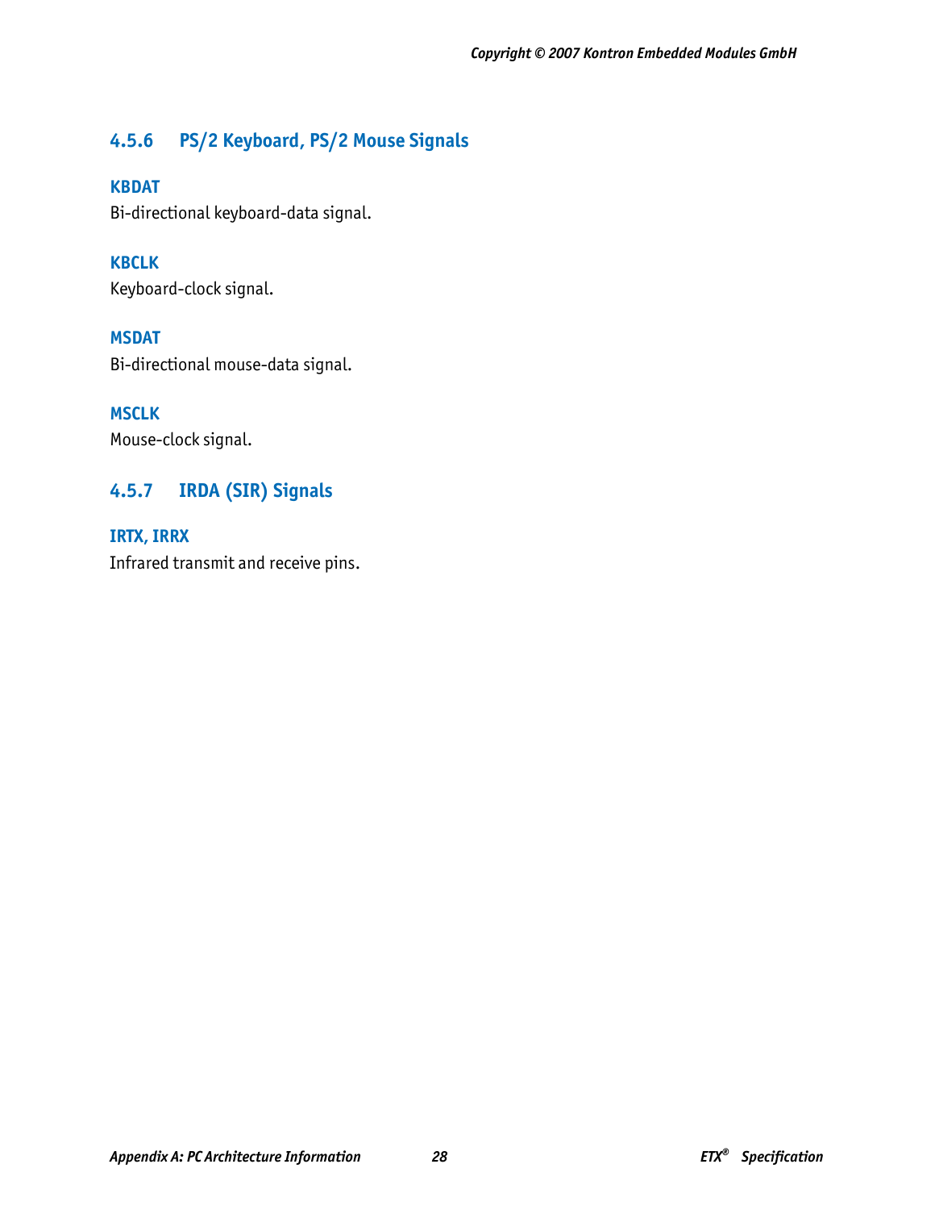### 4.5.6 PS/2 Keyboard, PS/2 Mouse Signals

**KBDAT**

Bi-directional keyboard-data signal.

**KBCLK**

Keyboard-clock signal.

**MSDAT**

Bi-directional mouse-data signal.

**MSCLK**

Mouse-clock signal.

### 4.5.7 IRDA (SIR) Signals

**IRTX, IRRX**

Infrared transmit and receive pins.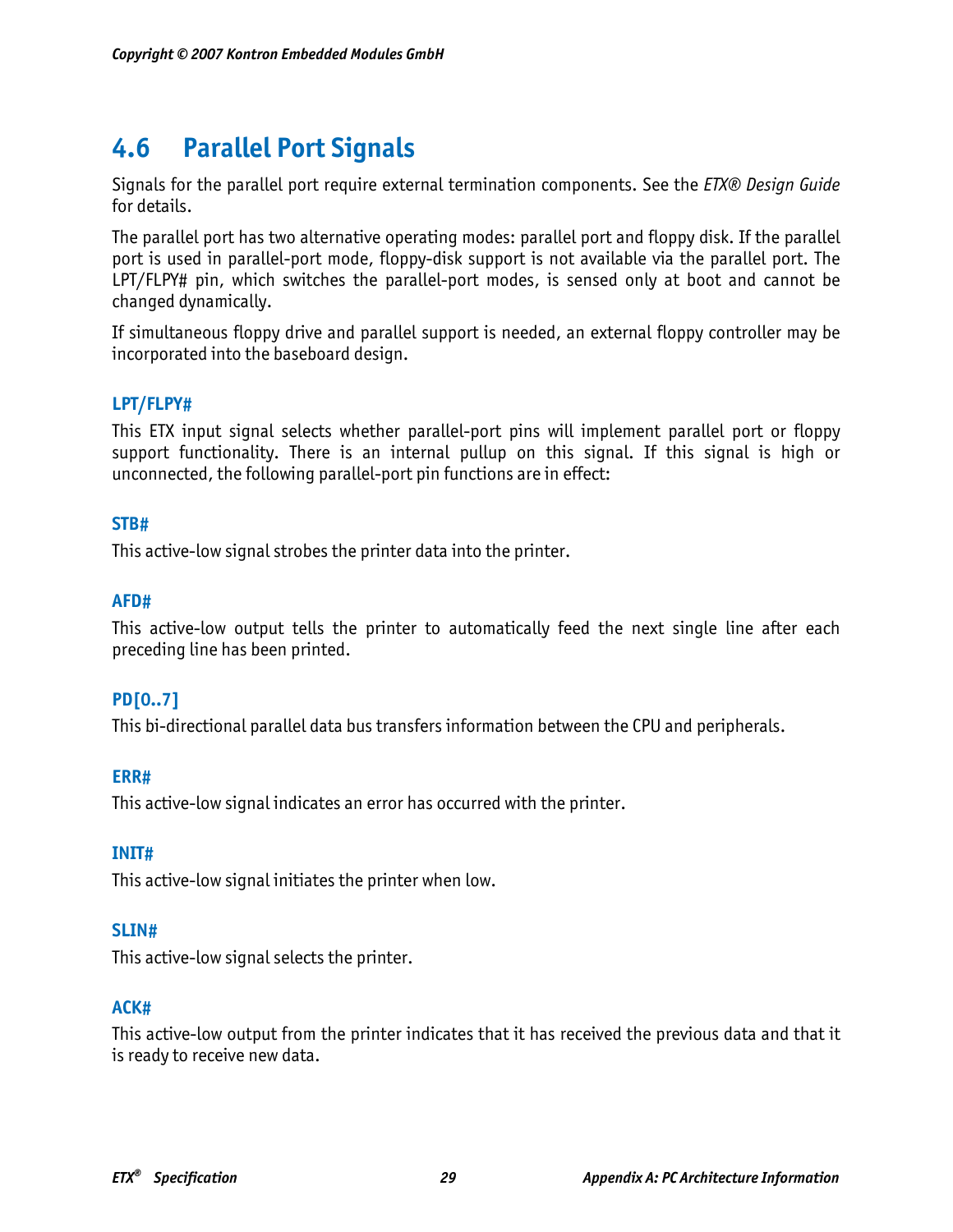## 4.6 Parallel Port Signals

Signals for the parallel port require external termination components. See the *ETX® Design Guide* for details.

The parallel port has two alternative operating modes: parallel port and floppy disk. If the parallel port is used in parallel-port mode, floppy-disk support is not available via the parallel port. The LPT/FLPY# pin, which switches the parallel-port modes, is sensed only at boot and cannot be changed dynamically.

If simultaneous floppy drive and parallel support is needed, an external floppy controller may be incorporated into the baseboard design.

### LPT/FLPY#

This ETX input signal selects whether parallel-port pins will implement parallel port or floppy support functionality. There is an internal pullup on this signal. If this signal is high or unconnected, the following parallel-port pin functions are in effect:

### STB#

This active-low signal strobes the printer data into the printer.

### AFD#

This active-low output tells the printer to automatically feed the next single line after each preceding line has been printed.

### PD[0..7]

This bi-directional parallel data bus transfers information between the CPU and peripherals.

### ERR#

This active-low signal indicates an error has occurred with the printer.

### INIT#

This active-low signal initiates the printer when low.

### SLIN#

This active-low signal selects the printer.

### ACK#

This active-low output from the printer indicates that it has received the previous data and that it is ready to receive new data.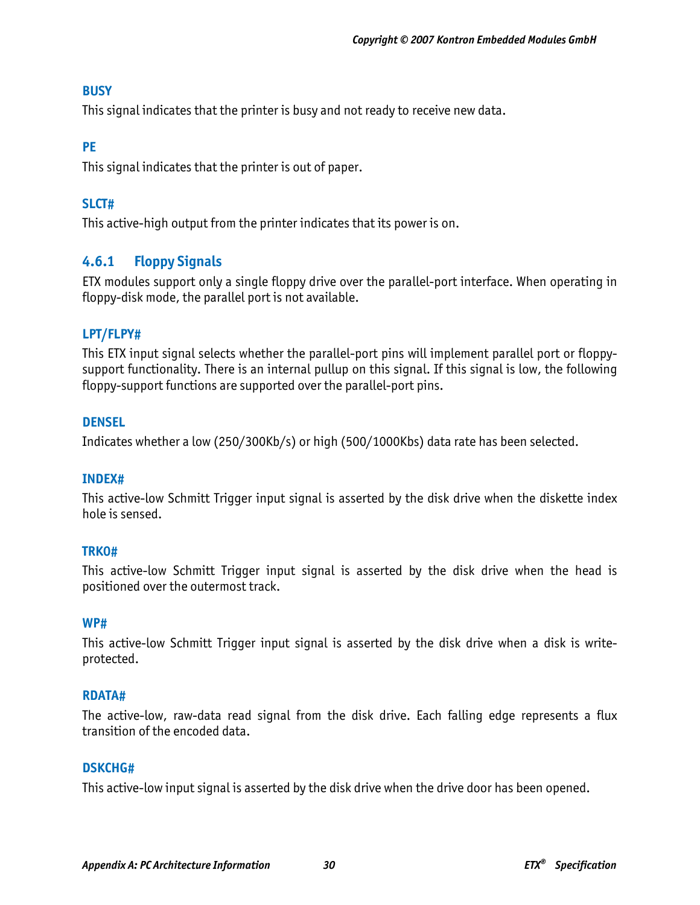#### BUSY

This signal indicates that the printer is busy and not ready to receive new data.

#### PE

This signal indicates that the printer is out of paper.

#### SLCT#

This active-high output from the printer indicates that its power is on.

### 4.6.1 Floppy Signals

ETX modules support only a single floppy drive over the parallel-port interface. When operating in floppy-disk mode, the parallel port is not available.

#### LPT/FLPY#

This ETX input signal selects whether the parallel-port pins will implement parallel port or floppy-support functionality. There is an internal pullup on this signal. If this signal is low, the following floppy-support functions are supported over the parallel-port pins.

#### DENSEL

Indicates whether a low (250/300Kb/s) or high (500/1000Kbs) data rate has been selected.

#### INDEX#

This active-low Schmitt Trigger input signal is asserted by the disk drive when the diskette index hole is sensed.

#### TRK0#

This active-low Schmitt Trigger input signal is asserted by the disk drive when the head is positioned over the outermost track.

#### WP#

This active-low Schmitt Trigger input signal is asserted by the disk drive when a disk is write-protected.

#### RDATA#

The active-low, raw-data read signal from the disk drive. Each falling edge represents a flux transition of the encoded data.

#### DSKCHG#

This active-low input signal is asserted by the disk drive when the drive door has been opened.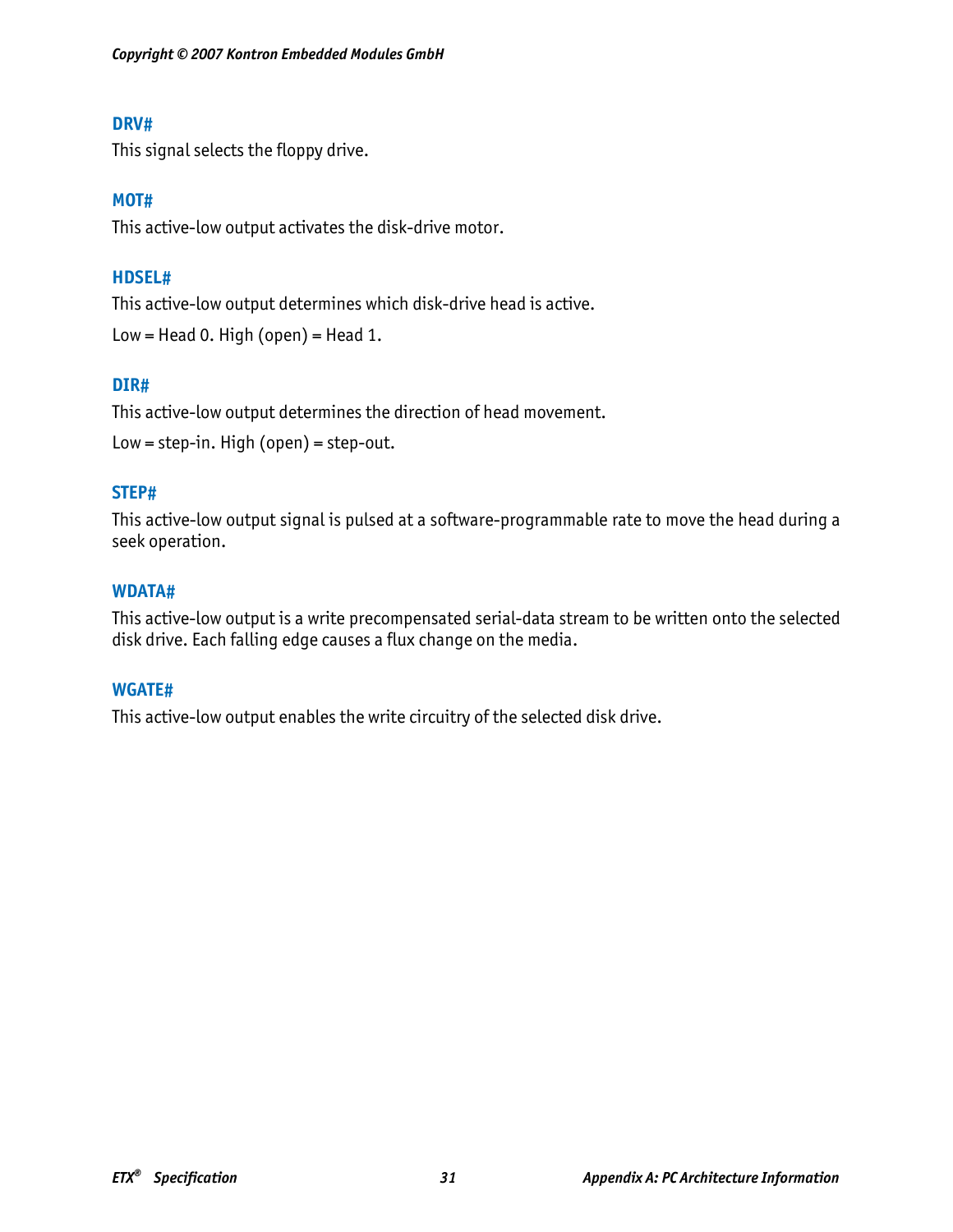### DRV#

This signal selects the floppy drive.

### MOT#

This active-low output activates the disk-drive motor.

### HDSEL#

This active-low output determines which disk-drive head is active.

Low = Head 0. High (open) = Head 1.

### DIR#

This active-low output determines the direction of head movement.

Low = step-in. High (open) = step-out.

### STEP#

This active-low output signal is pulsed at a software-programmable rate to move the head during a seek operation.

### WDATA#

This active-low output is a write precompensated serial-data stream to be written onto the selected disk drive. Each falling edge causes a flux change on the media.

### WGATE#

This active-low output enables the write circuitry of the selected disk drive.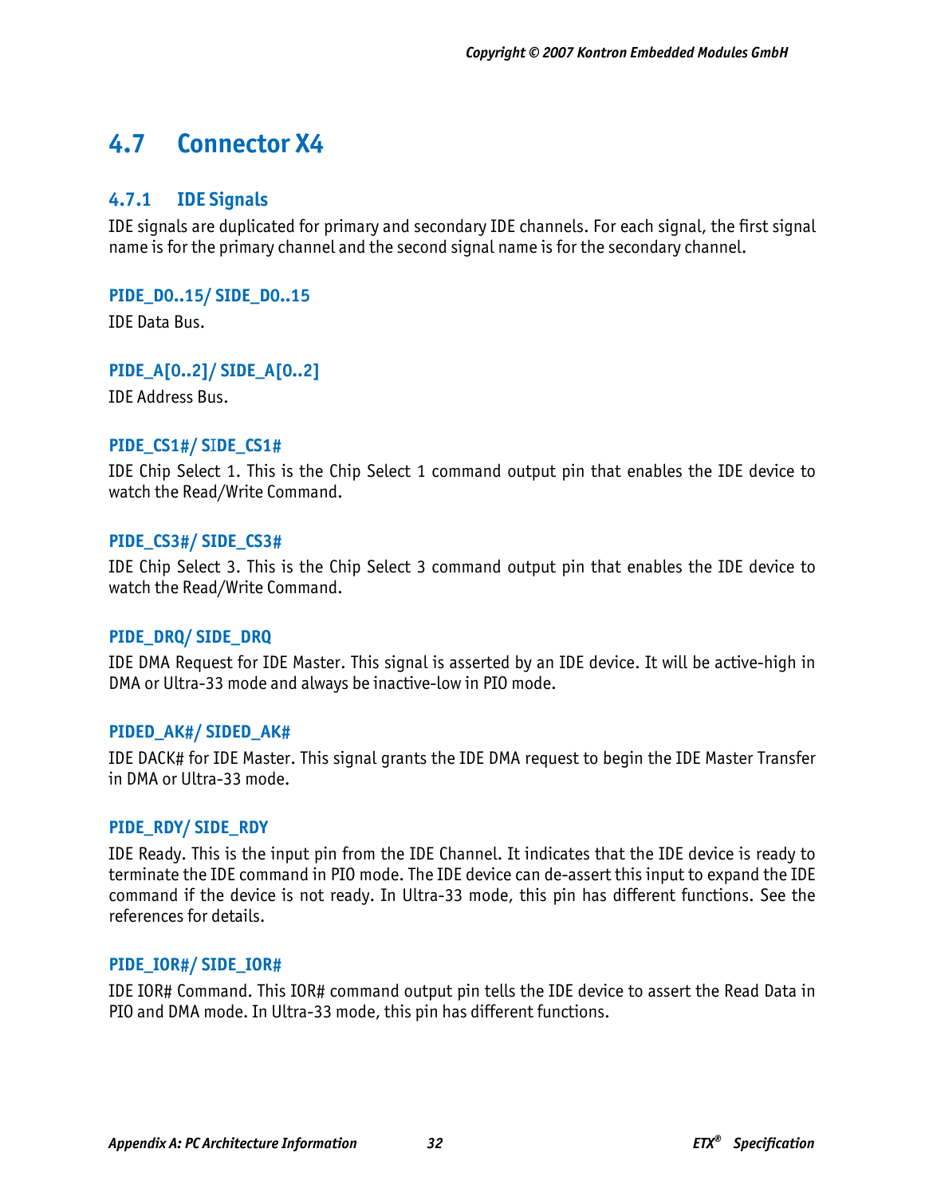## 4.7 Connector X4

### 4.7.1 IDE Signals

IDE signals are duplicated for primary and secondary IDE channels. For each signal, the first signal name is for the primary channel and the second signal name is for the secondary channel.

#### PIDE_D0..15/ SIDE_D0..15

IDE Data Bus.

#### PIDE_A[0..2]/ SIDE_A[0..2]

IDE Address Bus.

#### PIDE_CS1#/ SIDE_CS1#

IDE Chip Select 1. This is the Chip Select 1 command output pin that enables the IDE device to watch the Read/Write Command.

#### PIDE_CS3#/ SIDE_CS3#

IDE Chip Select 3. This is the Chip Select 3 command output pin that enables the IDE device to watch the Read/Write Command.

#### PIDE_DRQ/ SIDE_DRQ

IDE DMA Request for IDE Master. This signal is asserted by an IDE device. It will be active-high in DMA or Ultra-33 mode and always be inactive-low in PIO mode.

#### PIDED_AK#/ SIDED_AK#

IDE DACK# for IDE Master. This signal grants the IDE DMA request to begin the IDE Master Transfer in DMA or Ultra-33 mode.

#### PIDE_RDY/ SIDE_RDY

IDE Ready. This is the input pin from the IDE Channel. It indicates that the IDE device is ready to terminate the IDE command in PIO mode. The IDE device can de-assert this input to expand the IDE command if the device is not ready. In Ultra-33 mode, this pin has different functions. See the references for details.

#### PIDE_IOR#/ SIDE_IOR#

IDE IOR# Command. This IOR# command output pin tells the IDE device to assert the Read Data in PIO and DMA mode. In Ultra-33 mode, this pin has different functions.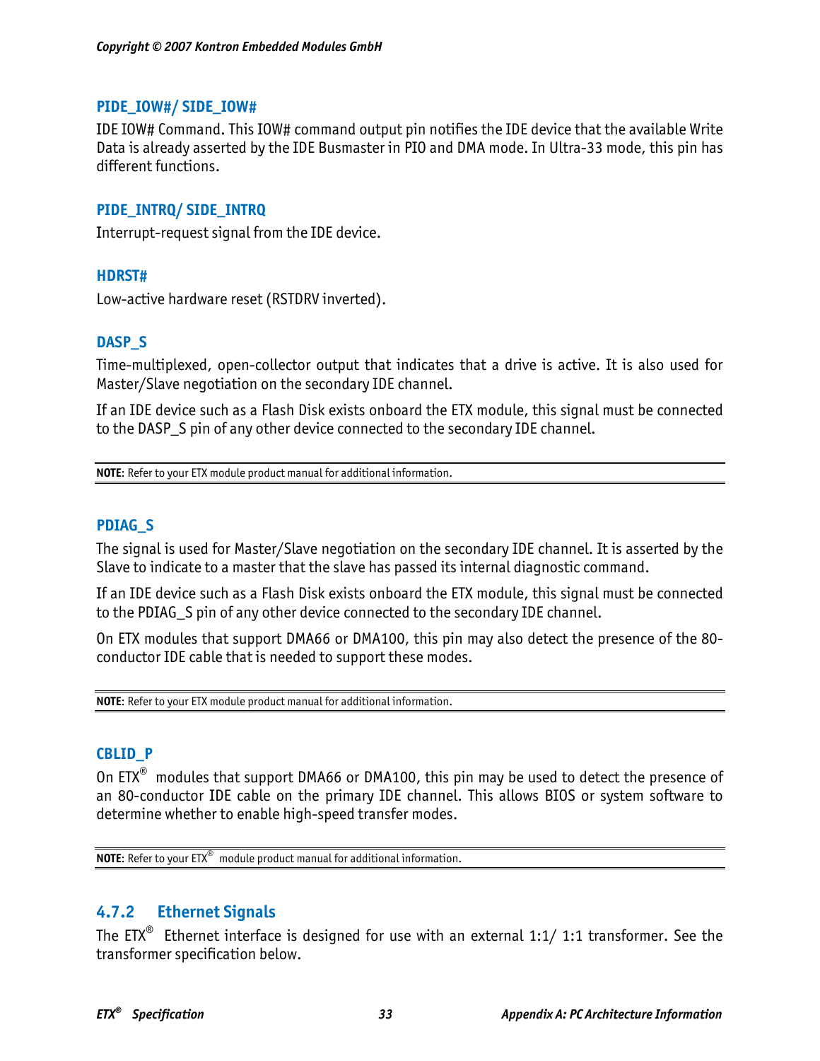#### PIDE_IOW#/ SIDE_IOW#

IDE IOW# Command. This IOW# command output pin notifies the IDE device that the available Write Data is already asserted by the IDE Busmaster in PIO and DMA mode. In Ultra-33 mode, this pin has different functions.

#### PIDE_INTRQ/ SIDE_INTRQ

Interrupt-request signal from the IDE device.

#### HDRST#

Low-active hardware reset (RSTDRV inverted).

#### DASP_S

Time-multiplexed, open-collector output that indicates that a drive is active. It is also used for Master/Slave negotiation on the secondary IDE channel.

If an IDE device such as a Flash Disk exists onboard the ETX module, this signal must be connected to the DASP_S pin of any other device connected to the secondary IDE channel.

**NOTE**: Refer to your ETX module product manual for additional information.

#### PDIAG_S

The signal is used for Master/Slave negotiation on the secondary IDE channel. It is asserted by the Slave to indicate to a master that the slave has passed its internal diagnostic command.

If an IDE device such as a Flash Disk exists onboard the ETX module, this signal must be connected to the PDIAG_S pin of any other device connected to the secondary IDE channel.

On ETX modules that support DMA66 or DMA100, this pin may also detect the presence of the 80-conductor IDE cable that is needed to support these modes.

**NOTE**: Refer to your ETX module product manual for additional information.

#### CBLID_P

On ETX® modules that support DMA66 or DMA100, this pin may be used to detect the presence of an 80-conductor IDE cable on the primary IDE channel. This allows BIOS or system software to determine whether to enable high-speed transfer modes.

**NOTE**: Refer to your ETX® module product manual for additional information.

### 4.7.2 Ethernet Signals

The ETX® Ethernet interface is designed for use with an external 1:1/ 1:1 transformer. See the transformer specification below.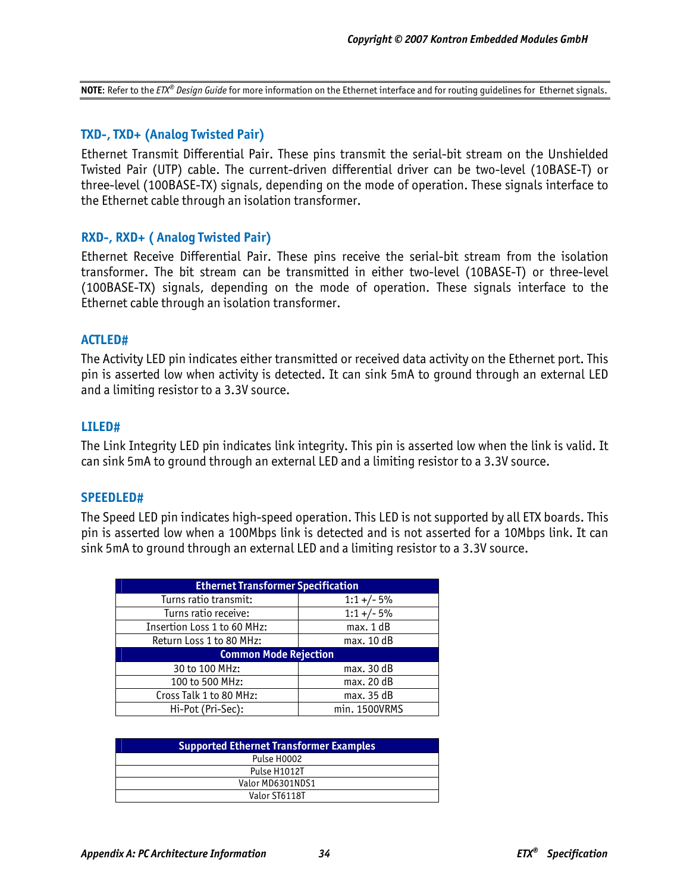**NOTE**: Refer to the *ETX® Design Guide* for more information on the Ethernet interface and for routing guidelines for Ethernet signals.

### TXD-, TXD+ (Analog Twisted Pair)

Ethernet Transmit Differential Pair. These pins transmit the serial-bit stream on the Unshielded Twisted Pair (UTP) cable. The current-driven differential driver can be two-level (10BASE-T) or three-level (100BASE-TX) signals, depending on the mode of operation. These signals interface to the Ethernet cable through an isolation transformer.

### RXD-, RXD+ ( Analog Twisted Pair)

Ethernet Receive Differential Pair. These pins receive the serial-bit stream from the isolation transformer. The bit stream can be transmitted in either two-level (10BASE-T) or three-level (100BASE-TX) signals, depending on the mode of operation. These signals interface to the Ethernet cable through an isolation transformer.

### ACTLED#

The Activity LED pin indicates either transmitted or received data activity on the Ethernet port. This pin is asserted low when activity is detected. It can sink 5mA to ground through an external LED and a limiting resistor to a 3.3V source.

### LILED#

The Link Integrity LED pin indicates link integrity. This pin is asserted low when the link is valid. It can sink 5mA to ground through an external LED and a limiting resistor to a 3.3V source.

### SPEEDLED#

The Speed LED pin indicates high-speed operation. This LED is not supported by all ETX boards. This pin is asserted low when a 100Mbps link is detected and is not asserted for a 10Mbps link. It can sink 5mA to ground through an external LED and a limiting resistor to a 3.3V source.

| Ethernet Transformer Specification | |
|---|---|
| Turns ratio transmit: | 1:1 +/- 5% |
| Turns ratio receive: | 1:1 +/- 5% |
| Insertion Loss 1 to 60 MHz: | max. 1 dB |
| Return Loss 1 to 80 MHz: | max. 10 dB |
| **Common Mode Rejection** | |
| 30 to 100 MHz: | max. 30 dB |
| 100 to 500 MHz: | max. 20 dB |
| Cross Talk 1 to 80 MHz: | max. 35 dB |
| Hi-Pot (Pri-Sec): | min. 1500VRMS |

| Supported Ethernet Transformer Examples |
|---|
| Pulse H0002 |
| Pulse H1012T |
| Valor MD6301NDS1 |
| Valor ST6118T |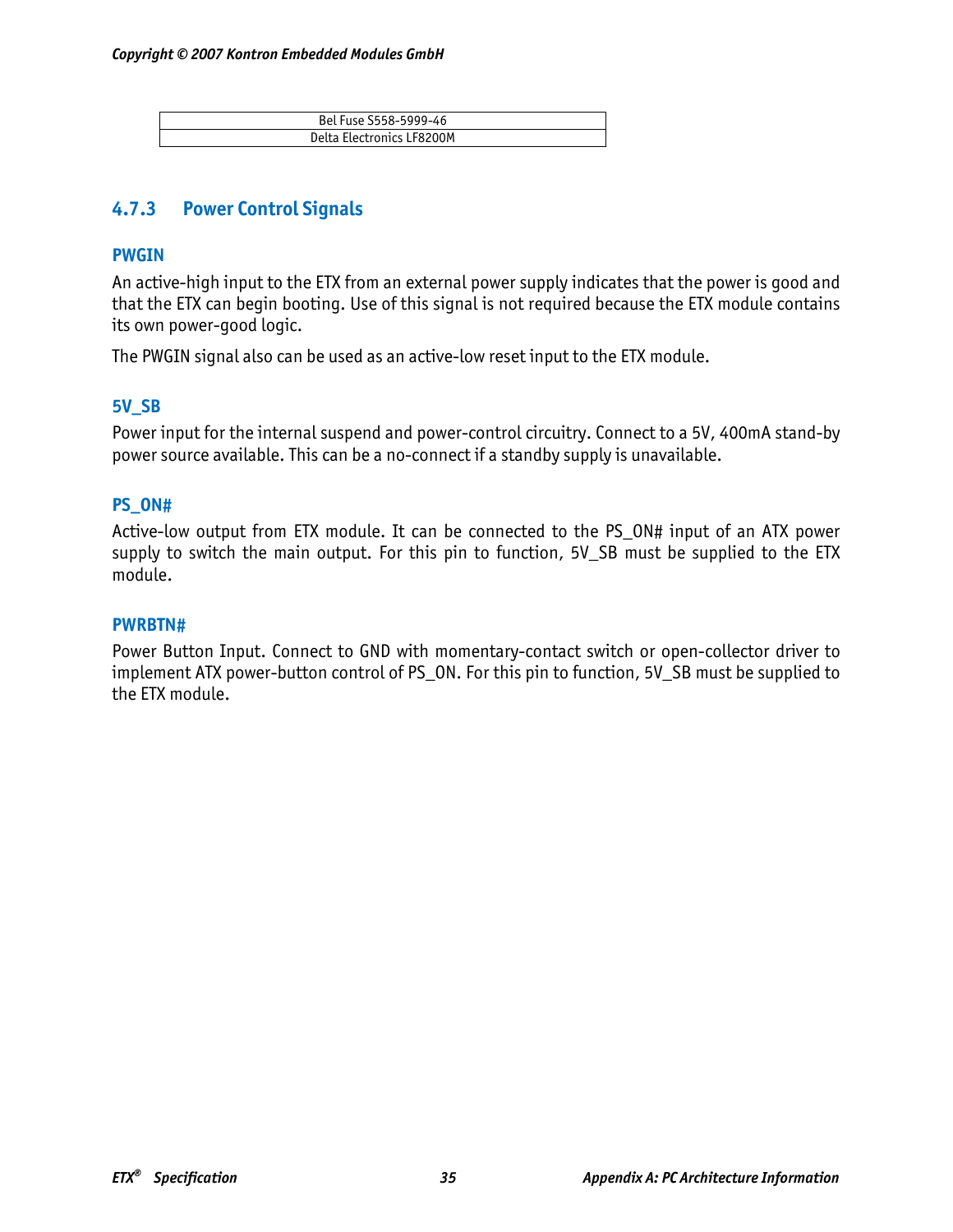| Bel Fuse S558-5999-46 |
|---|
| Delta Electronics LF8200M |

### 4.7.3 Power Control Signals

#### PWGIN

An active-high input to the ETX from an external power supply indicates that the power is good and that the ETX can begin booting. Use of this signal is not required because the ETX module contains its own power-good logic.

The PWGIN signal also can be used as an active-low reset input to the ETX module.

#### 5V_SB

Power input for the internal suspend and power-control circuitry. Connect to a 5V, 400mA stand-by power source available. This can be a no-connect if a standby supply is unavailable.

#### PS_ON#

Active-low output from ETX module. It can be connected to the PS_ON# input of an ATX power supply to switch the main output. For this pin to function, 5V_SB must be supplied to the ETX module.

#### PWRBTN#

Power Button Input. Connect to GND with momentary-contact switch or open-collector driver to implement ATX power-button control of PS_ON. For this pin to function, 5V_SB must be supplied to the ETX module.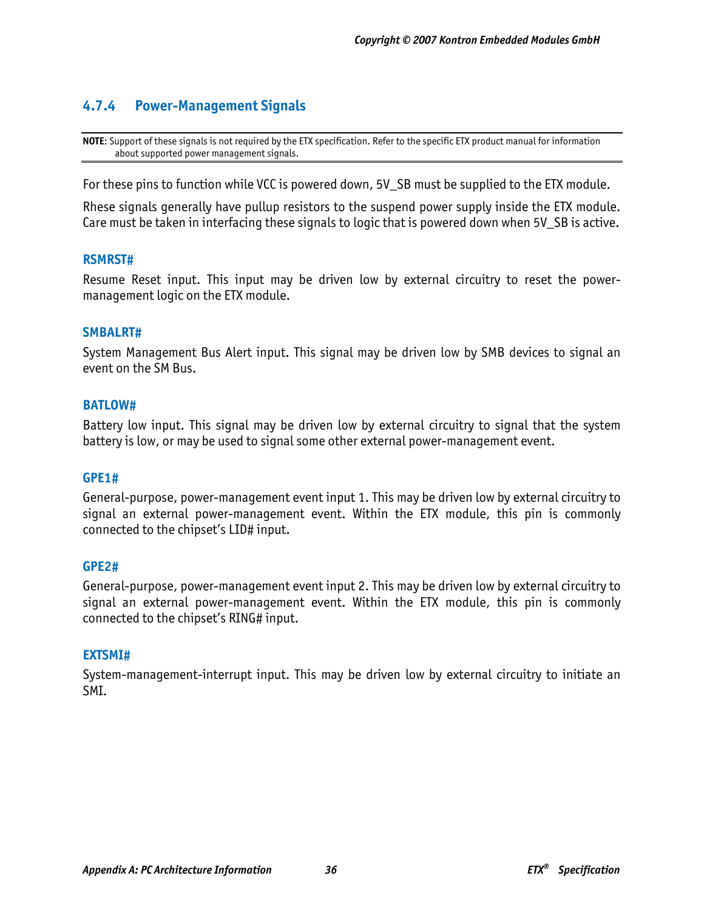### 4.7.4 Power-Management Signals

**NOTE**: Support of these signals is not required by the ETX specification. Refer to the specific ETX product manual for information about supported power management signals.

For these pins to function while VCC is powered down, 5V_SB must be supplied to the ETX module.

Rhese signals generally have pullup resistors to the suspend power supply inside the ETX module. Care must be taken in interfacing these signals to logic that is powered down when 5V_SB is active.

#### RSMRST#

Resume Reset input. This input may be driven low by external circuitry to reset the power-management logic on the ETX module.

#### SMBALRT#

System Management Bus Alert input. This signal may be driven low by SMB devices to signal an event on the SM Bus.

#### BATLOW#

Battery low input. This signal may be driven low by external circuitry to signal that the system battery is low, or may be used to signal some other external power-management event.

#### GPE1#

General-purpose, power-management event input 1. This may be driven low by external circuitry to signal an external power-management event. Within the ETX module, this pin is commonly connected to the chipset's LID# input.

#### GPE2#

General-purpose, power-management event input 2. This may be driven low by external circuitry to signal an external power-management event. Within the ETX module, this pin is commonly connected to the chipset's RING# input.

#### EXTSMI#

System-management-interrupt input. This may be driven low by external circuitry to initiate an SMI.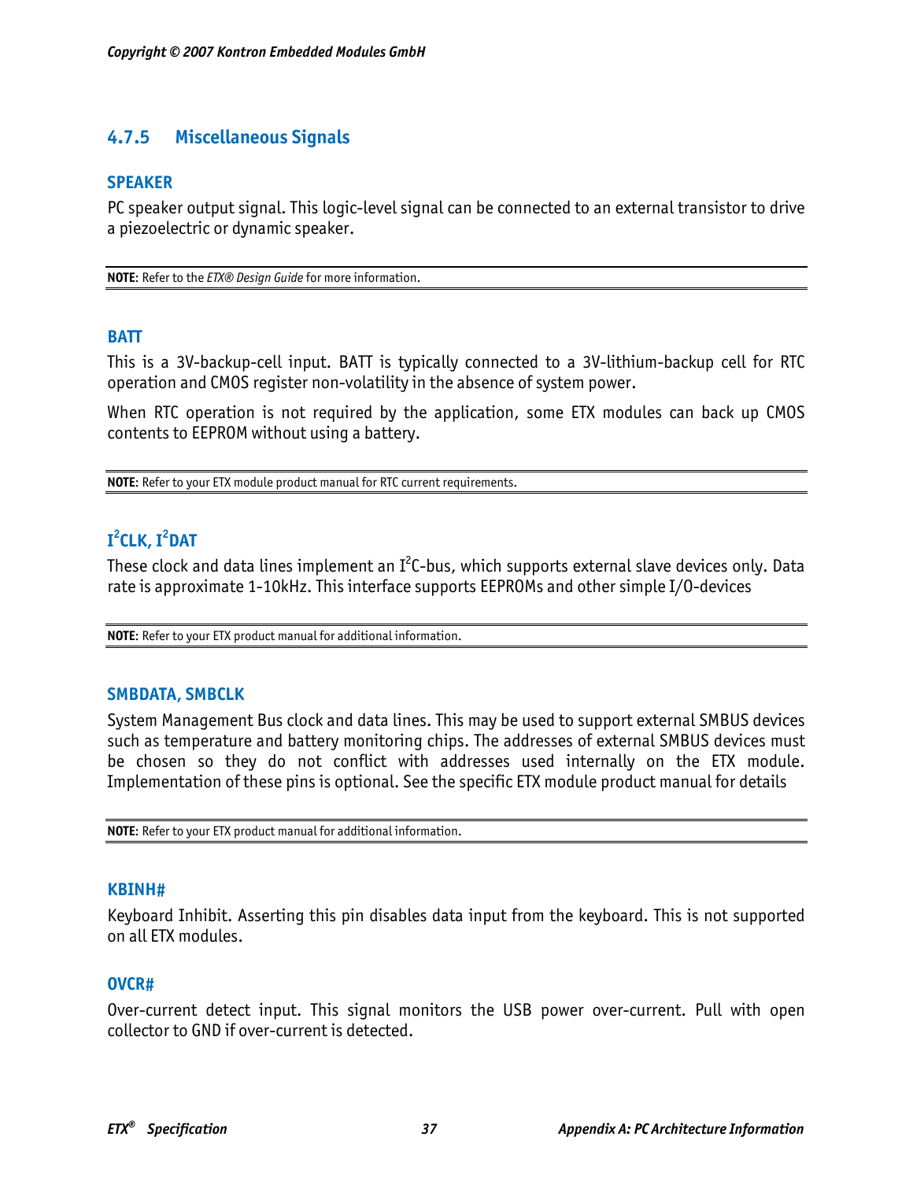### 4.7.5 Miscellaneous Signals

#### SPEAKER

PC speaker output signal. This logic-level signal can be connected to an external transistor to drive a piezoelectric or dynamic speaker.

**NOTE**: Refer to the *ETX® Design Guide* for more information.

#### BATT

This is a 3V-backup-cell input. BATT is typically connected to a 3V-lithium-backup cell for RTC operation and CMOS register non-volatility in the absence of system power.

When RTC operation is not required by the application, some ETX modules can back up CMOS contents to EEPROM without using a battery.

**NOTE**: Refer to your ETX module product manual for RTC current requirements.

#### $I^2$CLK, $I^2$DAT

These clock and data lines implement an $I^2$C-bus, which supports external slave devices only. Data rate is approximate 1-10kHz. This interface supports EEPROMs and other simple I/O-devices

**NOTE**: Refer to your ETX product manual for additional information.

#### SMBDATA, SMBCLK

System Management Bus clock and data lines. This may be used to support external SMBUS devices such as temperature and battery monitoring chips. The addresses of external SMBUS devices must be chosen so they do not conflict with addresses used internally on the ETX module. Implementation of these pins is optional. See the specific ETX module product manual for details

**NOTE**: Refer to your ETX product manual for additional information.

#### KBINH#

Keyboard Inhibit. Asserting this pin disables data input from the keyboard. This is not supported on all ETX modules.

#### OVCR#

Over-current detect input. This signal monitors the USB power over-current. Pull with open collector to GND if over-current is detected.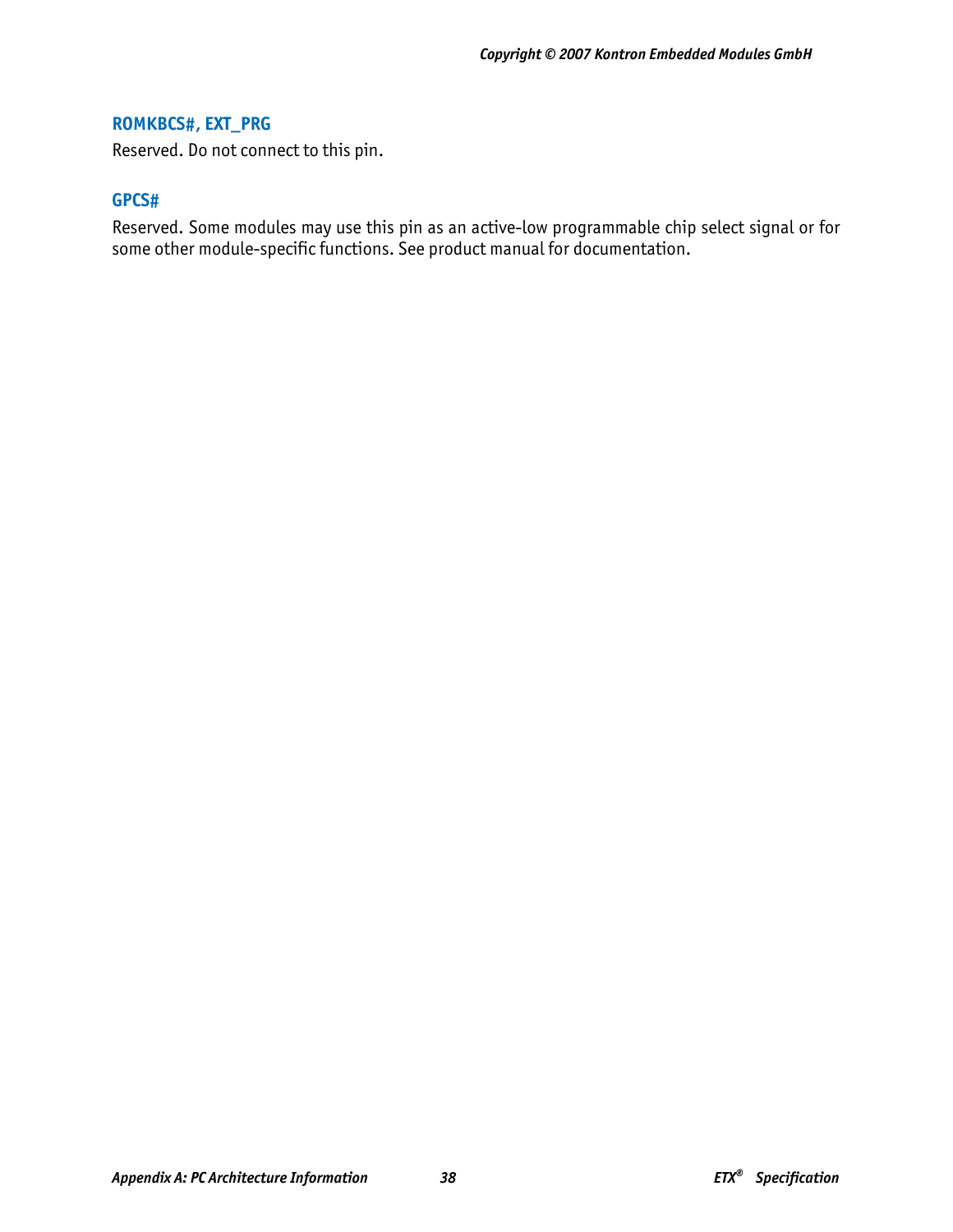### ROMKBCS#, EXT_PRG

Reserved. Do not connect to this pin.

### GPCS#

Reserved. Some modules may use this pin as an active-low programmable chip select signal or for some other module-specific functions. See product manual for documentation.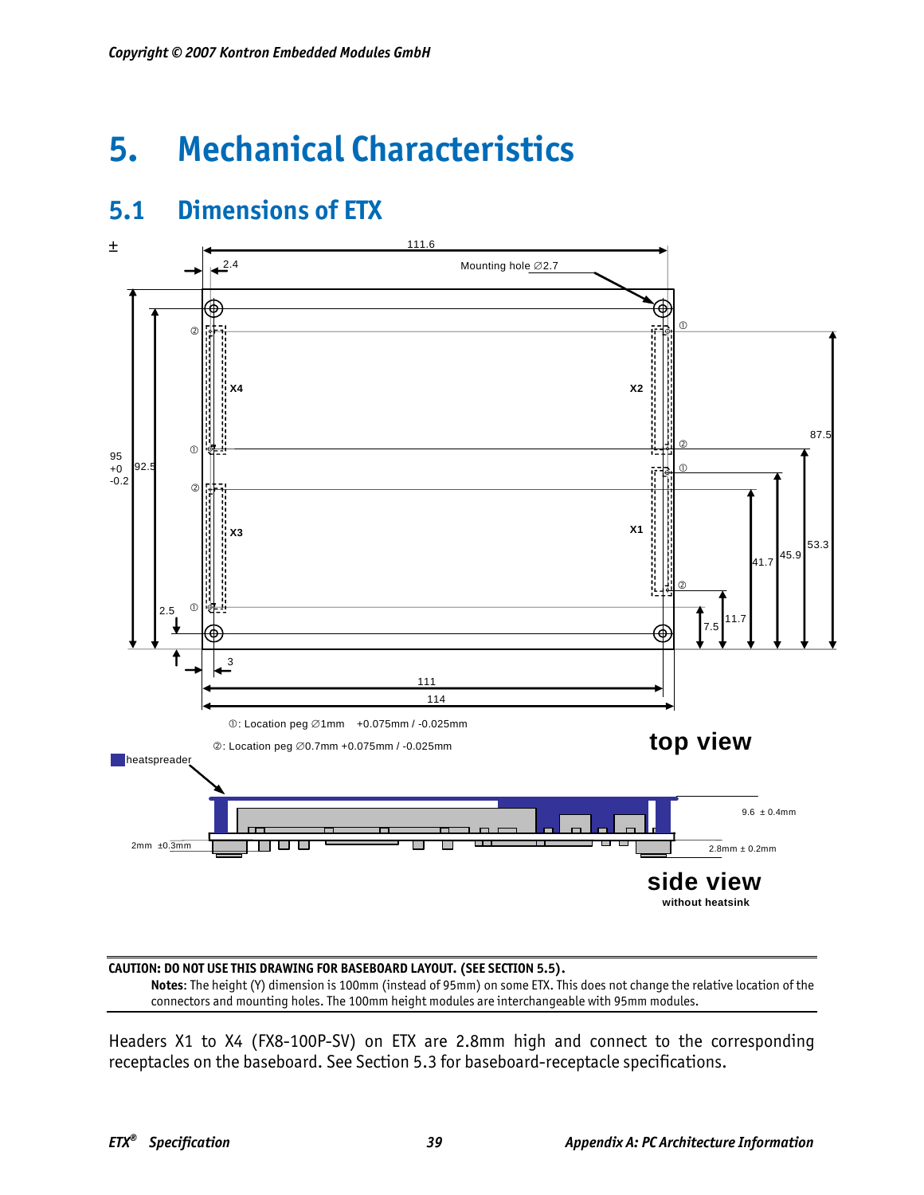# 5. Mechanical Characteristics

## 5.1 Dimensions of ETX

±

111.6

2.4

Mounting hole ∅2.7

X4

X2

X3

X1

95 +0 -0.2

92.5

87.5

53.3

45.9

41.7

11.7

7.5

2.5

3

111

114

①: Location peg ∅1mm +0.075mm / -0.025mm

②: Location peg ∅0.7mm +0.075mm / -0.025mm

**top view**

heatspreader

9.6 ± 0.4mm

2mm ±0.3mm

2.8mm ± 0.2mm

**side view**

**without heatsink**

---

**CAUTION: DO NOT USE THIS DRAWING FOR BASEBOARD LAYOUT. (SEE SECTION 5.5).**

**Notes**: The height (Y) dimension is 100mm (instead of 95mm) on some ETX. This does not change the relative location of the connectors and mounting holes. The 100mm height modules are interchangeable with 95mm modules.

---

Headers X1 to X4 (FX8-100P-SV) on ETX are 2.8mm high and connect to the corresponding receptacles on the baseboard. See Section 5.3 for baseboard-receptacle specifications.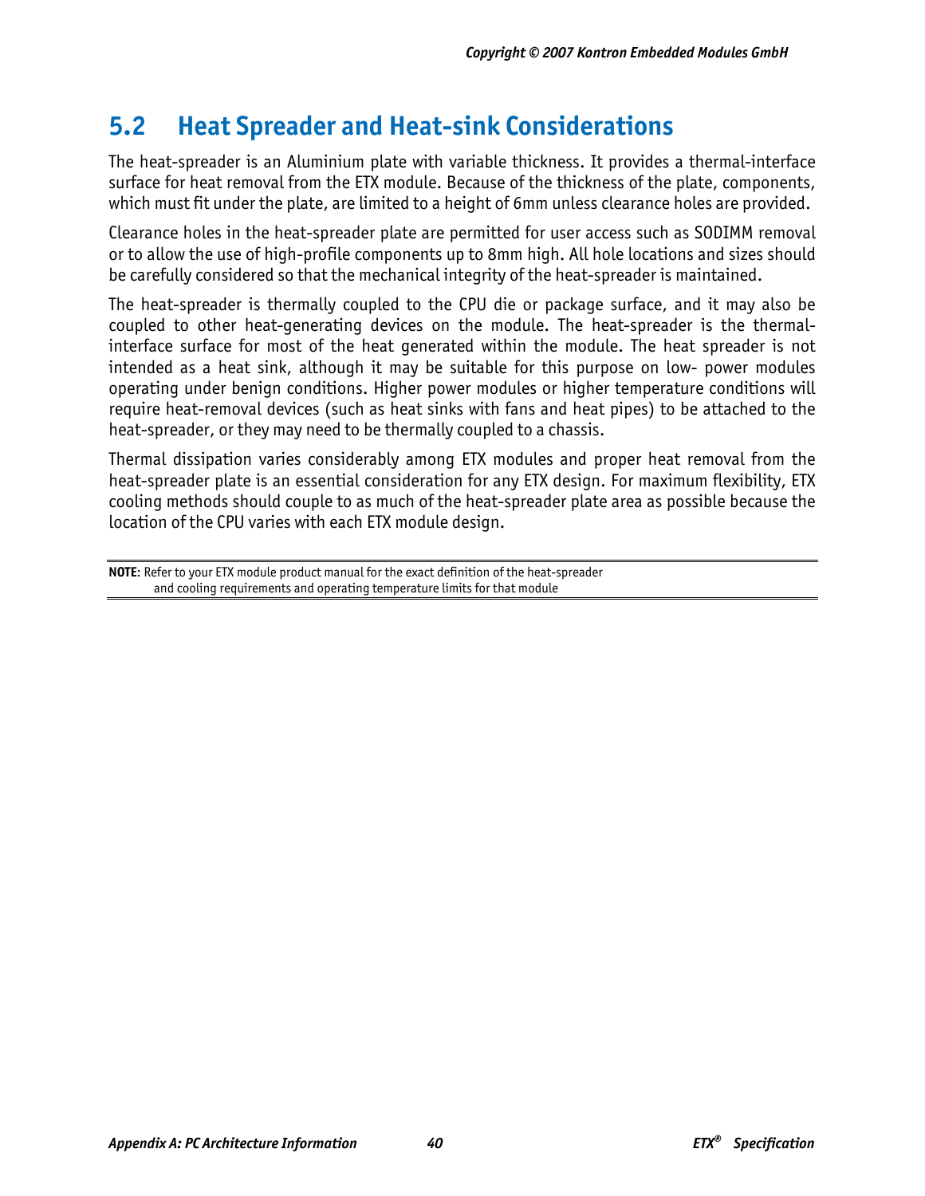## 5.2 Heat Spreader and Heat-sink Considerations

The heat-spreader is an Aluminium plate with variable thickness. It provides a thermal-interface surface for heat removal from the ETX module. Because of the thickness of the plate, components, which must fit under the plate, are limited to a height of 6mm unless clearance holes are provided.

Clearance holes in the heat-spreader plate are permitted for user access such as SODIMM removal or to allow the use of high-profile components up to 8mm high. All hole locations and sizes should be carefully considered so that the mechanical integrity of the heat-spreader is maintained.

The heat-spreader is thermally coupled to the CPU die or package surface, and it may also be coupled to other heat-generating devices on the module. The heat-spreader is the thermal-interface surface for most of the heat generated within the module. The heat spreader is not intended as a heat sink, although it may be suitable for this purpose on low- power modules operating under benign conditions. Higher power modules or higher temperature conditions will require heat-removal devices (such as heat sinks with fans and heat pipes) to be attached to the heat-spreader, or they may need to be thermally coupled to a chassis.

Thermal dissipation varies considerably among ETX modules and proper heat removal from the heat-spreader plate is an essential consideration for any ETX design. For maximum flexibility, ETX cooling methods should couple to as much of the heat-spreader plate area as possible because the location of the CPU varies with each ETX module design.

**NOTE**: Refer to your ETX module product manual for the exact definition of the heat-spreader and cooling requirements and operating temperature limits for that module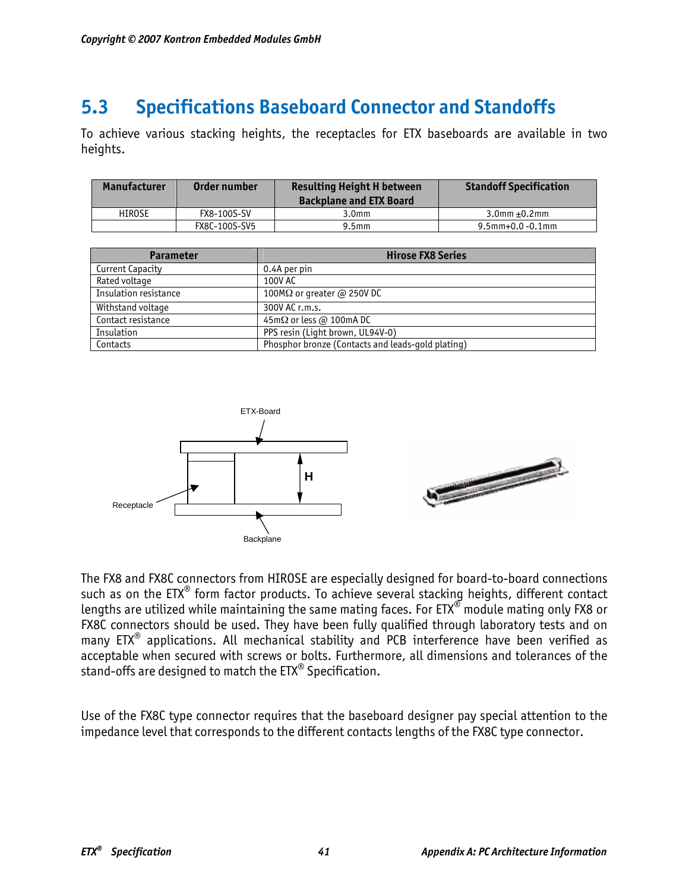## 5.3 Specifications Baseboard Connector and Standoffs

To achieve various stacking heights, the receptacles for ETX baseboards are available in two heights.

| Manufacturer | Order number | Resulting Height H between Backplane and ETX Board | Standoff Specification |
|---|---|---|---|
| HIROSE | FX8-100S-SV | 3.0mm | 3.0mm ±0.2mm |
| | FX8C-100S-SV5 | 9.5mm | 9.5mm+0.0 -0.1mm |

| Parameter | Hirose FX8 Series |
|---|---|
| Current Capacity | 0.4A per pin |
| Rated voltage | 100V AC |
| Insulation resistance | 100MΩ or greater @ 250V DC |
| Withstand voltage | 300V AC r.m.s. |
| Contact resistance | 45mΩ or less @ 100mA DC |
| Insulation | PPS resin (Light brown, UL94V-0) |
| Contacts | Phosphor bronze (Contacts and leads-gold plating) |

The FX8 and FX8C connectors from HIROSE are especially designed for board-to-board connections such as on the ETX® form factor products. To achieve several stacking heights, different contact lengths are utilized while maintaining the same mating faces. For ETX® module mating only FX8 or FX8C connectors should be used. They have been fully qualified through laboratory tests and on many ETX® applications. All mechanical stability and PCB interference have been verified as acceptable when secured with screws or bolts. Furthermore, all dimensions and tolerances of the stand-offs are designed to match the ETX® Specification.

Use of the FX8C type connector requires that the baseboard designer pay special attention to the impedance level that corresponds to the different contacts lengths of the FX8C type connector.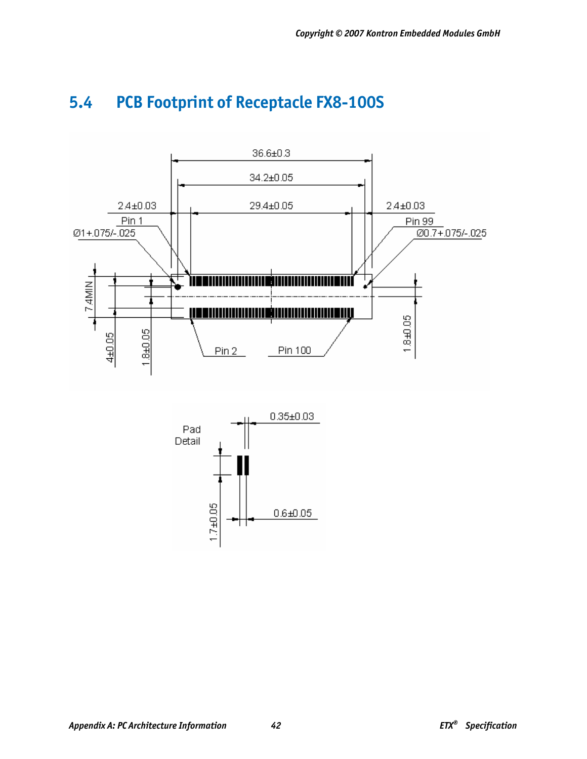## 5.4 PCB Footprint of Receptacle FX8-100S

36.6±0.3

34.2±0.05

2.4±0.03 | 29.4±0.05 | 2.4±0.03

Pin 1 | Pin 99

Ø1+.075/-.025 | Ø0.7+.075/-.025

7.4MIN | 4±0.05 | 1.8±0.05 | 1.8±0.05

Pin 2 | Pin 100

Pad Detail

0.35±0.03

1.7±0.05

0.6±0.05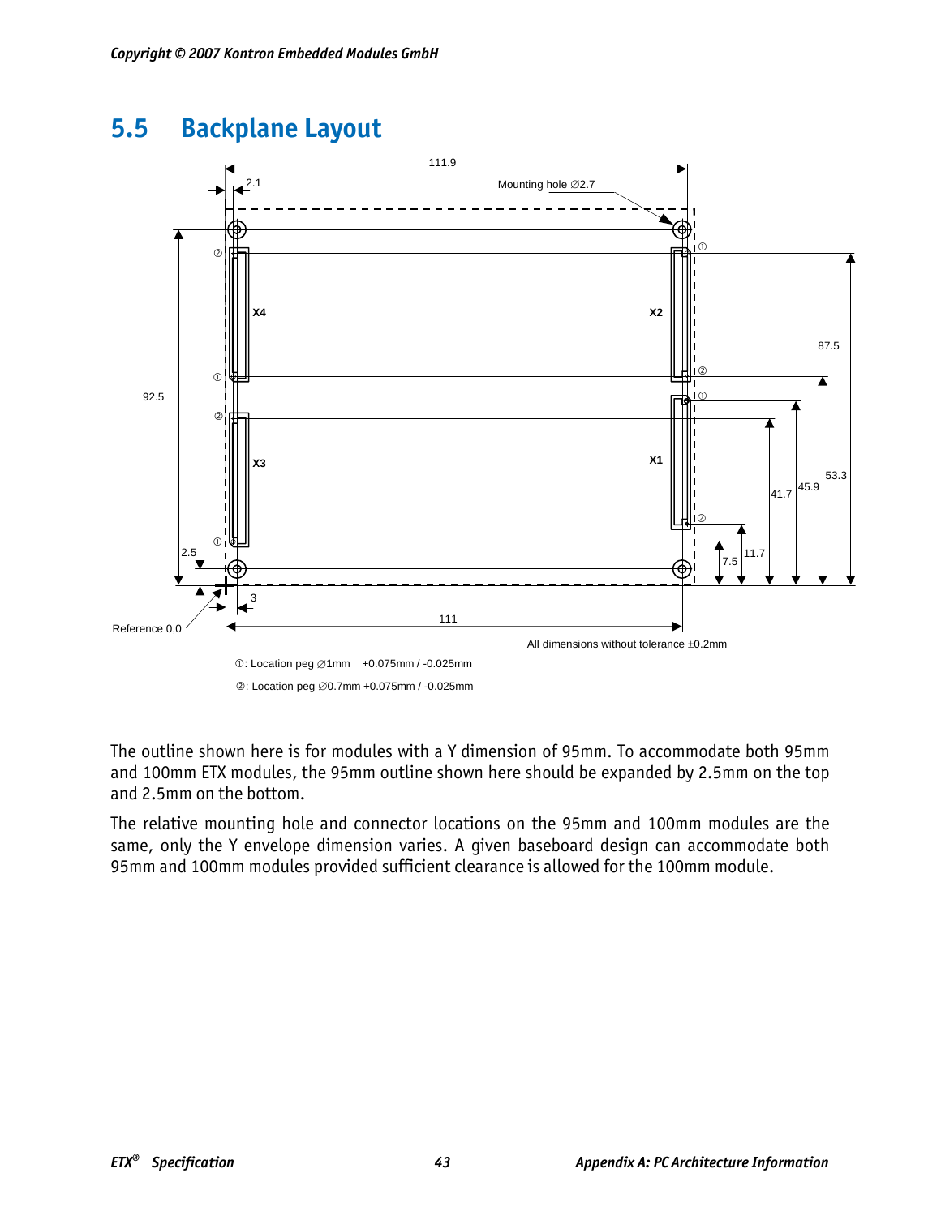## 5.5 Backplane Layout

111.9

2.1

Mounting hole ∅2.7

X4

X2

87.5

92.5

X3

X1

41.7

45.9

53.3

11.7

7.5

2.5

3

Reference 0,0

111

All dimensions without tolerance ±0.2mm

①: Location peg ∅1mm +0.075mm / -0.025mm

②: Location peg ∅0.7mm +0.075mm / -0.025mm

The outline shown here is for modules with a Y dimension of 95mm. To accommodate both 95mm and 100mm ETX modules, the 95mm outline shown here should be expanded by 2.5mm on the top and 2.5mm on the bottom.

The relative mounting hole and connector locations on the 95mm and 100mm modules are the same, only the Y envelope dimension varies. A given baseboard design can accommodate both 95mm and 100mm modules provided sufficient clearance is allowed for the 100mm module.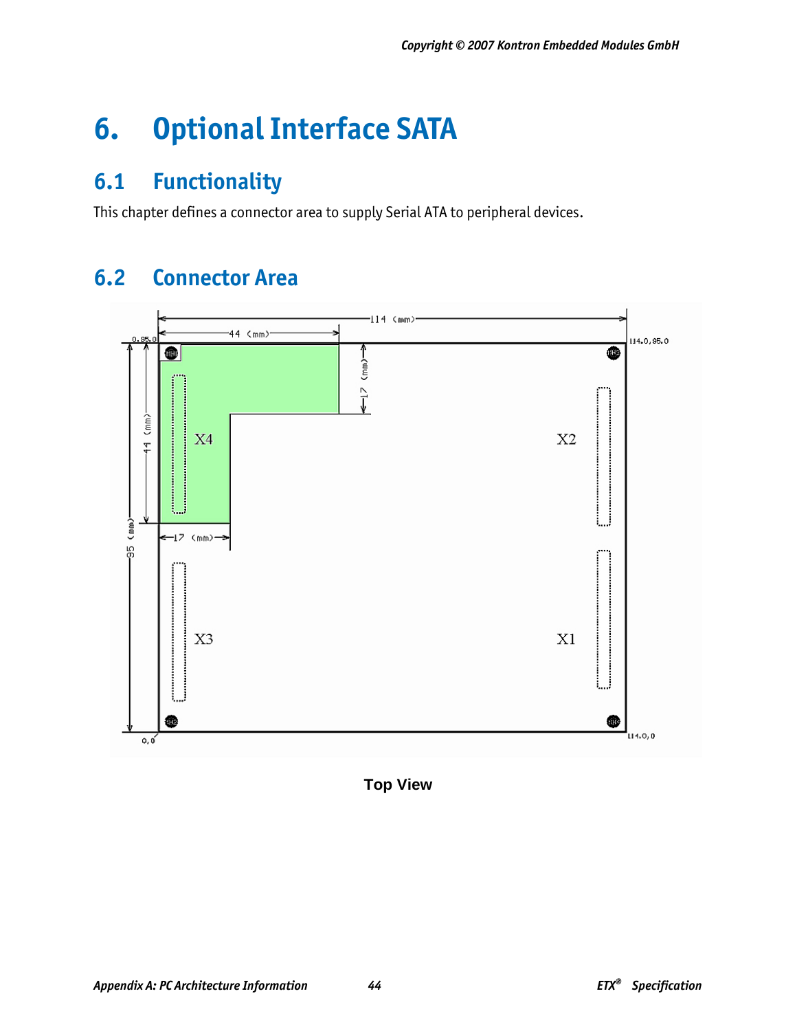# 6. Optional Interface SATA

## 6.1 Functionality

This chapter defines a connector area to supply Serial ATA to peripheral devices.

## 6.2 Connector Area

**Top View**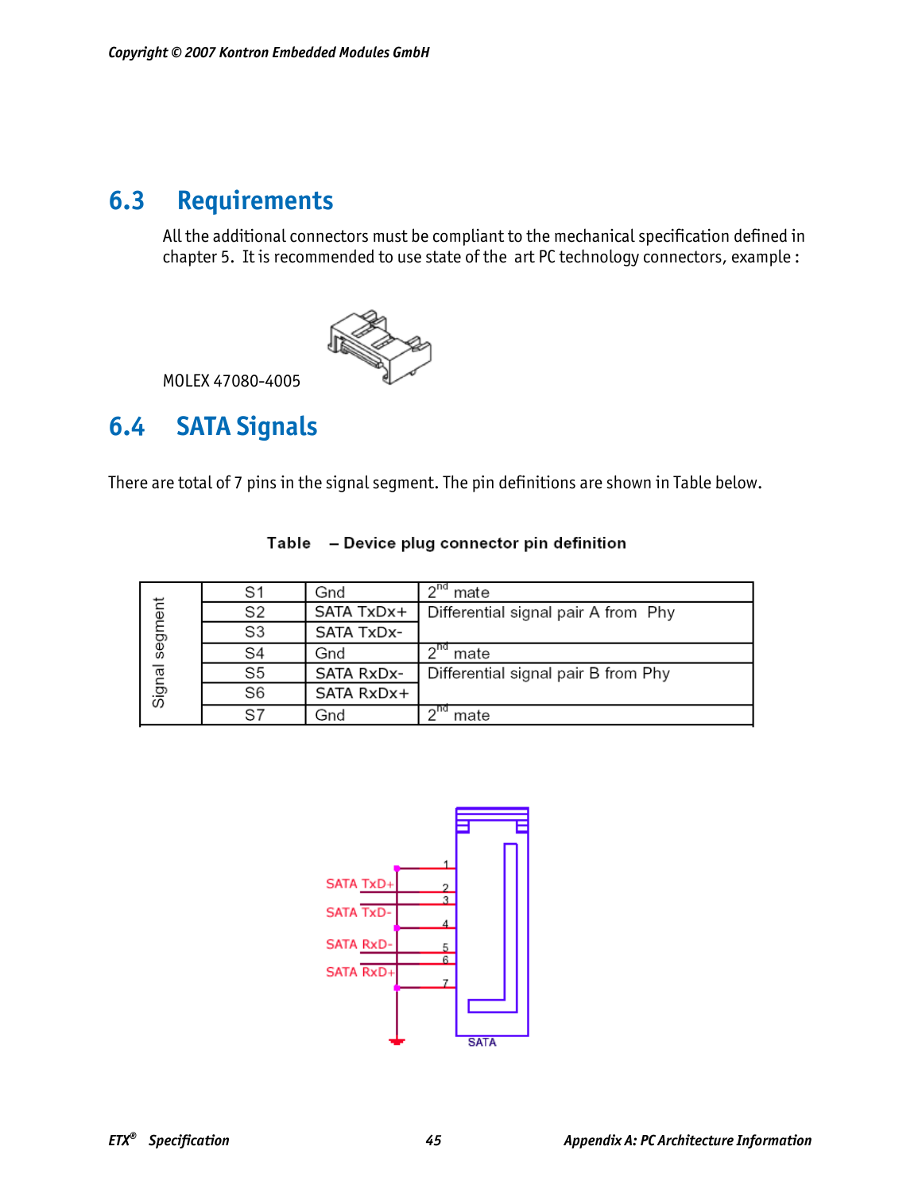## 6.3 Requirements

All the additional connectors must be compliant to the mechanical specification defined in chapter 5. It is recommended to use state of the art PC technology connectors, example :

MOLEX 47080-4005

## 6.4 SATA Signals

There are total of 7 pins in the signal segment. The pin definitions are shown in Table below.

**Table – Device plug connector pin definition**

| | Pin | Signal | Description |
|---|---|---|---|
| Signal segment | S1 | Gnd | 2nd mate |
| | S2 | SATA TxDx+ | Differential signal pair A from Phy |
| | S3 | SATA TxDx- | |
| | S4 | Gnd | 2nd mate |
| | S5 | SATA RxDx- | Differential signal pair B from Phy |
| | S6 | SATA RxDx+ | |
| | S7 | Gnd | 2nd mate |

SATA TxD+
SATA TxD-
SATA RxD-
SATA RxD+
1 2 3 4 5 6 7
SATA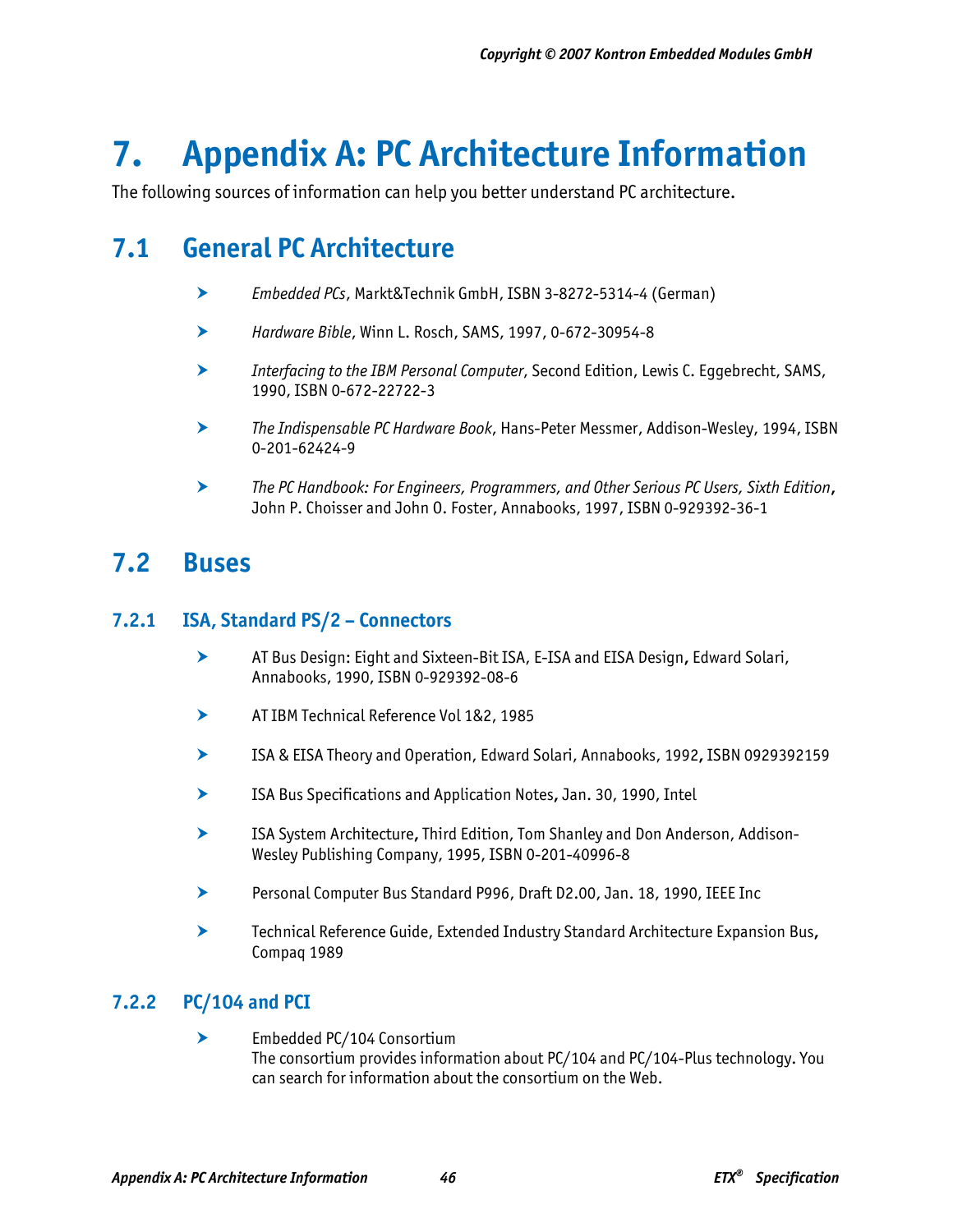# 7. Appendix A: PC Architecture Information

The following sources of information can help you better understand PC architecture.

## 7.1 General PC Architecture

- *Embedded PCs*, Markt&Technik GmbH, ISBN 3-8272-5314-4 (German)
- *Hardware Bible*, Winn L. Rosch, SAMS, 1997, 0-672-30954-8
- *Interfacing to the IBM Personal Computer*, Second Edition, Lewis C. Eggebrecht, SAMS, 1990, ISBN 0-672-22722-3
- *The Indispensable PC Hardware Book*, Hans-Peter Messmer, Addison-Wesley, 1994, ISBN 0-201-62424-9
- *The PC Handbook: For Engineers, Programmers, and Other Serious PC Users, Sixth Edition*, John P. Choisser and John O. Foster, Annabooks, 1997, ISBN 0-929392-36-1

## 7.2 Buses

### 7.2.1 ISA, Standard PS/2 – Connectors

- AT Bus Design: Eight and Sixteen-Bit ISA, E-ISA and EISA Design, Edward Solari, Annabooks, 1990, ISBN 0-929392-08-6
- AT IBM Technical Reference Vol 1&2, 1985
- ISA & EISA Theory and Operation, Edward Solari, Annabooks, 1992, ISBN 0929392159
- ISA Bus Specifications and Application Notes, Jan. 30, 1990, Intel
- ISA System Architecture, Third Edition, Tom Shanley and Don Anderson, Addison-Wesley Publishing Company, 1995, ISBN 0-201-40996-8
- Personal Computer Bus Standard P996, Draft D2.00, Jan. 18, 1990, IEEE Inc
- Technical Reference Guide, Extended Industry Standard Architecture Expansion Bus, Compaq 1989

### 7.2.2 PC/104 and PCI

- Embedded PC/104 Consortium
  The consortium provides information about PC/104 and PC/104-Plus technology. You can search for information about the consortium on the Web.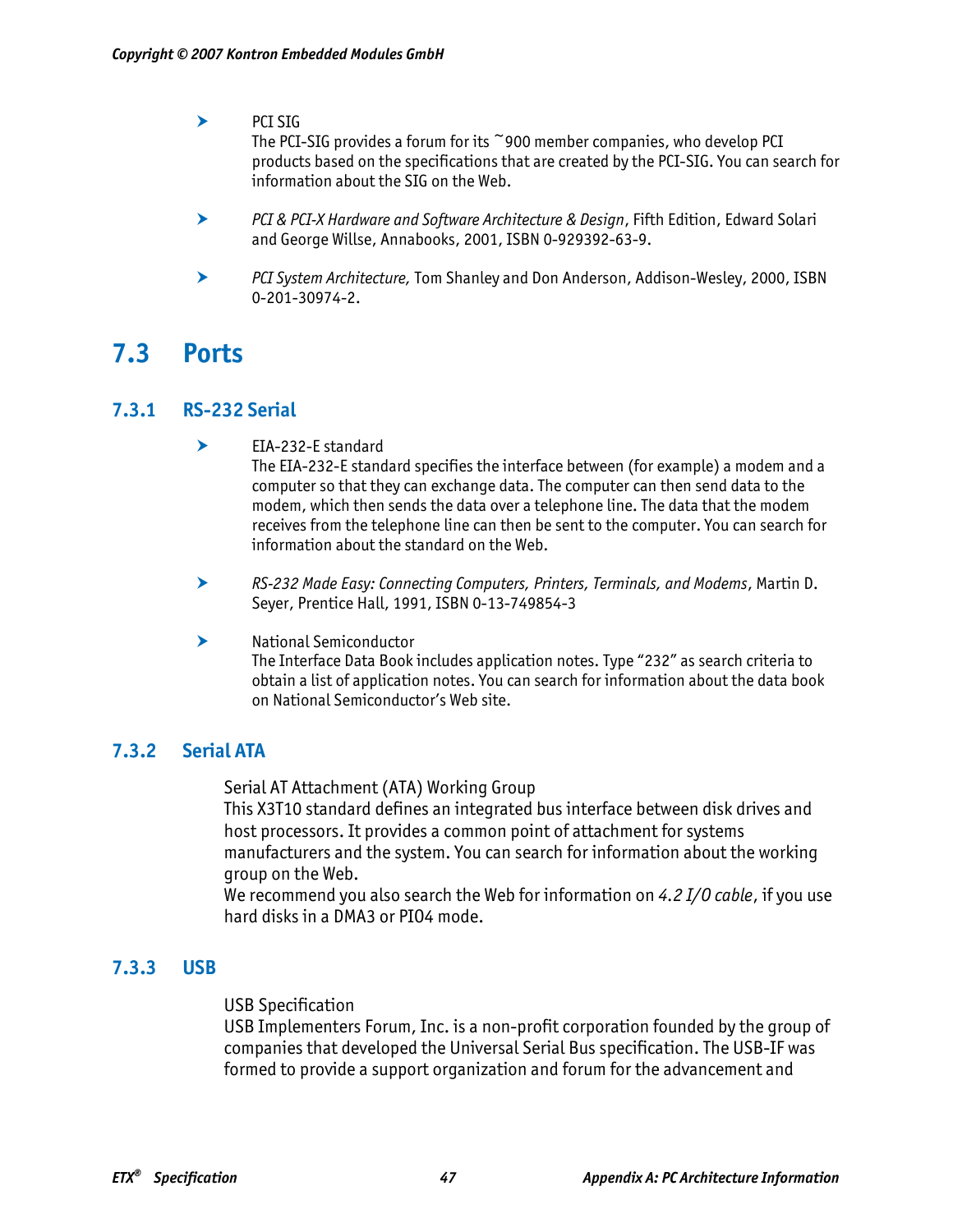- PCI SIG
  The PCI-SIG provides a forum for its ~900 member companies, who develop PCI products based on the specifications that are created by the PCI-SIG. You can search for information about the SIG on the Web.

- *PCI & PCI-X Hardware and Software Architecture & Design*, Fifth Edition, Edward Solari and George Willse, Annabooks, 2001, ISBN 0-929392-63-9.

- *PCI System Architecture,* Tom Shanley and Don Anderson, Addison-Wesley, 2000, ISBN 0-201-30974-2.

## 7.3 Ports

### 7.3.1 RS-232 Serial

- EIA-232-E standard
  The EIA-232-E standard specifies the interface between (for example) a modem and a computer so that they can exchange data. The computer can then send data to the modem, which then sends the data over a telephone line. The data that the modem receives from the telephone line can then be sent to the computer. You can search for information about the standard on the Web.

- *RS-232 Made Easy: Connecting Computers, Printers, Terminals, and Modems*, Martin D. Seyer, Prentice Hall, 1991, ISBN 0-13-749854-3

- National Semiconductor
  The Interface Data Book includes application notes. Type "232" as search criteria to obtain a list of application notes. You can search for information about the data book on National Semiconductor's Web site.

### 7.3.2 Serial ATA

Serial AT Attachment (ATA) Working Group
This X3T10 standard defines an integrated bus interface between disk drives and host processors. It provides a common point of attachment for systems manufacturers and the system. You can search for information about the working group on the Web.
We recommend you also search the Web for information on *4.2 I/O cable*, if you use hard disks in a DMA3 or PIO4 mode.

### 7.3.3 USB

USB Specification
USB Implementers Forum, Inc. is a non-profit corporation founded by the group of companies that developed the Universal Serial Bus specification. The USB-IF was formed to provide a support organization and forum for the advancement and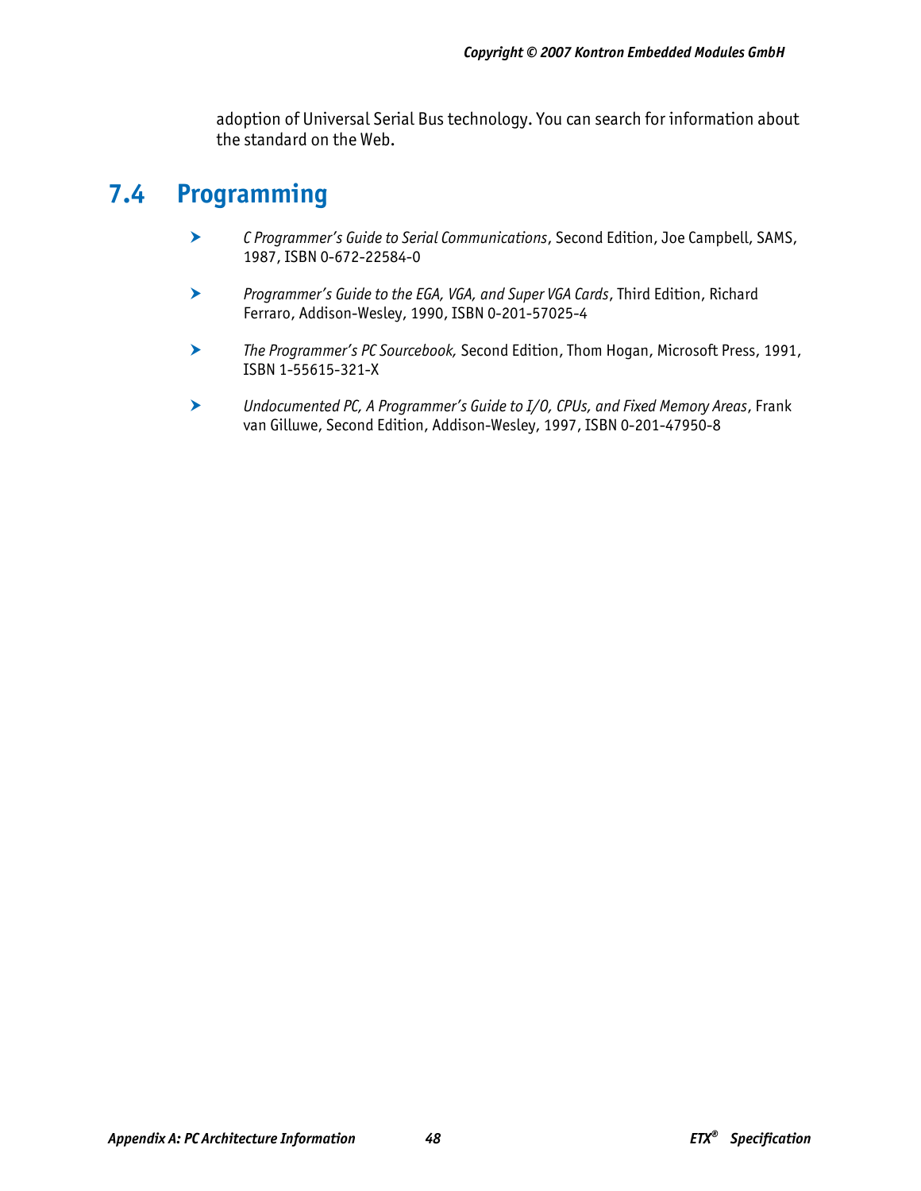adoption of Universal Serial Bus technology. You can search for information about the standard on the Web.

## 7.4 Programming

- *C Programmer's Guide to Serial Communications*, Second Edition, Joe Campbell, SAMS, 1987, ISBN 0-672-22584-0
- *Programmer's Guide to the EGA, VGA, and Super VGA Cards*, Third Edition, Richard Ferraro, Addison-Wesley, 1990, ISBN 0-201-57025-4
- *The Programmer's PC Sourcebook,* Second Edition, Thom Hogan, Microsoft Press, 1991, ISBN 1-55615-321-X
- *Undocumented PC, A Programmer's Guide to I/O, CPUs, and Fixed Memory Areas*, Frank van Gilluwe, Second Edition, Addison-Wesley, 1997, ISBN 0-201-47950-8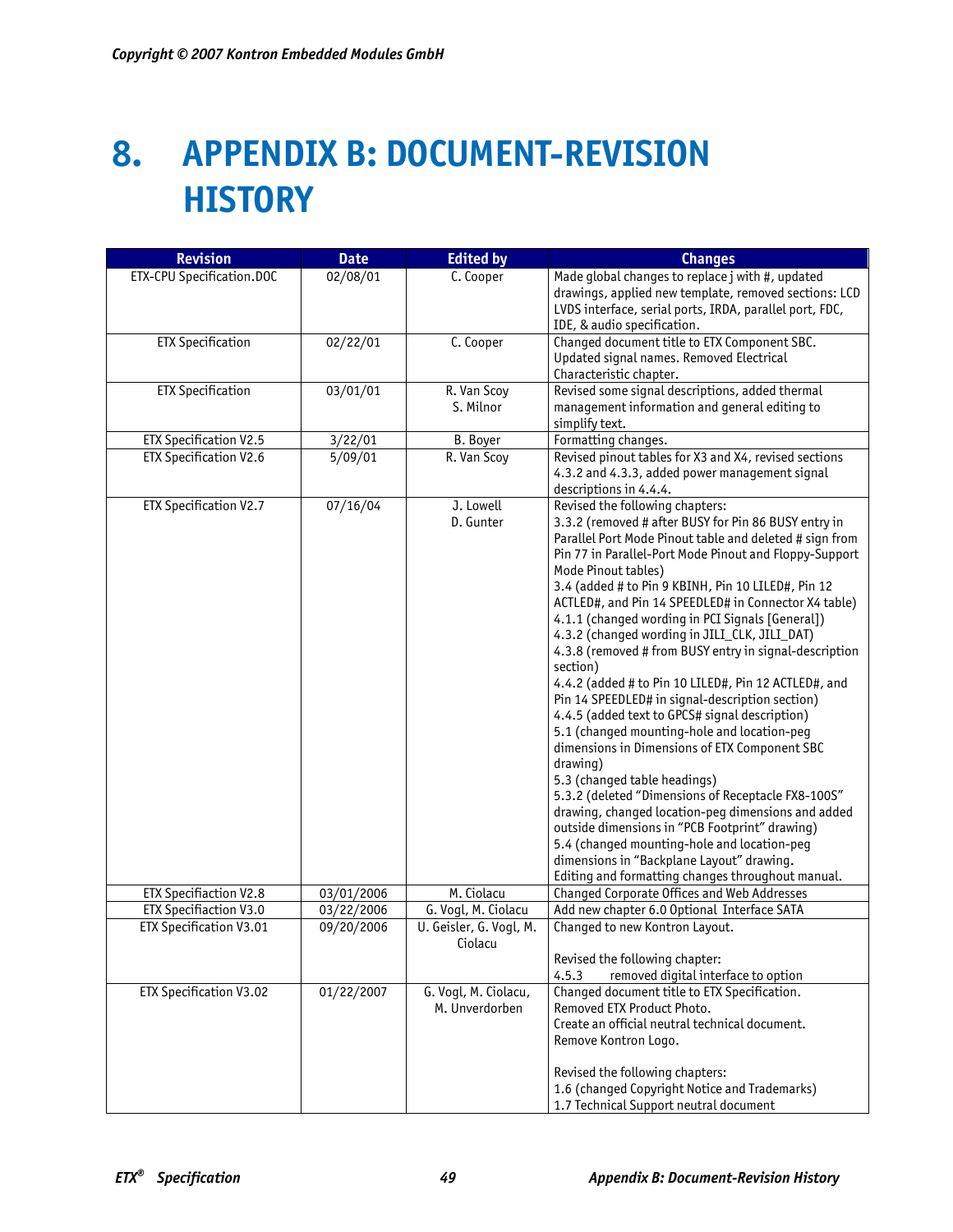# 8. APPENDIX B: DOCUMENT-REVISION HISTORY

| Revision | Date | Edited by | Changes |
|---|---|---|---|
| ETX-CPU Specification.DOC | 02/08/01 | C. Cooper | Made global changes to replace j with #, updated drawings, applied new template, removed sections: LCD LVDS interface, serial ports, IRDA, parallel port, FDC, IDE, & audio specification. |
| ETX Specification | 02/22/01 | C. Cooper | Changed document title to ETX Component SBC. Updated signal names. Removed Electrical Characteristic chapter. |
| ETX Specification | 03/01/01 | R. Van Scoy<br>S. Milnor | Revised some signal descriptions, added thermal management information and general editing to simplify text. |
| ETX Specification V2.5 | 3/22/01 | B. Boyer | Formatting changes. |
| ETX Specification V2.6 | 5/09/01 | R. Van Scoy | Revised pinout tables for X3 and X4, revised sections 4.3.2 and 4.3.3, added power management signal descriptions in 4.4.4. |
| ETX Specification V2.7 | 07/16/04 | J. Lowell<br>D. Gunter | Revised the following chapters:<br>3.3.2 (removed # after BUSY for Pin 86 BUSY entry in Parallel Port Mode Pinout table and deleted # sign from Pin 77 in Parallel-Port Mode Pinout and Floppy-Support Mode Pinout tables)<br>3.4 (added # to Pin 9 KBINH, Pin 10 LILED#, Pin 12 ACTLED#, and Pin 14 SPEEDLED# in Connector X4 table)<br>4.1.1 (changed wording in PCI Signals [General])<br>4.3.2 (changed wording in JILI_CLK, JILI_DAT)<br>4.3.8 (removed # from BUSY entry in signal-description section)<br>4.4.2 (added # to Pin 10 LILED#, Pin 12 ACTLED#, and Pin 14 SPEEDLED# in signal-description section)<br>4.4.5 (added text to GPCS# signal description)<br>5.1 (changed mounting-hole and location-peg dimensions in Dimensions of ETX Component SBC drawing)<br>5.3 (changed table headings)<br>5.3.2 (deleted "Dimensions of Receptacle FX8-100S" drawing, changed location-peg dimensions and added outside dimensions in "PCB Footprint" drawing)<br>5.4 (changed mounting-hole and location-peg dimensions in "Backplane Layout" drawing.<br>Editing and formatting changes throughout manual. |
| ETX Specifiaction V2.8 | 03/01/2006 | M. Ciolacu | Changed Corporate Offices and Web Addresses |
| ETX Specifiaction V3.0 | 03/22/2006 | G. Vogl, M. Ciolacu | Add new chapter 6.0 Optional Interface SATA |
| ETX Specification V3.01 | 09/20/2006 | U. Geisler, G. Vogl, M. Ciolacu | Changed to new Kontron Layout.<br><br>Revised the following chapter:<br>4.5.3 removed digital interface to option |
| ETX Specification V3.02 | 01/22/2007 | G. Vogl, M. Ciolacu, M. Unverdorben | Changed document title to ETX Specification.<br>Removed ETX Product Photo.<br>Create an official neutral technical document.<br>Remove Kontron Logo.<br><br>Revised the following chapters:<br>1.6 (changed Copyright Notice and Trademarks)<br>1.7 Technical Support neutral document |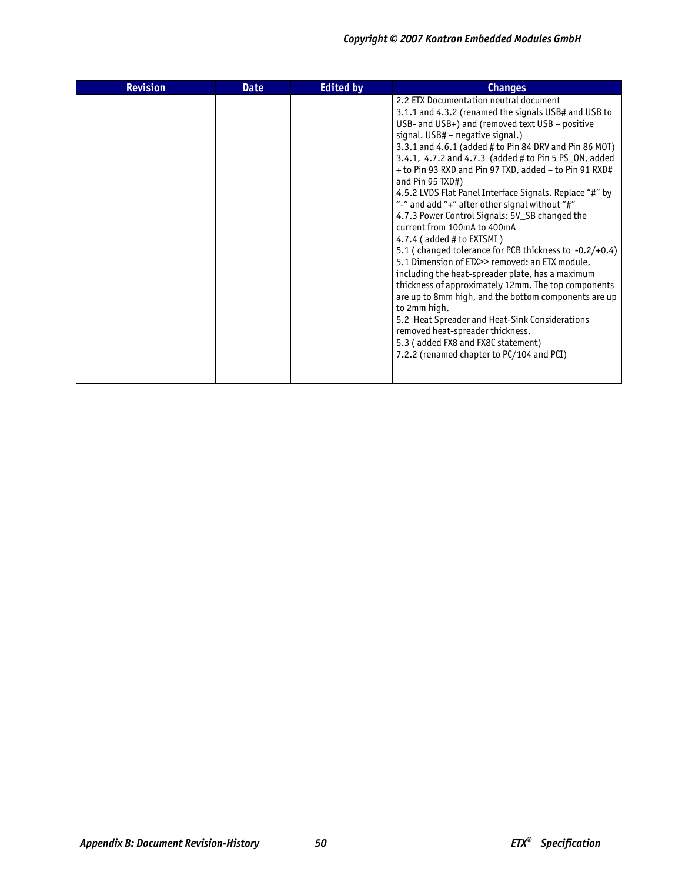| Revision | Date | Edited by | Changes |
|---|---|---|---|
| | | | 2.2 ETX Documentation neutral document<br>3.1.1 and 4.3.2 (renamed the signals USB# and USB to USB- and USB+) and (removed text USB – positive signal. USB# – negative signal.)<br>3.3.1 and 4.6.1 (added # to Pin 84 DRV and Pin 86 MOT)<br>3.4.1, 4.7.2 and 4.7.3 (added # to Pin 5 PS_ON, added + to Pin 93 RXD and Pin 97 TXD, added – to Pin 91 RXD# and Pin 95 TXD#)<br>4.5.2 LVDS Flat Panel Interface Signals. Replace "#" by "-" and add "+" after other signal without "#"<br>4.7.3 Power Control Signals: 5V_SB changed the current from 100mA to 400mA<br>4.7.4 ( added # to EXTSMI )<br>5.1 ( changed tolerance for PCB thickness to -0.2/+0.4)<br>5.1 Dimension of ETX>> removed: an ETX module, including the heat-spreader plate, has a maximum thickness of approximately 12mm. The top components are up to 8mm high, and the bottom components are up to 2mm high.<br>5.2 Heat Spreader and Heat-Sink Considerations removed heat-spreader thickness.<br>5.3 ( added FX8 and FX8C statement)<br>7.2.2 (renamed chapter to PC/104 and PCI) |
| | | | |